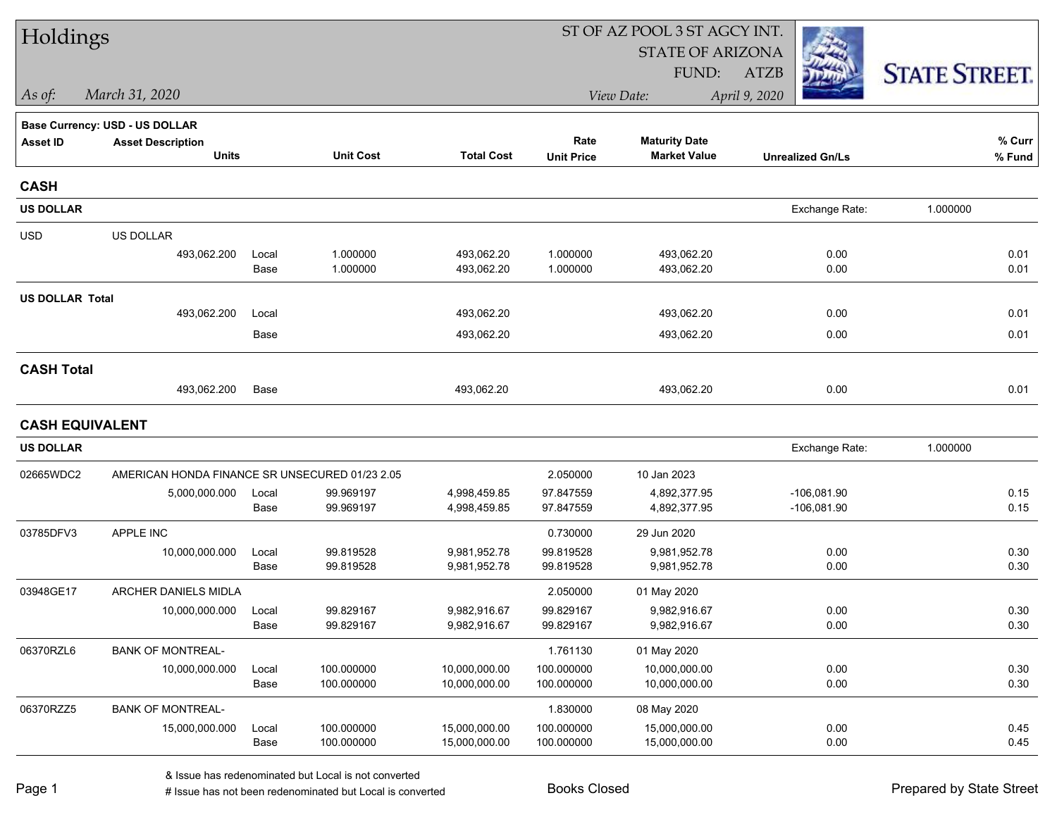# Holdings

ST OF AZ POOL 3 ST AGCY INT.
STATE OF ARIZONA
FUND: ATZB

*As of:* *March 31, 2020*

*View Date:* *April 9, 2020*

STATE STREET.

**Base Currency: USD - US DOLLAR**

| Asset ID | Asset Description / Units | | Unit Cost | Total Cost | Rate / Unit Price | Maturity Date / Market Value | Unrealized Gn/Ls | % Curr / % Fund |
|---|---|---|---|---|---|---|---|---|
| **CASH** | | | | | | | | |
| **US DOLLAR** | | | | | | | Exchange Rate: 1.000000 | |
| USD | US DOLLAR | | | | | | | |
| | 493,062.200 | Local | 1.000000 | 493,062.20 | 1.000000 | 493,062.20 | 0.00 | 0.01 |
| | | Base | 1.000000 | 493,062.20 | 1.000000 | 493,062.20 | 0.00 | 0.01 |
| **US DOLLAR Total** | | | | | | | | |
| | 493,062.200 | Local | | 493,062.20 | | 493,062.20 | 0.00 | 0.01 |
| | | Base | | 493,062.20 | | 493,062.20 | 0.00 | 0.01 |
| **CASH Total** | | | | | | | | |
| | 493,062.200 | Base | | 493,062.20 | | 493,062.20 | 0.00 | 0.01 |
| **CASH EQUIVALENT** | | | | | | | | |
| **US DOLLAR** | | | | | | | Exchange Rate: 1.000000 | |
| 02665WDC2 | AMERICAN HONDA FINANCE SR UNSECURED 01/23 2.05 | | | | 2.050000 | 10 Jan 2023 | | |
| | 5,000,000.000 | Local | 99.969197 | 4,998,459.85 | 97.847559 | 4,892,377.95 | -106,081.90 | 0.15 |
| | | Base | 99.969197 | 4,998,459.85 | 97.847559 | 4,892,377.95 | -106,081.90 | 0.15 |
| 03785DFV3 | APPLE INC | | | | 0.730000 | 29 Jun 2020 | | |
| | 10,000,000.000 | Local | 99.819528 | 9,981,952.78 | 99.819528 | 9,981,952.78 | 0.00 | 0.30 |
| | | Base | 99.819528 | 9,981,952.78 | 99.819528 | 9,981,952.78 | 0.00 | 0.30 |
| 03948GE17 | ARCHER DANIELS MIDLA | | | | 2.050000 | 01 May 2020 | | |
| | 10,000,000.000 | Local | 99.829167 | 9,982,916.67 | 99.829167 | 9,982,916.67 | 0.00 | 0.30 |
| | | Base | 99.829167 | 9,982,916.67 | 99.829167 | 9,982,916.67 | 0.00 | 0.30 |
| 06370RZL6 | BANK OF MONTREAL- | | | | 1.761130 | 01 May 2020 | | |
| | 10,000,000.000 | Local | 100.000000 | 10,000,000.00 | 100.000000 | 10,000,000.00 | 0.00 | 0.30 |
| | | Base | 100.000000 | 10,000,000.00 | 100.000000 | 10,000,000.00 | 0.00 | 0.30 |
| 06370RZZ5 | BANK OF MONTREAL- | | | | 1.830000 | 08 May 2020 | | |
| | 15,000,000.000 | Local | 100.000000 | 15,000,000.00 | 100.000000 | 15,000,000.00 | 0.00 | 0.45 |
| | | Base | 100.000000 | 15,000,000.00 | 100.000000 | 15,000,000.00 | 0.00 | 0.45 |

& Issue has redenominated but Local is not converted
# Issue has not been redenominated but Local is converted

Books Closed

Prepared by State Street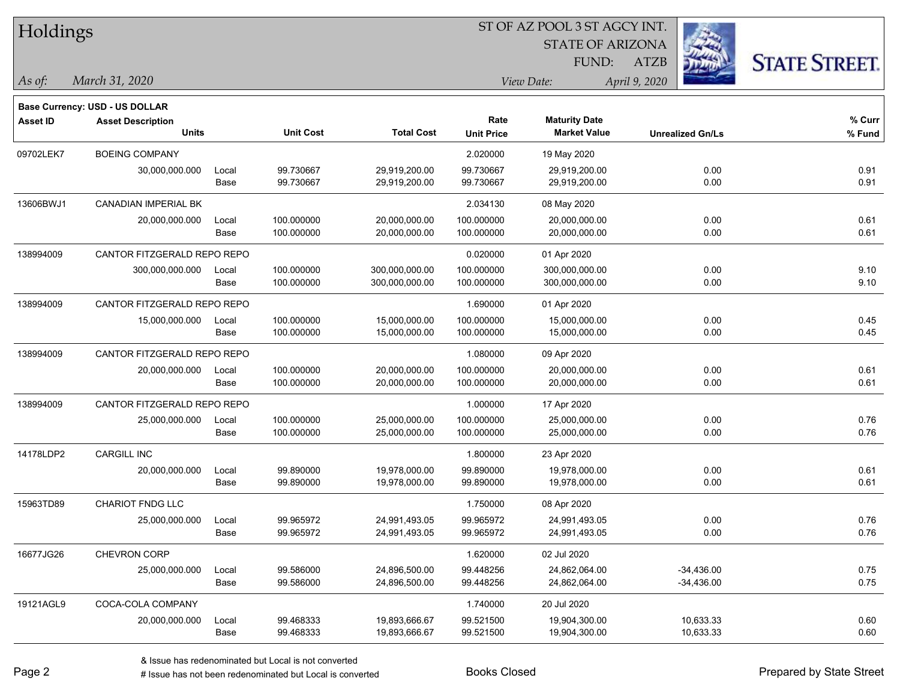# Holdings

ST OF AZ POOL 3 ST AGCY INT.
STATE OF ARIZONA
FUND: ATZB

*As of: March 31, 2020*

*View Date: April 9, 2020*

**Base Currency: USD - US DOLLAR**

| Asset ID | Asset Description / Units | | Unit Cost | Total Cost | Rate / Unit Price | Maturity Date / Market Value | Unrealized Gn/Ls | % Curr / % Fund |
|---|---|---|---|---|---|---|---|---|
| 09702LEK7 | BOEING COMPANY | | | | 2.020000 | 19 May 2020 | | |
| | 30,000,000.000 | Local | 99.730667 | 29,919,200.00 | 99.730667 | 29,919,200.00 | 0.00 | 0.91 |
| | | Base | 99.730667 | 29,919,200.00 | 99.730667 | 29,919,200.00 | 0.00 | 0.91 |
| 13606BWJ1 | CANADIAN IMPERIAL BK | | | | 2.034130 | 08 May 2020 | | |
| | 20,000,000.000 | Local | 100.000000 | 20,000,000.00 | 100.000000 | 20,000,000.00 | 0.00 | 0.61 |
| | | Base | 100.000000 | 20,000,000.00 | 100.000000 | 20,000,000.00 | 0.00 | 0.61 |
| 138994009 | CANTOR FITZGERALD REPO REPO | | | | 0.020000 | 01 Apr 2020 | | |
| | 300,000,000.000 | Local | 100.000000 | 300,000,000.00 | 100.000000 | 300,000,000.00 | 0.00 | 9.10 |
| | | Base | 100.000000 | 300,000,000.00 | 100.000000 | 300,000,000.00 | 0.00 | 9.10 |
| 138994009 | CANTOR FITZGERALD REPO REPO | | | | 1.690000 | 01 Apr 2020 | | |
| | 15,000,000.000 | Local | 100.000000 | 15,000,000.00 | 100.000000 | 15,000,000.00 | 0.00 | 0.45 |
| | | Base | 100.000000 | 15,000,000.00 | 100.000000 | 15,000,000.00 | 0.00 | 0.45 |
| 138994009 | CANTOR FITZGERALD REPO REPO | | | | 1.080000 | 09 Apr 2020 | | |
| | 20,000,000.000 | Local | 100.000000 | 20,000,000.00 | 100.000000 | 20,000,000.00 | 0.00 | 0.61 |
| | | Base | 100.000000 | 20,000,000.00 | 100.000000 | 20,000,000.00 | 0.00 | 0.61 |
| 138994009 | CANTOR FITZGERALD REPO REPO | | | | 1.000000 | 17 Apr 2020 | | |
| | 25,000,000.000 | Local | 100.000000 | 25,000,000.00 | 100.000000 | 25,000,000.00 | 0.00 | 0.76 |
| | | Base | 100.000000 | 25,000,000.00 | 100.000000 | 25,000,000.00 | 0.00 | 0.76 |
| 14178LDP2 | CARGILL INC | | | | 1.800000 | 23 Apr 2020 | | |
| | 20,000,000.000 | Local | 99.890000 | 19,978,000.00 | 99.890000 | 19,978,000.00 | 0.00 | 0.61 |
| | | Base | 99.890000 | 19,978,000.00 | 99.890000 | 19,978,000.00 | 0.00 | 0.61 |
| 15963TD89 | CHARIOT FNDG LLC | | | | 1.750000 | 08 Apr 2020 | | |
| | 25,000,000.000 | Local | 99.965972 | 24,991,493.05 | 99.965972 | 24,991,493.05 | 0.00 | 0.76 |
| | | Base | 99.965972 | 24,991,493.05 | 99.965972 | 24,991,493.05 | 0.00 | 0.76 |
| 16677JG26 | CHEVRON CORP | | | | 1.620000 | 02 Jul 2020 | | |
| | 25,000,000.000 | Local | 99.586000 | 24,896,500.00 | 99.448256 | 24,862,064.00 | -34,436.00 | 0.75 |
| | | Base | 99.586000 | 24,896,500.00 | 99.448256 | 24,862,064.00 | -34,436.00 | 0.75 |
| 19121AGL9 | COCA-COLA COMPANY | | | | 1.740000 | 20 Jul 2020 | | |
| | 20,000,000.000 | Local | 99.468333 | 19,893,666.67 | 99.521500 | 19,904,300.00 | 10,633.33 | 0.60 |
| | | Base | 99.468333 | 19,893,666.67 | 99.521500 | 19,904,300.00 | 10,633.33 | 0.60 |

& Issue has redenominated but Local is not converted
# Issue has not been redenominated but Local is converted

Books Closed

Prepared by State Street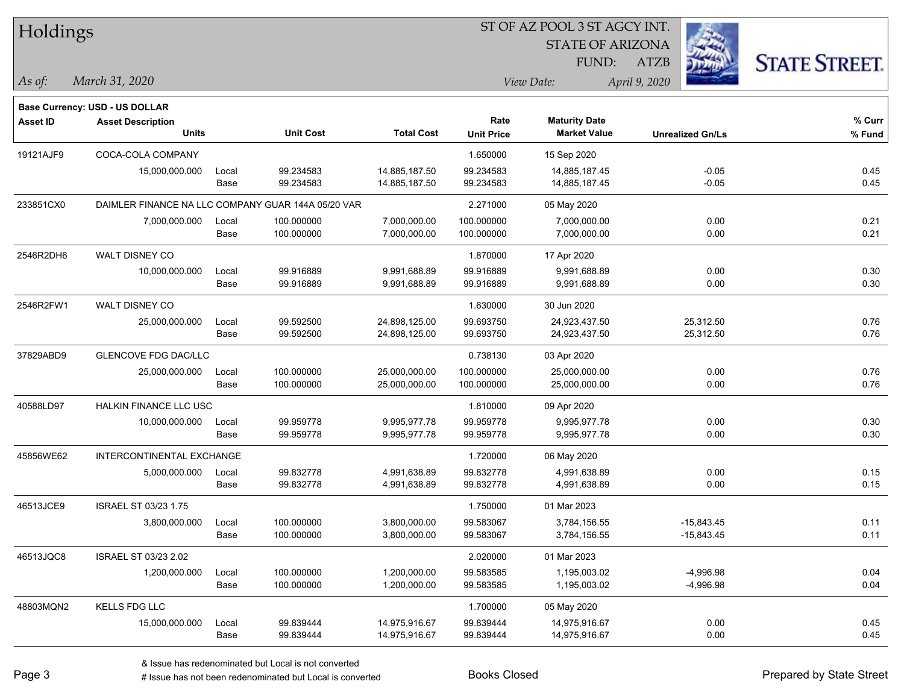# Holdings

ST OF AZ POOL 3 ST AGCY INT.
STATE OF ARIZONA
FUND: ATZB

*As of:* *March 31, 2020*

*View Date:* *April 9, 2020*

**Base Currency: USD - US DOLLAR**

| Asset ID | Asset Description / Units | | Unit Cost | Total Cost | Rate / Unit Price | Maturity Date / Market Value | Unrealized Gn/Ls | % Curr / % Fund |
|---|---|---|---|---|---|---|---|---|
| 19121AJF9 | COCA-COLA COMPANY | | | | 1.650000 | 15 Sep 2020 | | |
| | 15,000,000.000 | Local | 99.234583 | 14,885,187.50 | 99.234583 | 14,885,187.45 | -0.05 | 0.45 |
| | | Base | 99.234583 | 14,885,187.50 | 99.234583 | 14,885,187.45 | -0.05 | 0.45 |
| 233851CX0 | DAIMLER FINANCE NA LLC COMPANY GUAR 144A 05/20 VAR | | | | 2.271000 | 05 May 2020 | | |
| | 7,000,000.000 | Local | 100.000000 | 7,000,000.00 | 100.000000 | 7,000,000.00 | 0.00 | 0.21 |
| | | Base | 100.000000 | 7,000,000.00 | 100.000000 | 7,000,000.00 | 0.00 | 0.21 |
| 2546R2DH6 | WALT DISNEY CO | | | | 1.870000 | 17 Apr 2020 | | |
| | 10,000,000.000 | Local | 99.916889 | 9,991,688.89 | 99.916889 | 9,991,688.89 | 0.00 | 0.30 |
| | | Base | 99.916889 | 9,991,688.89 | 99.916889 | 9,991,688.89 | 0.00 | 0.30 |
| 2546R2FW1 | WALT DISNEY CO | | | | 1.630000 | 30 Jun 2020 | | |
| | 25,000,000.000 | Local | 99.592500 | 24,898,125.00 | 99.693750 | 24,923,437.50 | 25,312.50 | 0.76 |
| | | Base | 99.592500 | 24,898,125.00 | 99.693750 | 24,923,437.50 | 25,312.50 | 0.76 |
| 37829ABD9 | GLENCOVE FDG DAC/LLC | | | | 0.738130 | 03 Apr 2020 | | |
| | 25,000,000.000 | Local | 100.000000 | 25,000,000.00 | 100.000000 | 25,000,000.00 | 0.00 | 0.76 |
| | | Base | 100.000000 | 25,000,000.00 | 100.000000 | 25,000,000.00 | 0.00 | 0.76 |
| 40588LD97 | HALKIN FINANCE LLC USC | | | | 1.810000 | 09 Apr 2020 | | |
| | 10,000,000.000 | Local | 99.959778 | 9,995,977.78 | 99.959778 | 9,995,977.78 | 0.00 | 0.30 |
| | | Base | 99.959778 | 9,995,977.78 | 99.959778 | 9,995,977.78 | 0.00 | 0.30 |
| 45856WE62 | INTERCONTINENTAL EXCHANGE | | | | 1.720000 | 06 May 2020 | | |
| | 5,000,000.000 | Local | 99.832778 | 4,991,638.89 | 99.832778 | 4,991,638.89 | 0.00 | 0.15 |
| | | Base | 99.832778 | 4,991,638.89 | 99.832778 | 4,991,638.89 | 0.00 | 0.15 |
| 46513JCE9 | ISRAEL ST 03/23 1.75 | | | | 1.750000 | 01 Mar 2023 | | |
| | 3,800,000.000 | Local | 100.000000 | 3,800,000.00 | 99.583067 | 3,784,156.55 | -15,843.45 | 0.11 |
| | | Base | 100.000000 | 3,800,000.00 | 99.583067 | 3,784,156.55 | -15,843.45 | 0.11 |
| 46513JQC8 | ISRAEL ST 03/23 2.02 | | | | 2.020000 | 01 Mar 2023 | | |
| | 1,200,000.000 | Local | 100.000000 | 1,200,000.00 | 99.583585 | 1,195,003.02 | -4,996.98 | 0.04 |
| | | Base | 100.000000 | 1,200,000.00 | 99.583585 | 1,195,003.02 | -4,996.98 | 0.04 |
| 48803MQN2 | KELLS FDG LLC | | | | 1.700000 | 05 May 2020 | | |
| | 15,000,000.000 | Local | 99.839444 | 14,975,916.67 | 99.839444 | 14,975,916.67 | 0.00 | 0.45 |
| | | Base | 99.839444 | 14,975,916.67 | 99.839444 | 14,975,916.67 | 0.00 | 0.45 |

& Issue has redenominated but Local is not converted
# Issue has not been redenominated but Local is converted

Books Closed

Prepared by State Street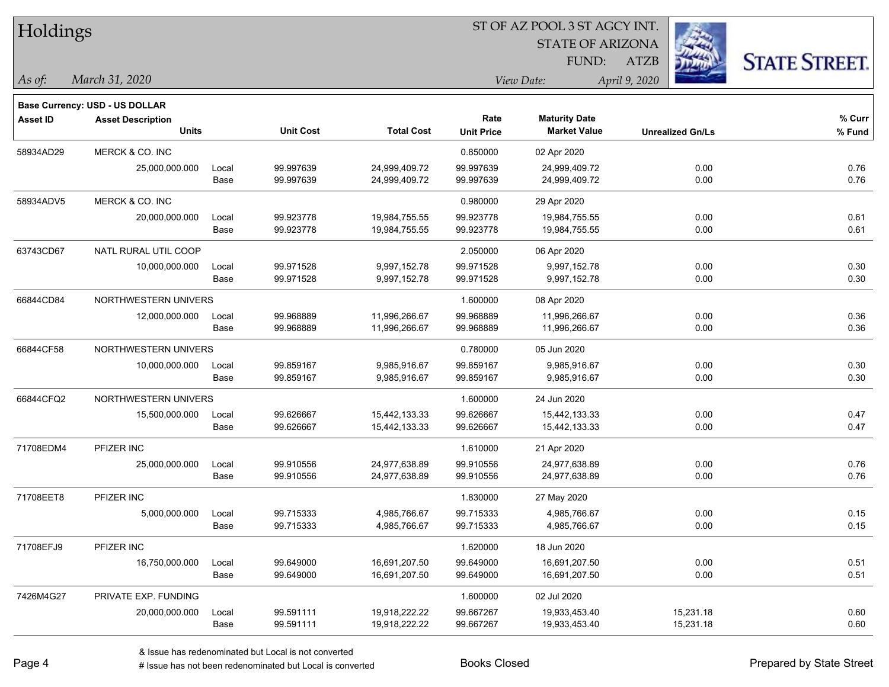# Holdings

ST OF AZ POOL 3 ST AGCY INT.
STATE OF ARIZONA
FUND: ATZB

*As of: March 31, 2020*
*View Date: April 9, 2020*

**Base Currency: USD - US DOLLAR**

| Asset ID | Asset Description / Units | | Unit Cost | Total Cost | Rate / Unit Price | Maturity Date / Market Value | Unrealized Gn/Ls | % Curr / % Fund |
|---|---|---|---|---|---|---|---|---|
| 58934AD29 | MERCK & CO. INC | | | | 0.850000 | 02 Apr 2020 | | |
| | 25,000,000.000 | Local | 99.997639 | 24,999,409.72 | 99.997639 | 24,999,409.72 | 0.00 | 0.76 |
| | | Base | 99.997639 | 24,999,409.72 | 99.997639 | 24,999,409.72 | 0.00 | 0.76 |
| 58934ADV5 | MERCK & CO. INC | | | | 0.980000 | 29 Apr 2020 | | |
| | 20,000,000.000 | Local | 99.923778 | 19,984,755.55 | 99.923778 | 19,984,755.55 | 0.00 | 0.61 |
| | | Base | 99.923778 | 19,984,755.55 | 99.923778 | 19,984,755.55 | 0.00 | 0.61 |
| 63743CD67 | NATL RURAL UTIL COOP | | | | 2.050000 | 06 Apr 2020 | | |
| | 10,000,000.000 | Local | 99.971528 | 9,997,152.78 | 99.971528 | 9,997,152.78 | 0.00 | 0.30 |
| | | Base | 99.971528 | 9,997,152.78 | 99.971528 | 9,997,152.78 | 0.00 | 0.30 |
| 66844CD84 | NORTHWESTERN UNIVERS | | | | 1.600000 | 08 Apr 2020 | | |
| | 12,000,000.000 | Local | 99.968889 | 11,996,266.67 | 99.968889 | 11,996,266.67 | 0.00 | 0.36 |
| | | Base | 99.968889 | 11,996,266.67 | 99.968889 | 11,996,266.67 | 0.00 | 0.36 |
| 66844CF58 | NORTHWESTERN UNIVERS | | | | 0.780000 | 05 Jun 2020 | | |
| | 10,000,000.000 | Local | 99.859167 | 9,985,916.67 | 99.859167 | 9,985,916.67 | 0.00 | 0.30 |
| | | Base | 99.859167 | 9,985,916.67 | 99.859167 | 9,985,916.67 | 0.00 | 0.30 |
| 66844CFQ2 | NORTHWESTERN UNIVERS | | | | 1.600000 | 24 Jun 2020 | | |
| | 15,500,000.000 | Local | 99.626667 | 15,442,133.33 | 99.626667 | 15,442,133.33 | 0.00 | 0.47 |
| | | Base | 99.626667 | 15,442,133.33 | 99.626667 | 15,442,133.33 | 0.00 | 0.47 |
| 71708EDM4 | PFIZER INC | | | | 1.610000 | 21 Apr 2020 | | |
| | 25,000,000.000 | Local | 99.910556 | 24,977,638.89 | 99.910556 | 24,977,638.89 | 0.00 | 0.76 |
| | | Base | 99.910556 | 24,977,638.89 | 99.910556 | 24,977,638.89 | 0.00 | 0.76 |
| 71708EET8 | PFIZER INC | | | | 1.830000 | 27 May 2020 | | |
| | 5,000,000.000 | Local | 99.715333 | 4,985,766.67 | 99.715333 | 4,985,766.67 | 0.00 | 0.15 |
| | | Base | 99.715333 | 4,985,766.67 | 99.715333 | 4,985,766.67 | 0.00 | 0.15 |
| 71708EFJ9 | PFIZER INC | | | | 1.620000 | 18 Jun 2020 | | |
| | 16,750,000.000 | Local | 99.649000 | 16,691,207.50 | 99.649000 | 16,691,207.50 | 0.00 | 0.51 |
| | | Base | 99.649000 | 16,691,207.50 | 99.649000 | 16,691,207.50 | 0.00 | 0.51 |
| 7426M4G27 | PRIVATE EXP. FUNDING | | | | 1.600000 | 02 Jul 2020 | | |
| | 20,000,000.000 | Local | 99.591111 | 19,918,222.22 | 99.667267 | 19,933,453.40 | 15,231.18 | 0.60 |
| | | Base | 99.591111 | 19,918,222.22 | 99.667267 | 19,933,453.40 | 15,231.18 | 0.60 |

& Issue has redenominated but Local is not converted
# Issue has not been redenominated but Local is converted

Books Closed

Prepared by State Street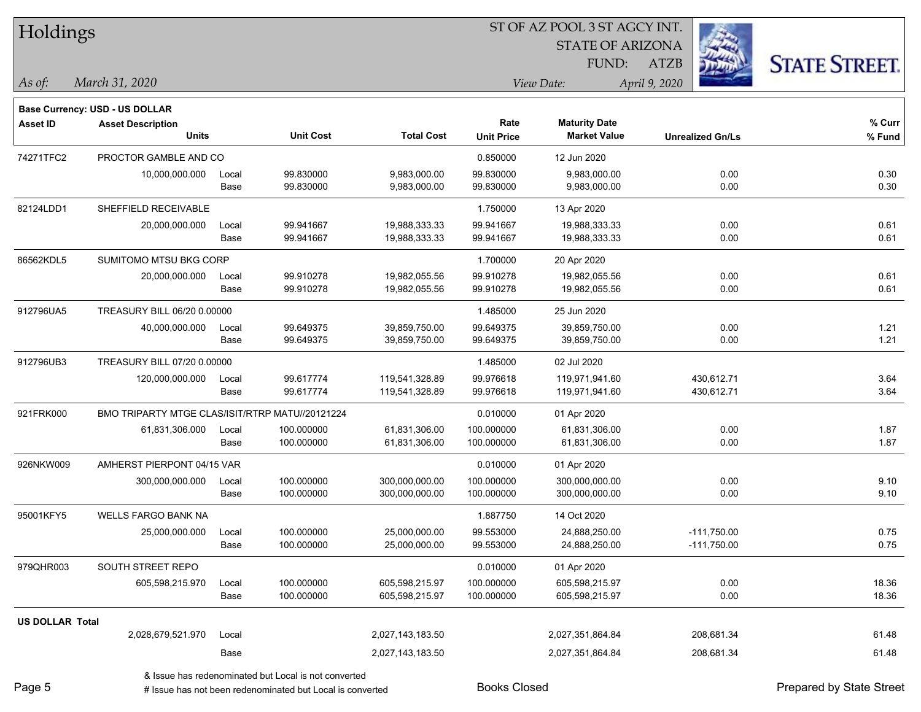# Holdings

ST OF AZ POOL 3 ST AGCY INT.
STATE OF ARIZONA
FUND: ATZB

*As of:* *March 31, 2020*
*View Date:* *April 9, 2020*

**Base Currency: USD - US DOLLAR**

| Asset ID | Asset Description / Units | | Unit Cost | Total Cost | Rate / Unit Price | Maturity Date / Market Value | Unrealized Gn/Ls | % Curr / % Fund |
|---|---|---|---|---|---|---|---|---|
| 74271TFC2 | PROCTOR GAMBLE AND CO | | | | 0.850000 | 12 Jun 2020 | | |
| | 10,000,000.000 | Local | 99.830000 | 9,983,000.00 | 99.830000 | 9,983,000.00 | 0.00 | 0.30 |
| | | Base | 99.830000 | 9,983,000.00 | 99.830000 | 9,983,000.00 | 0.00 | 0.30 |
| 82124LDD1 | SHEFFIELD RECEIVABLE | | | | 1.750000 | 13 Apr 2020 | | |
| | 20,000,000.000 | Local | 99.941667 | 19,988,333.33 | 99.941667 | 19,988,333.33 | 0.00 | 0.61 |
| | | Base | 99.941667 | 19,988,333.33 | 99.941667 | 19,988,333.33 | 0.00 | 0.61 |
| 86562KDL5 | SUMITOMO MTSU BKG CORP | | | | 1.700000 | 20 Apr 2020 | | |
| | 20,000,000.000 | Local | 99.910278 | 19,982,055.56 | 99.910278 | 19,982,055.56 | 0.00 | 0.61 |
| | | Base | 99.910278 | 19,982,055.56 | 99.910278 | 19,982,055.56 | 0.00 | 0.61 |
| 912796UA5 | TREASURY BILL 06/20 0.00000 | | | | 1.485000 | 25 Jun 2020 | | |
| | 40,000,000.000 | Local | 99.649375 | 39,859,750.00 | 99.649375 | 39,859,750.00 | 0.00 | 1.21 |
| | | Base | 99.649375 | 39,859,750.00 | 99.649375 | 39,859,750.00 | 0.00 | 1.21 |
| 912796UB3 | TREASURY BILL 07/20 0.00000 | | | | 1.485000 | 02 Jul 2020 | | |
| | 120,000,000.000 | Local | 99.617774 | 119,541,328.89 | 99.976618 | 119,971,941.60 | 430,612.71 | 3.64 |
| | | Base | 99.617774 | 119,541,328.89 | 99.976618 | 119,971,941.60 | 430,612.71 | 3.64 |
| 921FRK000 | BMO TRIPARTY MTGE CLAS/ISIT/RTRP MATU//20121224 | | | | 0.010000 | 01 Apr 2020 | | |
| | 61,831,306.000 | Local | 100.000000 | 61,831,306.00 | 100.000000 | 61,831,306.00 | 0.00 | 1.87 |
| | | Base | 100.000000 | 61,831,306.00 | 100.000000 | 61,831,306.00 | 0.00 | 1.87 |
| 926NKW009 | AMHERST PIERPONT 04/15 VAR | | | | 0.010000 | 01 Apr 2020 | | |
| | 300,000,000.000 | Local | 100.000000 | 300,000,000.00 | 100.000000 | 300,000,000.00 | 0.00 | 9.10 |
| | | Base | 100.000000 | 300,000,000.00 | 100.000000 | 300,000,000.00 | 0.00 | 9.10 |
| 95001KFY5 | WELLS FARGO BANK NA | | | | 1.887750 | 14 Oct 2020 | | |
| | 25,000,000.000 | Local | 100.000000 | 25,000,000.00 | 99.553000 | 24,888,250.00 | -111,750.00 | 0.75 |
| | | Base | 100.000000 | 25,000,000.00 | 99.553000 | 24,888,250.00 | -111,750.00 | 0.75 |
| 979QHR003 | SOUTH STREET REPO | | | | 0.010000 | 01 Apr 2020 | | |
| | 605,598,215.970 | Local | 100.000000 | 605,598,215.97 | 100.000000 | 605,598,215.97 | 0.00 | 18.36 |
| | | Base | 100.000000 | 605,598,215.97 | 100.000000 | 605,598,215.97 | 0.00 | 18.36 |
| **US DOLLAR Total** | | | | | | | | |
| | 2,028,679,521.970 | Local | | 2,027,143,183.50 | | 2,027,351,864.84 | 208,681.34 | 61.48 |
| | | Base | | 2,027,143,183.50 | | 2,027,351,864.84 | 208,681.34 | 61.48 |

& Issue has redenominated but Local is not converted
# Issue has not been redenominated but Local is converted

Books Closed

Prepared by State Street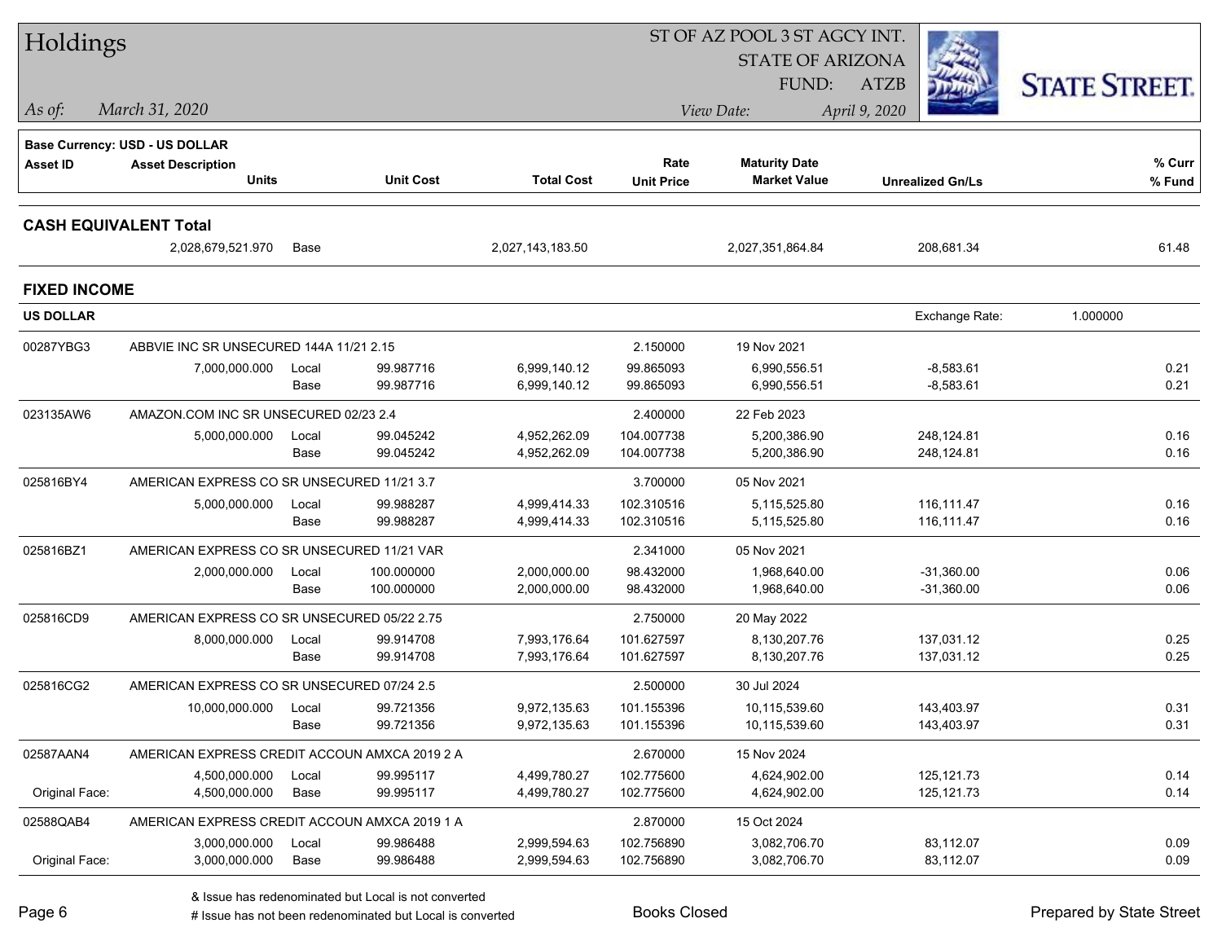# Holdings

ST OF AZ POOL 3 ST AGCY INT.
STATE OF ARIZONA
FUND: ATZB

*As of: March 31, 2020* *View Date: April 9, 2020*

**Base Currency: USD - US DOLLAR**

| Asset ID | Asset Description / Units | | Unit Cost | Total Cost | Rate / Unit Price | Maturity Date / Market Value | Unrealized Gn/Ls | % Curr / % Fund |
|---|---|---|---|---|---|---|---|---|
| **CASH EQUIVALENT Total** | | | | | | | | |
| | 2,028,679,521.970 | Base | | 2,027,143,183.50 | | 2,027,351,864.84 | 208,681.34 | 61.48 |
| **FIXED INCOME** | | | | | | | | |
| **US DOLLAR** | | | | | | | Exchange Rate: 1.000000 | |
| 00287YBG3 | ABBVIE INC SR UNSECURED 144A 11/21 2.15 | | | | 2.150000 | 19 Nov 2021 | | |
| | 7,000,000.000 | Local | 99.987716 | 6,999,140.12 | 99.865093 | 6,990,556.51 | -8,583.61 | 0.21 |
| | | Base | 99.987716 | 6,999,140.12 | 99.865093 | 6,990,556.51 | -8,583.61 | 0.21 |
| 023135AW6 | AMAZON.COM INC SR UNSECURED 02/23 2.4 | | | | 2.400000 | 22 Feb 2023 | | |
| | 5,000,000.000 | Local | 99.045242 | 4,952,262.09 | 104.007738 | 5,200,386.90 | 248,124.81 | 0.16 |
| | | Base | 99.045242 | 4,952,262.09 | 104.007738 | 5,200,386.90 | 248,124.81 | 0.16 |
| 025816BY4 | AMERICAN EXPRESS CO SR UNSECURED 11/21 3.7 | | | | 3.700000 | 05 Nov 2021 | | |
| | 5,000,000.000 | Local | 99.988287 | 4,999,414.33 | 102.310516 | 5,115,525.80 | 116,111.47 | 0.16 |
| | | Base | 99.988287 | 4,999,414.33 | 102.310516 | 5,115,525.80 | 116,111.47 | 0.16 |
| 025816BZ1 | AMERICAN EXPRESS CO SR UNSECURED 11/21 VAR | | | | 2.341000 | 05 Nov 2021 | | |
| | 2,000,000.000 | Local | 100.000000 | 2,000,000.00 | 98.432000 | 1,968,640.00 | -31,360.00 | 0.06 |
| | | Base | 100.000000 | 2,000,000.00 | 98.432000 | 1,968,640.00 | -31,360.00 | 0.06 |
| 025816CD9 | AMERICAN EXPRESS CO SR UNSECURED 05/22 2.75 | | | | 2.750000 | 20 May 2022 | | |
| | 8,000,000.000 | Local | 99.914708 | 7,993,176.64 | 101.627597 | 8,130,207.76 | 137,031.12 | 0.25 |
| | | Base | 99.914708 | 7,993,176.64 | 101.627597 | 8,130,207.76 | 137,031.12 | 0.25 |
| 025816CG2 | AMERICAN EXPRESS CO SR UNSECURED 07/24 2.5 | | | | 2.500000 | 30 Jul 2024 | | |
| | 10,000,000.000 | Local | 99.721356 | 9,972,135.63 | 101.155396 | 10,115,539.60 | 143,403.97 | 0.31 |
| | | Base | 99.721356 | 9,972,135.63 | 101.155396 | 10,115,539.60 | 143,403.97 | 0.31 |
| 02587AAN4 | AMERICAN EXPRESS CREDIT ACCOUN AMXCA 2019 2 A | | | | 2.670000 | 15 Nov 2024 | | |
| | 4,500,000.000 | Local | 99.995117 | 4,499,780.27 | 102.775600 | 4,624,902.00 | 125,121.73 | 0.14 |
| Original Face: | 4,500,000.000 | Base | 99.995117 | 4,499,780.27 | 102.775600 | 4,624,902.00 | 125,121.73 | 0.14 |
| 02588QAB4 | AMERICAN EXPRESS CREDIT ACCOUN AMXCA 2019 1 A | | | | 2.870000 | 15 Oct 2024 | | |
| | 3,000,000.000 | Local | 99.986488 | 2,999,594.63 | 102.756890 | 3,082,706.70 | 83,112.07 | 0.09 |
| Original Face: | 3,000,000.000 | Base | 99.986488 | 2,999,594.63 | 102.756890 | 3,082,706.70 | 83,112.07 | 0.09 |

& Issue has redenominated but Local is not converted
# Issue has not been redenominated but Local is converted

Books Closed

Prepared by State Street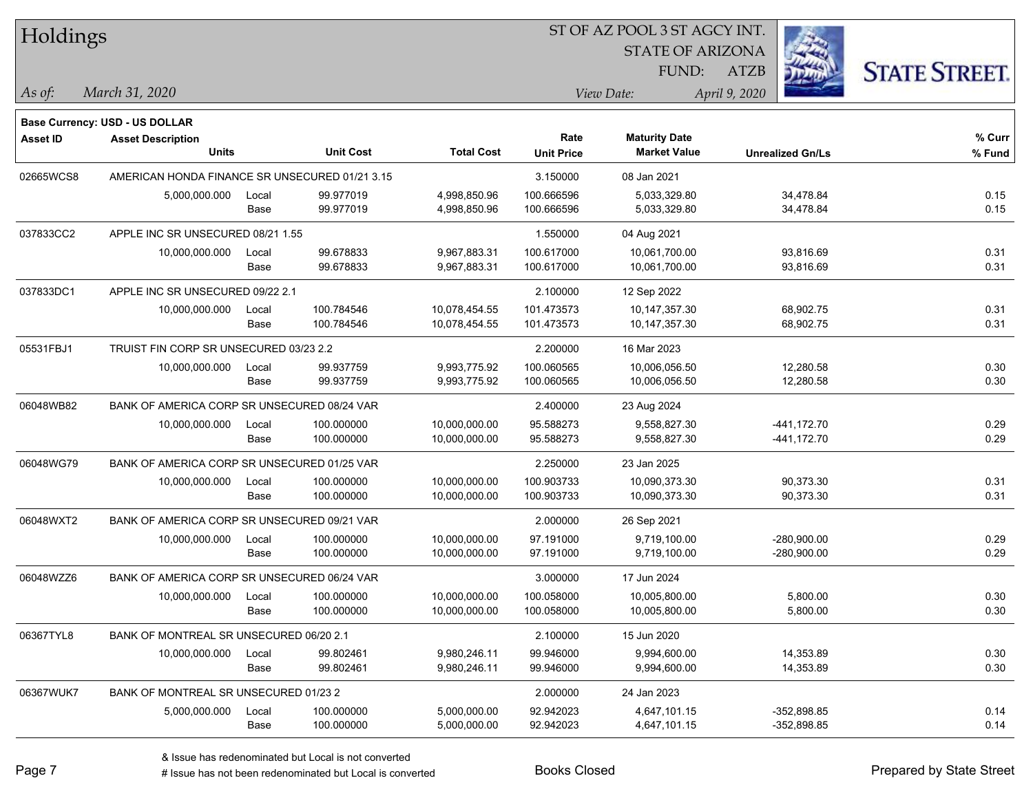# Holdings

ST OF AZ POOL 3 ST AGCY INT.
STATE OF ARIZONA
FUND: ATZB

*As of:* *March 31, 2020*

*View Date:* *April 9, 2020*

**Base Currency: USD - US DOLLAR**

| Asset ID | Asset Description / Units | | Unit Cost | Total Cost | Rate / Unit Price | Maturity Date / Market Value | Unrealized Gn/Ls | % Curr / % Fund |
|---|---|---|---|---|---|---|---|---|
| 02665WCS8 | AMERICAN HONDA FINANCE SR UNSECURED 01/21 3.15 | | | | 3.150000 | 08 Jan 2021 | | |
| | 5,000,000.000 | Local | 99.977019 | 4,998,850.96 | 100.666596 | 5,033,329.80 | 34,478.84 | 0.15 |
| | | Base | 99.977019 | 4,998,850.96 | 100.666596 | 5,033,329.80 | 34,478.84 | 0.15 |
| 037833CC2 | APPLE INC SR UNSECURED 08/21 1.55 | | | | 1.550000 | 04 Aug 2021 | | |
| | 10,000,000.000 | Local | 99.678833 | 9,967,883.31 | 100.617000 | 10,061,700.00 | 93,816.69 | 0.31 |
| | | Base | 99.678833 | 9,967,883.31 | 100.617000 | 10,061,700.00 | 93,816.69 | 0.31 |
| 037833DC1 | APPLE INC SR UNSECURED 09/22 2.1 | | | | 2.100000 | 12 Sep 2022 | | |
| | 10,000,000.000 | Local | 100.784546 | 10,078,454.55 | 101.473573 | 10,147,357.30 | 68,902.75 | 0.31 |
| | | Base | 100.784546 | 10,078,454.55 | 101.473573 | 10,147,357.30 | 68,902.75 | 0.31 |
| 05531FBJ1 | TRUIST FIN CORP SR UNSECURED 03/23 2.2 | | | | 2.200000 | 16 Mar 2023 | | |
| | 10,000,000.000 | Local | 99.937759 | 9,993,775.92 | 100.060565 | 10,006,056.50 | 12,280.58 | 0.30 |
| | | Base | 99.937759 | 9,993,775.92 | 100.060565 | 10,006,056.50 | 12,280.58 | 0.30 |
| 06048WB82 | BANK OF AMERICA CORP SR UNSECURED 08/24 VAR | | | | 2.400000 | 23 Aug 2024 | | |
| | 10,000,000.000 | Local | 100.000000 | 10,000,000.00 | 95.588273 | 9,558,827.30 | -441,172.70 | 0.29 |
| | | Base | 100.000000 | 10,000,000.00 | 95.588273 | 9,558,827.30 | -441,172.70 | 0.29 |
| 06048WG79 | BANK OF AMERICA CORP SR UNSECURED 01/25 VAR | | | | 2.250000 | 23 Jan 2025 | | |
| | 10,000,000.000 | Local | 100.000000 | 10,000,000.00 | 100.903733 | 10,090,373.30 | 90,373.30 | 0.31 |
| | | Base | 100.000000 | 10,000,000.00 | 100.903733 | 10,090,373.30 | 90,373.30 | 0.31 |
| 06048WXT2 | BANK OF AMERICA CORP SR UNSECURED 09/21 VAR | | | | 2.000000 | 26 Sep 2021 | | |
| | 10,000,000.000 | Local | 100.000000 | 10,000,000.00 | 97.191000 | 9,719,100.00 | -280,900.00 | 0.29 |
| | | Base | 100.000000 | 10,000,000.00 | 97.191000 | 9,719,100.00 | -280,900.00 | 0.29 |
| 06048WZZ6 | BANK OF AMERICA CORP SR UNSECURED 06/24 VAR | | | | 3.000000 | 17 Jun 2024 | | |
| | 10,000,000.000 | Local | 100.000000 | 10,000,000.00 | 100.058000 | 10,005,800.00 | 5,800.00 | 0.30 |
| | | Base | 100.000000 | 10,000,000.00 | 100.058000 | 10,005,800.00 | 5,800.00 | 0.30 |
| 06367TYL8 | BANK OF MONTREAL SR UNSECURED 06/20 2.1 | | | | 2.100000 | 15 Jun 2020 | | |
| | 10,000,000.000 | Local | 99.802461 | 9,980,246.11 | 99.946000 | 9,994,600.00 | 14,353.89 | 0.30 |
| | | Base | 99.802461 | 9,980,246.11 | 99.946000 | 9,994,600.00 | 14,353.89 | 0.30 |
| 06367WUK7 | BANK OF MONTREAL SR UNSECURED 01/23 2 | | | | 2.000000 | 24 Jan 2023 | | |
| | 5,000,000.000 | Local | 100.000000 | 5,000,000.00 | 92.942023 | 4,647,101.15 | -352,898.85 | 0.14 |
| | | Base | 100.000000 | 5,000,000.00 | 92.942023 | 4,647,101.15 | -352,898.85 | 0.14 |

& Issue has redenominated but Local is not converted
# Issue has not been redenominated but Local is converted

Books Closed

Prepared by State Street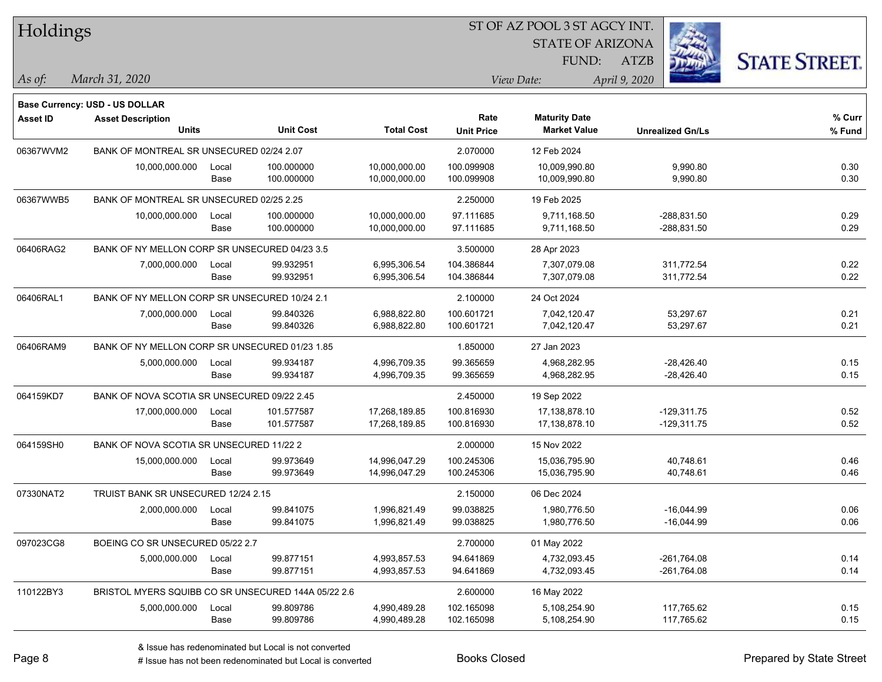# Holdings

ST OF AZ POOL 3 ST AGCY INT.
STATE OF ARIZONA
FUND: ATZB

*As of:* *March 31, 2020*
*View Date:* *April 9, 2020*

**Base Currency: USD - US DOLLAR**

| Asset ID | Asset Description / Units | | Unit Cost | Total Cost | Rate / Unit Price | Maturity Date / Market Value | Unrealized Gn/Ls | % Curr / % Fund |
|---|---|---|---|---|---|---|---|---|
| 06367WVM2 | BANK OF MONTREAL SR UNSECURED 02/24 2.07 | | | | 2.070000 | 12 Feb 2024 | | |
| | 10,000,000.000 | Local | 100.000000 | 10,000,000.00 | 100.099908 | 10,009,990.80 | 9,990.80 | 0.30 |
| | | Base | 100.000000 | 10,000,000.00 | 100.099908 | 10,009,990.80 | 9,990.80 | 0.30 |
| 06367WWB5 | BANK OF MONTREAL SR UNSECURED 02/25 2.25 | | | | 2.250000 | 19 Feb 2025 | | |
| | 10,000,000.000 | Local | 100.000000 | 10,000,000.00 | 97.111685 | 9,711,168.50 | -288,831.50 | 0.29 |
| | | Base | 100.000000 | 10,000,000.00 | 97.111685 | 9,711,168.50 | -288,831.50 | 0.29 |
| 06406RAG2 | BANK OF NY MELLON CORP SR UNSECURED 04/23 3.5 | | | | 3.500000 | 28 Apr 2023 | | |
| | 7,000,000.000 | Local | 99.932951 | 6,995,306.54 | 104.386844 | 7,307,079.08 | 311,772.54 | 0.22 |
| | | Base | 99.932951 | 6,995,306.54 | 104.386844 | 7,307,079.08 | 311,772.54 | 0.22 |
| 06406RAL1 | BANK OF NY MELLON CORP SR UNSECURED 10/24 2.1 | | | | 2.100000 | 24 Oct 2024 | | |
| | 7,000,000.000 | Local | 99.840326 | 6,988,822.80 | 100.601721 | 7,042,120.47 | 53,297.67 | 0.21 |
| | | Base | 99.840326 | 6,988,822.80 | 100.601721 | 7,042,120.47 | 53,297.67 | 0.21 |
| 06406RAM9 | BANK OF NY MELLON CORP SR UNSECURED 01/23 1.85 | | | | 1.850000 | 27 Jan 2023 | | |
| | 5,000,000.000 | Local | 99.934187 | 4,996,709.35 | 99.365659 | 4,968,282.95 | -28,426.40 | 0.15 |
| | | Base | 99.934187 | 4,996,709.35 | 99.365659 | 4,968,282.95 | -28,426.40 | 0.15 |
| 064159KD7 | BANK OF NOVA SCOTIA SR UNSECURED 09/22 2.45 | | | | 2.450000 | 19 Sep 2022 | | |
| | 17,000,000.000 | Local | 101.577587 | 17,268,189.85 | 100.816930 | 17,138,878.10 | -129,311.75 | 0.52 |
| | | Base | 101.577587 | 17,268,189.85 | 100.816930 | 17,138,878.10 | -129,311.75 | 0.52 |
| 064159SH0 | BANK OF NOVA SCOTIA SR UNSECURED 11/22 2 | | | | 2.000000 | 15 Nov 2022 | | |
| | 15,000,000.000 | Local | 99.973649 | 14,996,047.29 | 100.245306 | 15,036,795.90 | 40,748.61 | 0.46 |
| | | Base | 99.973649 | 14,996,047.29 | 100.245306 | 15,036,795.90 | 40,748.61 | 0.46 |
| 07330NAT2 | TRUIST BANK SR UNSECURED 12/24 2.15 | | | | 2.150000 | 06 Dec 2024 | | |
| | 2,000,000.000 | Local | 99.841075 | 1,996,821.49 | 99.038825 | 1,980,776.50 | -16,044.99 | 0.06 |
| | | Base | 99.841075 | 1,996,821.49 | 99.038825 | 1,980,776.50 | -16,044.99 | 0.06 |
| 097023CG8 | BOEING CO SR UNSECURED 05/22 2.7 | | | | 2.700000 | 01 May 2022 | | |
| | 5,000,000.000 | Local | 99.877151 | 4,993,857.53 | 94.641869 | 4,732,093.45 | -261,764.08 | 0.14 |
| | | Base | 99.877151 | 4,993,857.53 | 94.641869 | 4,732,093.45 | -261,764.08 | 0.14 |
| 110122BY3 | BRISTOL MYERS SQUIBB CO SR UNSECURED 144A 05/22 2.6 | | | | 2.600000 | 16 May 2022 | | |
| | 5,000,000.000 | Local | 99.809786 | 4,990,489.28 | 102.165098 | 5,108,254.90 | 117,765.62 | 0.15 |
| | | Base | 99.809786 | 4,990,489.28 | 102.165098 | 5,108,254.90 | 117,765.62 | 0.15 |

& Issue has redenominated but Local is not converted
# Issue has not been redenominated but Local is converted

Books Closed

Prepared by State Street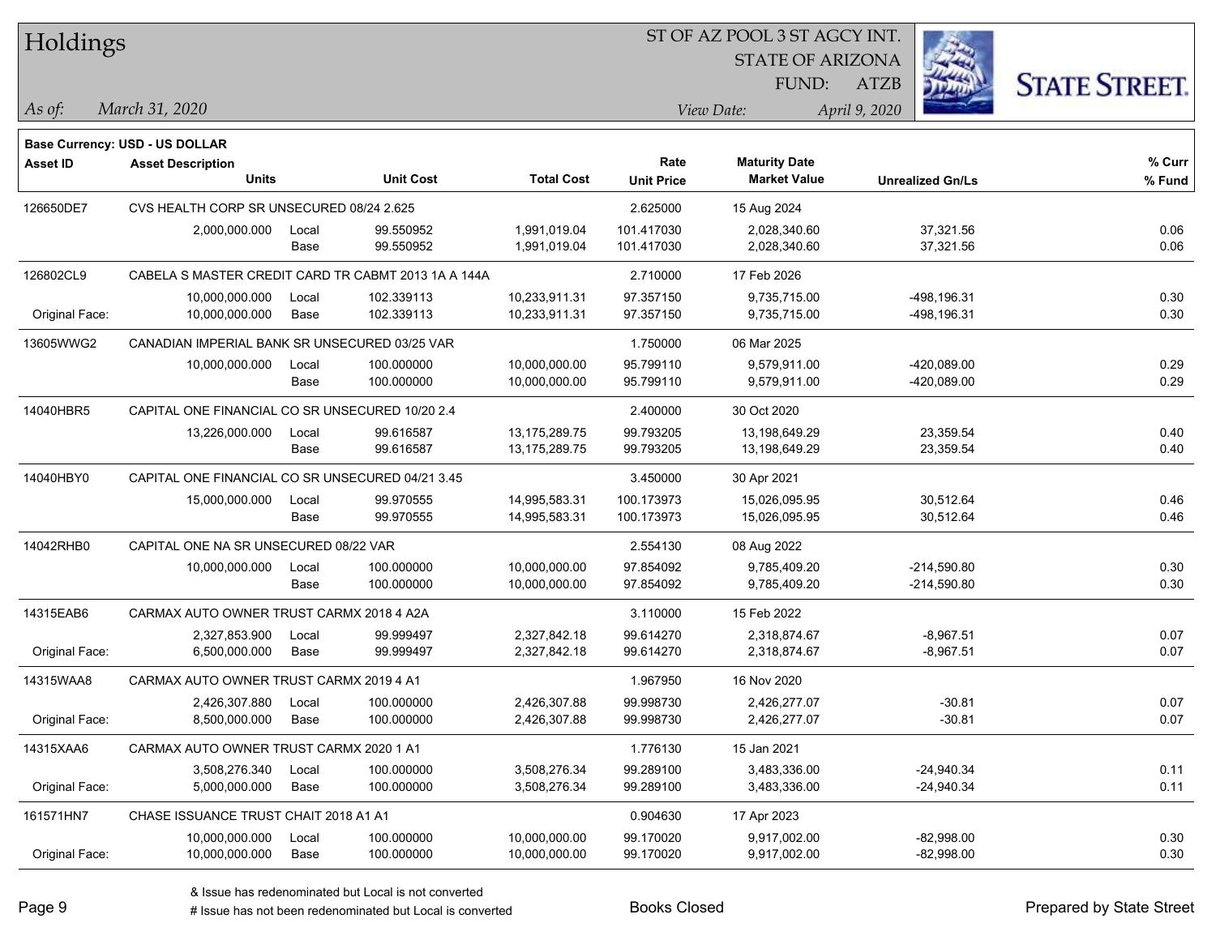# Holdings

ST OF AZ POOL 3 ST AGCY INT.
STATE OF ARIZONA
FUND: ATZB

*As of:* *March 31, 2020*

*View Date:* *April 9, 2020*

**Base Currency: USD - US DOLLAR**

| Asset ID | Asset Description / Units | | Unit Cost | Total Cost | Rate / Unit Price | Maturity Date / Market Value | Unrealized Gn/Ls | % Curr / % Fund |
|---|---|---|---|---|---|---|---|---|
| 126650DE7 | CVS HEALTH CORP SR UNSECURED 08/24 2.625 | | | | 2.625000 | 15 Aug 2024 | | |
| | 2,000,000.000 | Local | 99.550952 | 1,991,019.04 | 101.417030 | 2,028,340.60 | 37,321.56 | 0.06 |
| | | Base | 99.550952 | 1,991,019.04 | 101.417030 | 2,028,340.60 | 37,321.56 | 0.06 |
| 126802CL9 | CABELA S MASTER CREDIT CARD TR CABMT 2013 1A A 144A | | | | 2.710000 | 17 Feb 2026 | | |
| | 10,000,000.000 | Local | 102.339113 | 10,233,911.31 | 97.357150 | 9,735,715.00 | -498,196.31 | 0.30 |
| Original Face: | 10,000,000.000 | Base | 102.339113 | 10,233,911.31 | 97.357150 | 9,735,715.00 | -498,196.31 | 0.30 |
| 13605WWG2 | CANADIAN IMPERIAL BANK SR UNSECURED 03/25 VAR | | | | 1.750000 | 06 Mar 2025 | | |
| | 10,000,000.000 | Local | 100.000000 | 10,000,000.00 | 95.799110 | 9,579,911.00 | -420,089.00 | 0.29 |
| | | Base | 100.000000 | 10,000,000.00 | 95.799110 | 9,579,911.00 | -420,089.00 | 0.29 |
| 14040HBR5 | CAPITAL ONE FINANCIAL CO SR UNSECURED 10/20 2.4 | | | | 2.400000 | 30 Oct 2020 | | |
| | 13,226,000.000 | Local | 99.616587 | 13,175,289.75 | 99.793205 | 13,198,649.29 | 23,359.54 | 0.40 |
| | | Base | 99.616587 | 13,175,289.75 | 99.793205 | 13,198,649.29 | 23,359.54 | 0.40 |
| 14040HBY0 | CAPITAL ONE FINANCIAL CO SR UNSECURED 04/21 3.45 | | | | 3.450000 | 30 Apr 2021 | | |
| | 15,000,000.000 | Local | 99.970555 | 14,995,583.31 | 100.173973 | 15,026,095.95 | 30,512.64 | 0.46 |
| | | Base | 99.970555 | 14,995,583.31 | 100.173973 | 15,026,095.95 | 30,512.64 | 0.46 |
| 14042RHB0 | CAPITAL ONE NA SR UNSECURED 08/22 VAR | | | | 2.554130 | 08 Aug 2022 | | |
| | 10,000,000.000 | Local | 100.000000 | 10,000,000.00 | 97.854092 | 9,785,409.20 | -214,590.80 | 0.30 |
| | | Base | 100.000000 | 10,000,000.00 | 97.854092 | 9,785,409.20 | -214,590.80 | 0.30 |
| 14315EAB6 | CARMAX AUTO OWNER TRUST CARMX 2018 4 A2A | | | | 3.110000 | 15 Feb 2022 | | |
| | 2,327,853.900 | Local | 99.999497 | 2,327,842.18 | 99.614270 | 2,318,874.67 | -8,967.51 | 0.07 |
| Original Face: | 6,500,000.000 | Base | 99.999497 | 2,327,842.18 | 99.614270 | 2,318,874.67 | -8,967.51 | 0.07 |
| 14315WAA8 | CARMAX AUTO OWNER TRUST CARMX 2019 4 A1 | | | | 1.967950 | 16 Nov 2020 | | |
| | 2,426,307.880 | Local | 100.000000 | 2,426,307.88 | 99.998730 | 2,426,277.07 | -30.81 | 0.07 |
| Original Face: | 8,500,000.000 | Base | 100.000000 | 2,426,307.88 | 99.998730 | 2,426,277.07 | -30.81 | 0.07 |
| 14315XAA6 | CARMAX AUTO OWNER TRUST CARMX 2020 1 A1 | | | | 1.776130 | 15 Jan 2021 | | |
| | 3,508,276.340 | Local | 100.000000 | 3,508,276.34 | 99.289100 | 3,483,336.00 | -24,940.34 | 0.11 |
| Original Face: | 5,000,000.000 | Base | 100.000000 | 3,508,276.34 | 99.289100 | 3,483,336.00 | -24,940.34 | 0.11 |
| 161571HN7 | CHASE ISSUANCE TRUST CHAIT 2018 A1 A1 | | | | 0.904630 | 17 Apr 2023 | | |
| | 10,000,000.000 | Local | 100.000000 | 10,000,000.00 | 99.170020 | 9,917,002.00 | -82,998.00 | 0.30 |
| Original Face: | 10,000,000.000 | Base | 100.000000 | 10,000,000.00 | 99.170020 | 9,917,002.00 | -82,998.00 | 0.30 |

& Issue has redenominated but Local is not converted
# Issue has not been redenominated but Local is converted

Books Closed

Prepared by State Street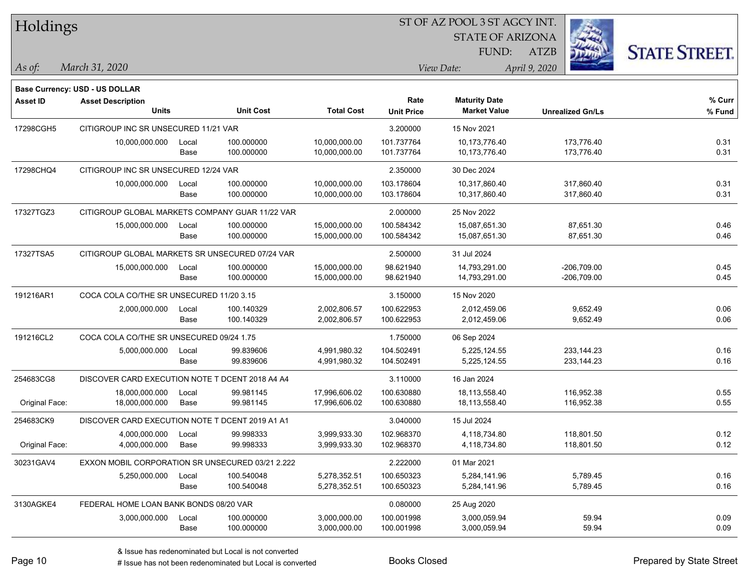# Holdings

ST OF AZ POOL 3 ST AGCY INT.
STATE OF ARIZONA
FUND: ATZB

*As of:* *March 31, 2020*

*View Date:* *April 9, 2020*

**Base Currency: USD - US DOLLAR**

| Asset ID | Asset Description / Units | | Unit Cost | Total Cost | Rate / Unit Price | Maturity Date / Market Value | Unrealized Gn/Ls | % Curr / % Fund |
|---|---|---|---|---|---|---|---|---|
| 17298CGH5 | CITIGROUP INC SR UNSECURED 11/21 VAR | | | | 3.200000 | 15 Nov 2021 | | |
| | 10,000,000.000 | Local | 100.000000 | 10,000,000.00 | 101.737764 | 10,173,776.40 | 173,776.40 | 0.31 |
| | | Base | 100.000000 | 10,000,000.00 | 101.737764 | 10,173,776.40 | 173,776.40 | 0.31 |
| 17298CHQ4 | CITIGROUP INC SR UNSECURED 12/24 VAR | | | | 2.350000 | 30 Dec 2024 | | |
| | 10,000,000.000 | Local | 100.000000 | 10,000,000.00 | 103.178604 | 10,317,860.40 | 317,860.40 | 0.31 |
| | | Base | 100.000000 | 10,000,000.00 | 103.178604 | 10,317,860.40 | 317,860.40 | 0.31 |
| 17327TGZ3 | CITIGROUP GLOBAL MARKETS COMPANY GUAR 11/22 VAR | | | | 2.000000 | 25 Nov 2022 | | |
| | 15,000,000.000 | Local | 100.000000 | 15,000,000.00 | 100.584342 | 15,087,651.30 | 87,651.30 | 0.46 |
| | | Base | 100.000000 | 15,000,000.00 | 100.584342 | 15,087,651.30 | 87,651.30 | 0.46 |
| 17327TSA5 | CITIGROUP GLOBAL MARKETS SR UNSECURED 07/24 VAR | | | | 2.500000 | 31 Jul 2024 | | |
| | 15,000,000.000 | Local | 100.000000 | 15,000,000.00 | 98.621940 | 14,793,291.00 | -206,709.00 | 0.45 |
| | | Base | 100.000000 | 15,000,000.00 | 98.621940 | 14,793,291.00 | -206,709.00 | 0.45 |
| 191216AR1 | COCA COLA CO/THE SR UNSECURED 11/20 3.15 | | | | 3.150000 | 15 Nov 2020 | | |
| | 2,000,000.000 | Local | 100.140329 | 2,002,806.57 | 100.622953 | 2,012,459.06 | 9,652.49 | 0.06 |
| | | Base | 100.140329 | 2,002,806.57 | 100.622953 | 2,012,459.06 | 9,652.49 | 0.06 |
| 191216CL2 | COCA COLA CO/THE SR UNSECURED 09/24 1.75 | | | | 1.750000 | 06 Sep 2024 | | |
| | 5,000,000.000 | Local | 99.839606 | 4,991,980.32 | 104.502491 | 5,225,124.55 | 233,144.23 | 0.16 |
| | | Base | 99.839606 | 4,991,980.32 | 104.502491 | 5,225,124.55 | 233,144.23 | 0.16 |
| 254683CG8 | DISCOVER CARD EXECUTION NOTE T DCENT 2018 A4 A4 | | | | 3.110000 | 16 Jan 2024 | | |
| | 18,000,000.000 | Local | 99.981145 | 17,996,606.02 | 100.630880 | 18,113,558.40 | 116,952.38 | 0.55 |
| Original Face: | 18,000,000.000 | Base | 99.981145 | 17,996,606.02 | 100.630880 | 18,113,558.40 | 116,952.38 | 0.55 |
| 254683CK9 | DISCOVER CARD EXECUTION NOTE T DCENT 2019 A1 A1 | | | | 3.040000 | 15 Jul 2024 | | |
| | 4,000,000.000 | Local | 99.998333 | 3,999,933.30 | 102.968370 | 4,118,734.80 | 118,801.50 | 0.12 |
| Original Face: | 4,000,000.000 | Base | 99.998333 | 3,999,933.30 | 102.968370 | 4,118,734.80 | 118,801.50 | 0.12 |
| 30231GAV4 | EXXON MOBIL CORPORATION SR UNSECURED 03/21 2.222 | | | | 2.222000 | 01 Mar 2021 | | |
| | 5,250,000.000 | Local | 100.540048 | 5,278,352.51 | 100.650323 | 5,284,141.96 | 5,789.45 | 0.16 |
| | | Base | 100.540048 | 5,278,352.51 | 100.650323 | 5,284,141.96 | 5,789.45 | 0.16 |
| 3130AGKE4 | FEDERAL HOME LOAN BANK BONDS 08/20 VAR | | | | 0.080000 | 25 Aug 2020 | | |
| | 3,000,000.000 | Local | 100.000000 | 3,000,000.00 | 100.001998 | 3,000,059.94 | 59.94 | 0.09 |
| | | Base | 100.000000 | 3,000,000.00 | 100.001998 | 3,000,059.94 | 59.94 | 0.09 |

& Issue has redenominated but Local is not converted
# Issue has not been redenominated but Local is converted

Books Closed

Prepared by State Street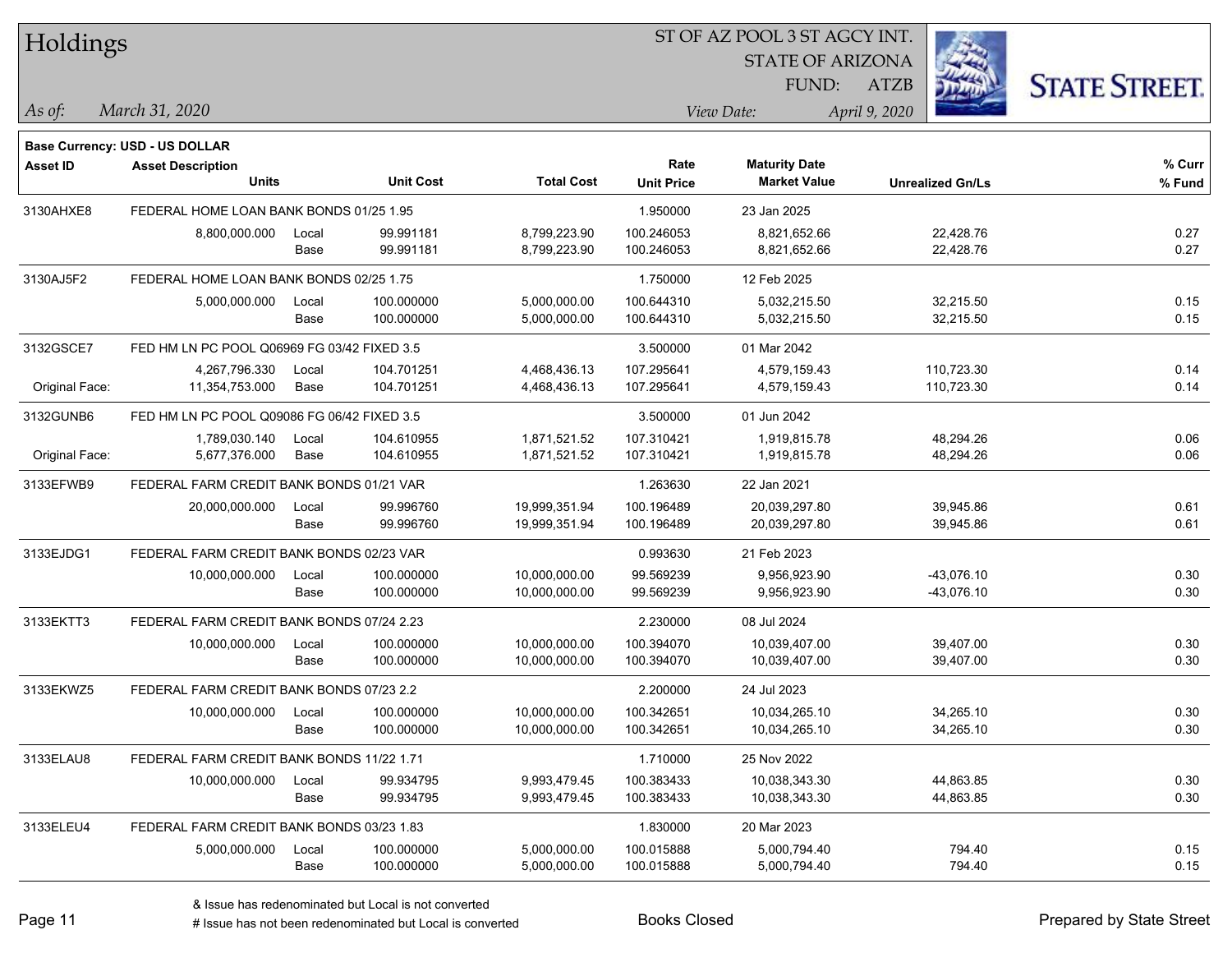# Holdings

ST OF AZ POOL 3 ST AGCY INT.
STATE OF ARIZONA
FUND: ATZB

*As of:* *March 31, 2020*

*View Date:* *April 9, 2020*

**Base Currency: USD - US DOLLAR**

| Asset ID | Asset Description / Units | | Unit Cost | Total Cost | Rate / Unit Price | Maturity Date / Market Value | Unrealized Gn/Ls | % Curr / % Fund |
|---|---|---|---|---|---|---|---|---|
| 3130AHXE8 | FEDERAL HOME LOAN BANK BONDS 01/25 1.95 | | | | 1.950000 | 23 Jan 2025 | | |
| | 8,800,000.000 | Local | 99.991181 | 8,799,223.90 | 100.246053 | 8,821,652.66 | 22,428.76 | 0.27 |
| | | Base | 99.991181 | 8,799,223.90 | 100.246053 | 8,821,652.66 | 22,428.76 | 0.27 |
| 3130AJ5F2 | FEDERAL HOME LOAN BANK BONDS 02/25 1.75 | | | | 1.750000 | 12 Feb 2025 | | |
| | 5,000,000.000 | Local | 100.000000 | 5,000,000.00 | 100.644310 | 5,032,215.50 | 32,215.50 | 0.15 |
| | | Base | 100.000000 | 5,000,000.00 | 100.644310 | 5,032,215.50 | 32,215.50 | 0.15 |
| 3132GSCE7 | FED HM LN PC POOL Q06969 FG 03/42 FIXED 3.5 | | | | 3.500000 | 01 Mar 2042 | | |
| | 4,267,796.330 | Local | 104.701251 | 4,468,436.13 | 107.295641 | 4,579,159.43 | 110,723.30 | 0.14 |
| Original Face: | 11,354,753.000 | Base | 104.701251 | 4,468,436.13 | 107.295641 | 4,579,159.43 | 110,723.30 | 0.14 |
| 3132GUNB6 | FED HM LN PC POOL Q09086 FG 06/42 FIXED 3.5 | | | | 3.500000 | 01 Jun 2042 | | |
| | 1,789,030.140 | Local | 104.610955 | 1,871,521.52 | 107.310421 | 1,919,815.78 | 48,294.26 | 0.06 |
| Original Face: | 5,677,376.000 | Base | 104.610955 | 1,871,521.52 | 107.310421 | 1,919,815.78 | 48,294.26 | 0.06 |
| 3133EFWB9 | FEDERAL FARM CREDIT BANK BONDS 01/21 VAR | | | | 1.263630 | 22 Jan 2021 | | |
| | 20,000,000.000 | Local | 99.996760 | 19,999,351.94 | 100.196489 | 20,039,297.80 | 39,945.86 | 0.61 |
| | | Base | 99.996760 | 19,999,351.94 | 100.196489 | 20,039,297.80 | 39,945.86 | 0.61 |
| 3133EJDG1 | FEDERAL FARM CREDIT BANK BONDS 02/23 VAR | | | | 0.993630 | 21 Feb 2023 | | |
| | 10,000,000.000 | Local | 100.000000 | 10,000,000.00 | 99.569239 | 9,956,923.90 | -43,076.10 | 0.30 |
| | | Base | 100.000000 | 10,000,000.00 | 99.569239 | 9,956,923.90 | -43,076.10 | 0.30 |
| 3133EKTT3 | FEDERAL FARM CREDIT BANK BONDS 07/24 2.23 | | | | 2.230000 | 08 Jul 2024 | | |
| | 10,000,000.000 | Local | 100.000000 | 10,000,000.00 | 100.394070 | 10,039,407.00 | 39,407.00 | 0.30 |
| | | Base | 100.000000 | 10,000,000.00 | 100.394070 | 10,039,407.00 | 39,407.00 | 0.30 |
| 3133EKWZ5 | FEDERAL FARM CREDIT BANK BONDS 07/23 2.2 | | | | 2.200000 | 24 Jul 2023 | | |
| | 10,000,000.000 | Local | 100.000000 | 10,000,000.00 | 100.342651 | 10,034,265.10 | 34,265.10 | 0.30 |
| | | Base | 100.000000 | 10,000,000.00 | 100.342651 | 10,034,265.10 | 34,265.10 | 0.30 |
| 3133ELAU8 | FEDERAL FARM CREDIT BANK BONDS 11/22 1.71 | | | | 1.710000 | 25 Nov 2022 | | |
| | 10,000,000.000 | Local | 99.934795 | 9,993,479.45 | 100.383433 | 10,038,343.30 | 44,863.85 | 0.30 |
| | | Base | 99.934795 | 9,993,479.45 | 100.383433 | 10,038,343.30 | 44,863.85 | 0.30 |
| 3133ELEU4 | FEDERAL FARM CREDIT BANK BONDS 03/23 1.83 | | | | 1.830000 | 20 Mar 2023 | | |
| | 5,000,000.000 | Local | 100.000000 | 5,000,000.00 | 100.015888 | 5,000,794.40 | 794.40 | 0.15 |
| | | Base | 100.000000 | 5,000,000.00 | 100.015888 | 5,000,794.40 | 794.40 | 0.15 |

& Issue has redenominated but Local is not converted
# Issue has not been redenominated but Local is converted

Books Closed

Prepared by State Street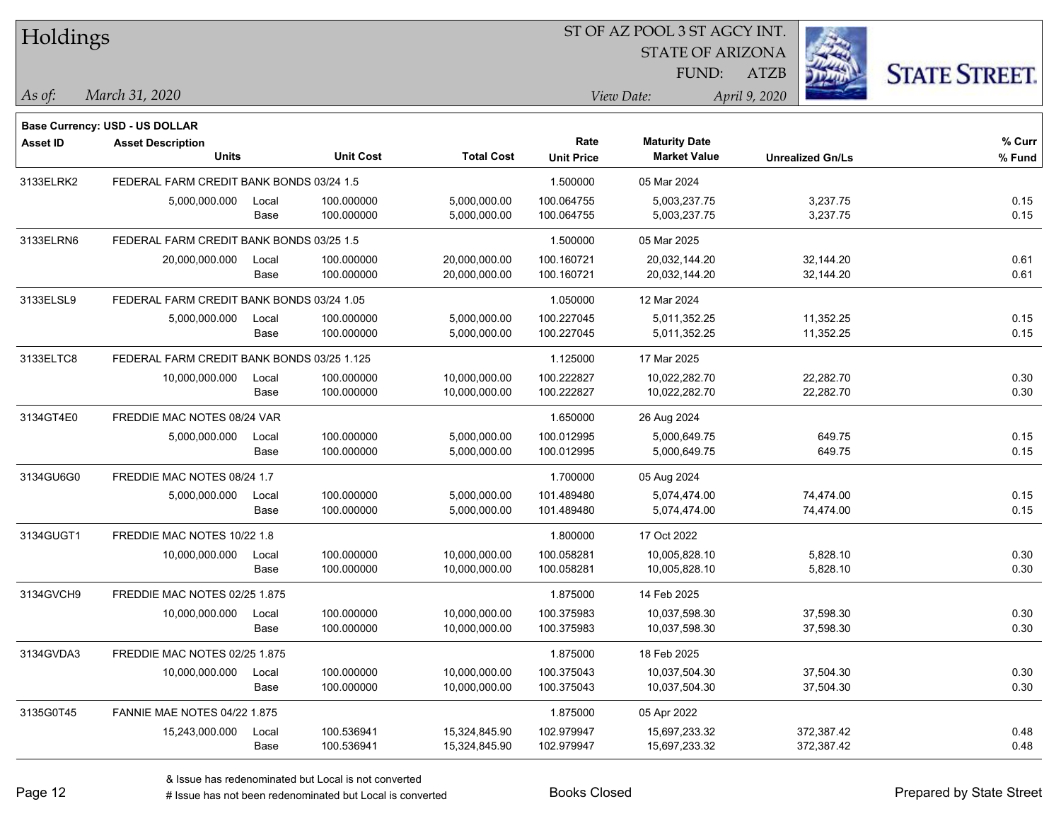# Holdings

ST OF AZ POOL 3 ST AGCY INT.
STATE OF ARIZONA
FUND: ATZB

*As of:* *March 31, 2020*

*View Date:* *April 9, 2020*

**Base Currency: USD - US DOLLAR**

| Asset ID | Asset Description / Units | | Unit Cost | Total Cost | Rate / Unit Price | Maturity Date / Market Value | Unrealized Gn/Ls | % Curr / % Fund |
|---|---|---|---|---|---|---|---|---|
| 3133ELRK2 | FEDERAL FARM CREDIT BANK BONDS 03/24 1.5 | | | | 1.500000 | 05 Mar 2024 | | |
| | 5,000,000.000 | Local | 100.000000 | 5,000,000.00 | 100.064755 | 5,003,237.75 | 3,237.75 | 0.15 |
| | | Base | 100.000000 | 5,000,000.00 | 100.064755 | 5,003,237.75 | 3,237.75 | 0.15 |
| 3133ELRN6 | FEDERAL FARM CREDIT BANK BONDS 03/25 1.5 | | | | 1.500000 | 05 Mar 2025 | | |
| | 20,000,000.000 | Local | 100.000000 | 20,000,000.00 | 100.160721 | 20,032,144.20 | 32,144.20 | 0.61 |
| | | Base | 100.000000 | 20,000,000.00 | 100.160721 | 20,032,144.20 | 32,144.20 | 0.61 |
| 3133ELSL9 | FEDERAL FARM CREDIT BANK BONDS 03/24 1.05 | | | | 1.050000 | 12 Mar 2024 | | |
| | 5,000,000.000 | Local | 100.000000 | 5,000,000.00 | 100.227045 | 5,011,352.25 | 11,352.25 | 0.15 |
| | | Base | 100.000000 | 5,000,000.00 | 100.227045 | 5,011,352.25 | 11,352.25 | 0.15 |
| 3133ELTC8 | FEDERAL FARM CREDIT BANK BONDS 03/25 1.125 | | | | 1.125000 | 17 Mar 2025 | | |
| | 10,000,000.000 | Local | 100.000000 | 10,000,000.00 | 100.222827 | 10,022,282.70 | 22,282.70 | 0.30 |
| | | Base | 100.000000 | 10,000,000.00 | 100.222827 | 10,022,282.70 | 22,282.70 | 0.30 |
| 3134GT4E0 | FREDDIE MAC NOTES 08/24 VAR | | | | 1.650000 | 26 Aug 2024 | | |
| | 5,000,000.000 | Local | 100.000000 | 5,000,000.00 | 100.012995 | 5,000,649.75 | 649.75 | 0.15 |
| | | Base | 100.000000 | 5,000,000.00 | 100.012995 | 5,000,649.75 | 649.75 | 0.15 |
| 3134GU6G0 | FREDDIE MAC NOTES 08/24 1.7 | | | | 1.700000 | 05 Aug 2024 | | |
| | 5,000,000.000 | Local | 100.000000 | 5,000,000.00 | 101.489480 | 5,074,474.00 | 74,474.00 | 0.15 |
| | | Base | 100.000000 | 5,000,000.00 | 101.489480 | 5,074,474.00 | 74,474.00 | 0.15 |
| 3134GUGT1 | FREDDIE MAC NOTES 10/22 1.8 | | | | 1.800000 | 17 Oct 2022 | | |
| | 10,000,000.000 | Local | 100.000000 | 10,000,000.00 | 100.058281 | 10,005,828.10 | 5,828.10 | 0.30 |
| | | Base | 100.000000 | 10,000,000.00 | 100.058281 | 10,005,828.10 | 5,828.10 | 0.30 |
| 3134GVCH9 | FREDDIE MAC NOTES 02/25 1.875 | | | | 1.875000 | 14 Feb 2025 | | |
| | 10,000,000.000 | Local | 100.000000 | 10,000,000.00 | 100.375983 | 10,037,598.30 | 37,598.30 | 0.30 |
| | | Base | 100.000000 | 10,000,000.00 | 100.375983 | 10,037,598.30 | 37,598.30 | 0.30 |
| 3134GVDA3 | FREDDIE MAC NOTES 02/25 1.875 | | | | 1.875000 | 18 Feb 2025 | | |
| | 10,000,000.000 | Local | 100.000000 | 10,000,000.00 | 100.375043 | 10,037,504.30 | 37,504.30 | 0.30 |
| | | Base | 100.000000 | 10,000,000.00 | 100.375043 | 10,037,504.30 | 37,504.30 | 0.30 |
| 3135G0T45 | FANNIE MAE NOTES 04/22 1.875 | | | | 1.875000 | 05 Apr 2022 | | |
| | 15,243,000.000 | Local | 100.536941 | 15,324,845.90 | 102.979947 | 15,697,233.32 | 372,387.42 | 0.48 |
| | | Base | 100.536941 | 15,324,845.90 | 102.979947 | 15,697,233.32 | 372,387.42 | 0.48 |

& Issue has redenominated but Local is not converted
# Issue has not been redenominated but Local is converted

Books Closed

Prepared by State Street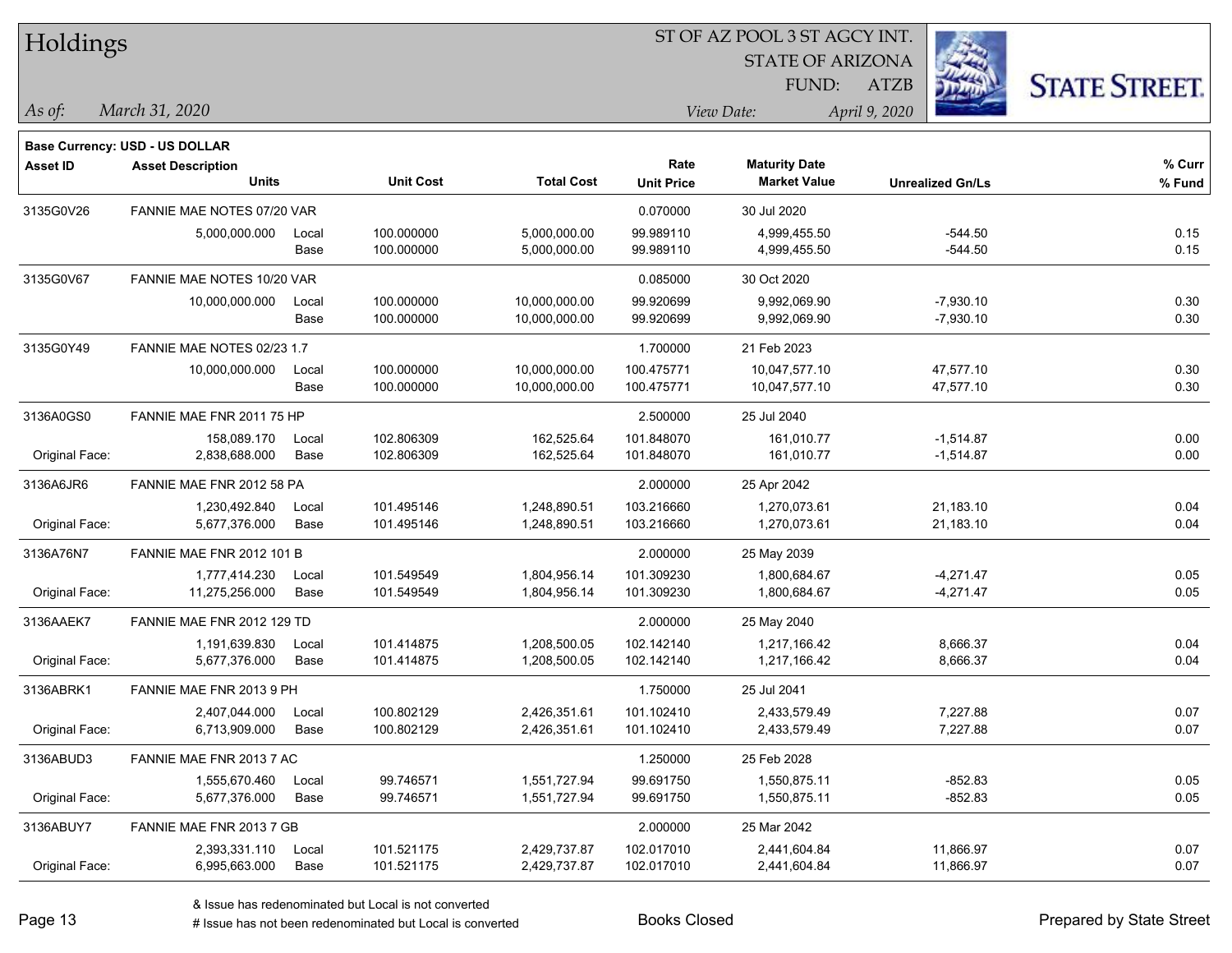# Holdings

ST OF AZ POOL 3 ST AGCY INT.
STATE OF ARIZONA
FUND: ATZB

*As of:* *March 31, 2020*

*View Date:* *April 9, 2020*

**Base Currency: USD - US DOLLAR**

| Asset ID | Asset Description / Units | | Unit Cost | Total Cost | Rate / Unit Price | Maturity Date / Market Value | Unrealized Gn/Ls | % Curr / % Fund |
|---|---|---|---|---|---|---|---|---|
| 3135G0V26 | FANNIE MAE NOTES 07/20 VAR | | | | 0.070000 | 30 Jul 2020 | | |
| | 5,000,000.000 | Local | 100.000000 | 5,000,000.00 | 99.989110 | 4,999,455.50 | -544.50 | 0.15 |
| | | Base | 100.000000 | 5,000,000.00 | 99.989110 | 4,999,455.50 | -544.50 | 0.15 |
| 3135G0V67 | FANNIE MAE NOTES 10/20 VAR | | | | 0.085000 | 30 Oct 2020 | | |
| | 10,000,000.000 | Local | 100.000000 | 10,000,000.00 | 99.920699 | 9,992,069.90 | -7,930.10 | 0.30 |
| | | Base | 100.000000 | 10,000,000.00 | 99.920699 | 9,992,069.90 | -7,930.10 | 0.30 |
| 3135G0Y49 | FANNIE MAE NOTES 02/23 1.7 | | | | 1.700000 | 21 Feb 2023 | | |
| | 10,000,000.000 | Local | 100.000000 | 10,000,000.00 | 100.475771 | 10,047,577.10 | 47,577.10 | 0.30 |
| | | Base | 100.000000 | 10,000,000.00 | 100.475771 | 10,047,577.10 | 47,577.10 | 0.30 |
| 3136A0GS0 | FANNIE MAE FNR 2011 75 HP | | | | 2.500000 | 25 Jul 2040 | | |
| | 158,089.170 | Local | 102.806309 | 162,525.64 | 101.848070 | 161,010.77 | -1,514.87 | 0.00 |
| Original Face: | 2,838,688.000 | Base | 102.806309 | 162,525.64 | 101.848070 | 161,010.77 | -1,514.87 | 0.00 |
| 3136A6JR6 | FANNIE MAE FNR 2012 58 PA | | | | 2.000000 | 25 Apr 2042 | | |
| | 1,230,492.840 | Local | 101.495146 | 1,248,890.51 | 103.216660 | 1,270,073.61 | 21,183.10 | 0.04 |
| Original Face: | 5,677,376.000 | Base | 101.495146 | 1,248,890.51 | 103.216660 | 1,270,073.61 | 21,183.10 | 0.04 |
| 3136A76N7 | FANNIE MAE FNR 2012 101 B | | | | 2.000000 | 25 May 2039 | | |
| | 1,777,414.230 | Local | 101.549549 | 1,804,956.14 | 101.309230 | 1,800,684.67 | -4,271.47 | 0.05 |
| Original Face: | 11,275,256.000 | Base | 101.549549 | 1,804,956.14 | 101.309230 | 1,800,684.67 | -4,271.47 | 0.05 |
| 3136AAEK7 | FANNIE MAE FNR 2012 129 TD | | | | 2.000000 | 25 May 2040 | | |
| | 1,191,639.830 | Local | 101.414875 | 1,208,500.05 | 102.142140 | 1,217,166.42 | 8,666.37 | 0.04 |
| Original Face: | 5,677,376.000 | Base | 101.414875 | 1,208,500.05 | 102.142140 | 1,217,166.42 | 8,666.37 | 0.04 |
| 3136ABRK1 | FANNIE MAE FNR 2013 9 PH | | | | 1.750000 | 25 Jul 2041 | | |
| | 2,407,044.000 | Local | 100.802129 | 2,426,351.61 | 101.102410 | 2,433,579.49 | 7,227.88 | 0.07 |
| Original Face: | 6,713,909.000 | Base | 100.802129 | 2,426,351.61 | 101.102410 | 2,433,579.49 | 7,227.88 | 0.07 |
| 3136ABUD3 | FANNIE MAE FNR 2013 7 AC | | | | 1.250000 | 25 Feb 2028 | | |
| | 1,555,670.460 | Local | 99.746571 | 1,551,727.94 | 99.691750 | 1,550,875.11 | -852.83 | 0.05 |
| Original Face: | 5,677,376.000 | Base | 99.746571 | 1,551,727.94 | 99.691750 | 1,550,875.11 | -852.83 | 0.05 |
| 3136ABUY7 | FANNIE MAE FNR 2013 7 GB | | | | 2.000000 | 25 Mar 2042 | | |
| | 2,393,331.110 | Local | 101.521175 | 2,429,737.87 | 102.017010 | 2,441,604.84 | 11,866.97 | 0.07 |
| Original Face: | 6,995,663.000 | Base | 101.521175 | 2,429,737.87 | 102.017010 | 2,441,604.84 | 11,866.97 | 0.07 |

& Issue has redenominated but Local is not converted
# Issue has not been redenominated but Local is converted

Books Closed

Prepared by State Street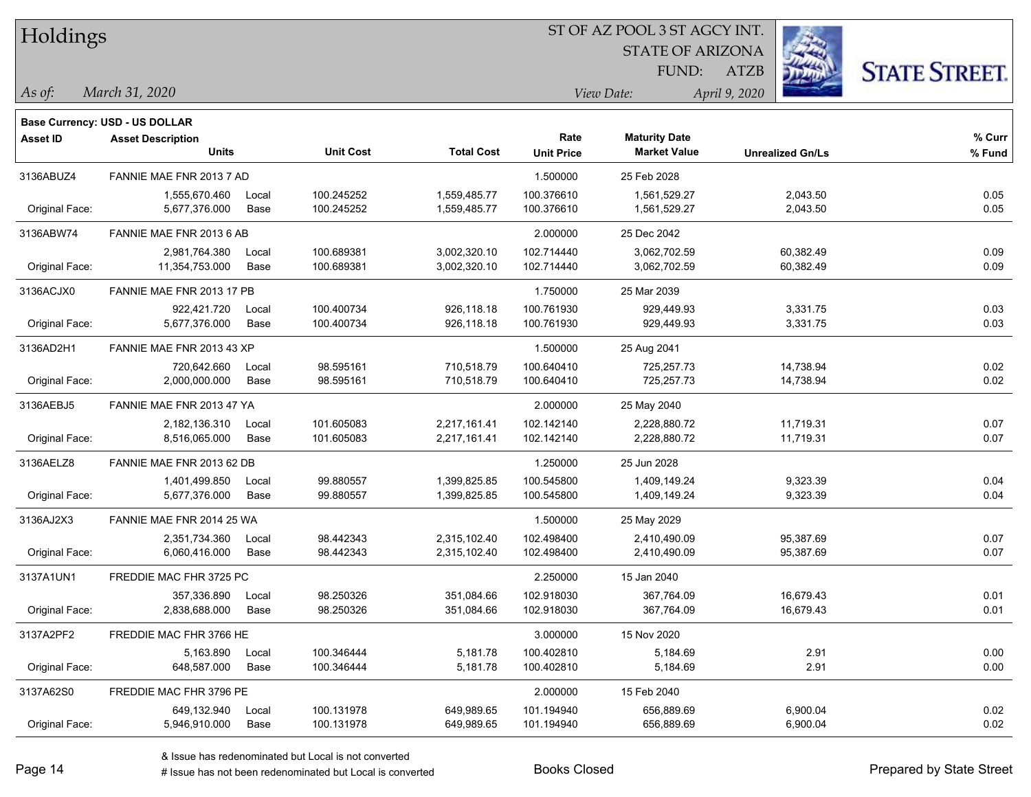# Holdings

ST OF AZ POOL 3 ST AGCY INT.
STATE OF ARIZONA
FUND: ATZB

*As of:* *March 31, 2020*

*View Date:* *April 9, 2020*

**Base Currency: USD - US DOLLAR**

| Asset ID | Asset Description / Units | | Unit Cost | Total Cost | Rate / Unit Price | Maturity Date / Market Value | Unrealized Gn/Ls | % Curr / % Fund |
|---|---|---|---|---|---|---|---|---|
| 3136ABUZ4 | FANNIE MAE FNR 2013 7 AD | | | | 1.500000 | 25 Feb 2028 | | |
| | 1,555,670.460 | Local | 100.245252 | 1,559,485.77 | 100.376610 | 1,561,529.27 | 2,043.50 | 0.05 |
| Original Face: | 5,677,376.000 | Base | 100.245252 | 1,559,485.77 | 100.376610 | 1,561,529.27 | 2,043.50 | 0.05 |
| 3136ABW74 | FANNIE MAE FNR 2013 6 AB | | | | 2.000000 | 25 Dec 2042 | | |
| | 2,981,764.380 | Local | 100.689381 | 3,002,320.10 | 102.714440 | 3,062,702.59 | 60,382.49 | 0.09 |
| Original Face: | 11,354,753.000 | Base | 100.689381 | 3,002,320.10 | 102.714440 | 3,062,702.59 | 60,382.49 | 0.09 |
| 3136ACJX0 | FANNIE MAE FNR 2013 17 PB | | | | 1.750000 | 25 Mar 2039 | | |
| | 922,421.720 | Local | 100.400734 | 926,118.18 | 100.761930 | 929,449.93 | 3,331.75 | 0.03 |
| Original Face: | 5,677,376.000 | Base | 100.400734 | 926,118.18 | 100.761930 | 929,449.93 | 3,331.75 | 0.03 |
| 3136AD2H1 | FANNIE MAE FNR 2013 43 XP | | | | 1.500000 | 25 Aug 2041 | | |
| | 720,642.660 | Local | 98.595161 | 710,518.79 | 100.640410 | 725,257.73 | 14,738.94 | 0.02 |
| Original Face: | 2,000,000.000 | Base | 98.595161 | 710,518.79 | 100.640410 | 725,257.73 | 14,738.94 | 0.02 |
| 3136AEBJ5 | FANNIE MAE FNR 2013 47 YA | | | | 2.000000 | 25 May 2040 | | |
| | 2,182,136.310 | Local | 101.605083 | 2,217,161.41 | 102.142140 | 2,228,880.72 | 11,719.31 | 0.07 |
| Original Face: | 8,516,065.000 | Base | 101.605083 | 2,217,161.41 | 102.142140 | 2,228,880.72 | 11,719.31 | 0.07 |
| 3136AELZ8 | FANNIE MAE FNR 2013 62 DB | | | | 1.250000 | 25 Jun 2028 | | |
| | 1,401,499.850 | Local | 99.880557 | 1,399,825.85 | 100.545800 | 1,409,149.24 | 9,323.39 | 0.04 |
| Original Face: | 5,677,376.000 | Base | 99.880557 | 1,399,825.85 | 100.545800 | 1,409,149.24 | 9,323.39 | 0.04 |
| 3136AJ2X3 | FANNIE MAE FNR 2014 25 WA | | | | 1.500000 | 25 May 2029 | | |
| | 2,351,734.360 | Local | 98.442343 | 2,315,102.40 | 102.498400 | 2,410,490.09 | 95,387.69 | 0.07 |
| Original Face: | 6,060,416.000 | Base | 98.442343 | 2,315,102.40 | 102.498400 | 2,410,490.09 | 95,387.69 | 0.07 |
| 3137A1UN1 | FREDDIE MAC FHR 3725 PC | | | | 2.250000 | 15 Jan 2040 | | |
| | 357,336.890 | Local | 98.250326 | 351,084.66 | 102.918030 | 367,764.09 | 16,679.43 | 0.01 |
| Original Face: | 2,838,688.000 | Base | 98.250326 | 351,084.66 | 102.918030 | 367,764.09 | 16,679.43 | 0.01 |
| 3137A2PF2 | FREDDIE MAC FHR 3766 HE | | | | 3.000000 | 15 Nov 2020 | | |
| | 5,163.890 | Local | 100.346444 | 5,181.78 | 100.402810 | 5,184.69 | 2.91 | 0.00 |
| Original Face: | 648,587.000 | Base | 100.346444 | 5,181.78 | 100.402810 | 5,184.69 | 2.91 | 0.00 |
| 3137A62S0 | FREDDIE MAC FHR 3796 PE | | | | 2.000000 | 15 Feb 2040 | | |
| | 649,132.940 | Local | 100.131978 | 649,989.65 | 101.194940 | 656,889.69 | 6,900.04 | 0.02 |
| Original Face: | 5,946,910.000 | Base | 100.131978 | 649,989.65 | 101.194940 | 656,889.69 | 6,900.04 | 0.02 |

& Issue has redenominated but Local is not converted
# Issue has not been redenominated but Local is converted

Books Closed

Prepared by State Street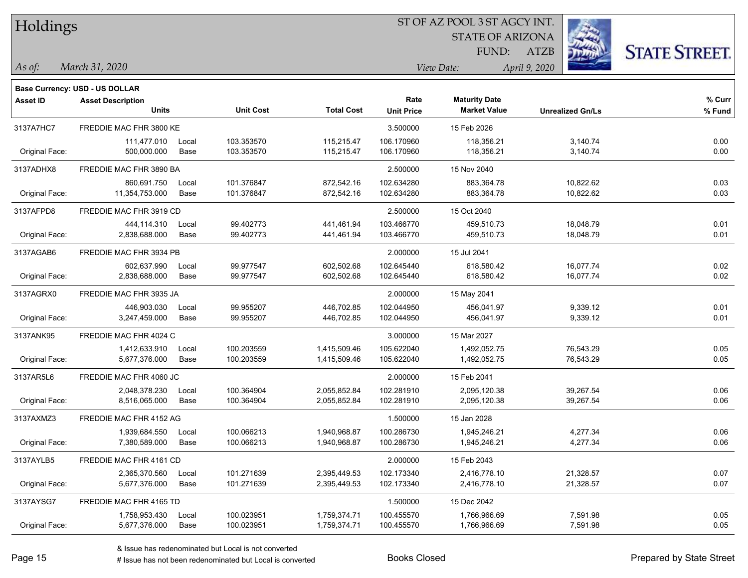# Holdings

ST OF AZ POOL 3 ST AGCY INT.
STATE OF ARIZONA
FUND: ATZB

*As of:* *March 31, 2020*
*View Date:* *April 9, 2020*

**Base Currency: USD - US DOLLAR**

| Asset ID | Asset Description / Units | | Unit Cost | Total Cost | Rate / Unit Price | Maturity Date / Market Value | Unrealized Gn/Ls | % Curr / % Fund |
|---|---|---|---|---|---|---|---|---|
| 3137A7HC7 | FREDDIE MAC FHR 3800 KE | | | | 3.500000 | 15 Feb 2026 | | |
| | 111,477.010 | Local | 103.353570 | 115,215.47 | 106.170960 | 118,356.21 | 3,140.74 | 0.00 |
| Original Face: | 500,000.000 | Base | 103.353570 | 115,215.47 | 106.170960 | 118,356.21 | 3,140.74 | 0.00 |
| 3137ADHX8 | FREDDIE MAC FHR 3890 BA | | | | 2.500000 | 15 Nov 2040 | | |
| | 860,691.750 | Local | 101.376847 | 872,542.16 | 102.634280 | 883,364.78 | 10,822.62 | 0.03 |
| Original Face: | 11,354,753.000 | Base | 101.376847 | 872,542.16 | 102.634280 | 883,364.78 | 10,822.62 | 0.03 |
| 3137AFPD8 | FREDDIE MAC FHR 3919 CD | | | | 2.500000 | 15 Oct 2040 | | |
| | 444,114.310 | Local | 99.402773 | 441,461.94 | 103.466770 | 459,510.73 | 18,048.79 | 0.01 |
| Original Face: | 2,838,688.000 | Base | 99.402773 | 441,461.94 | 103.466770 | 459,510.73 | 18,048.79 | 0.01 |
| 3137AGAB6 | FREDDIE MAC FHR 3934 PB | | | | 2.000000 | 15 Jul 2041 | | |
| | 602,637.990 | Local | 99.977547 | 602,502.68 | 102.645440 | 618,580.42 | 16,077.74 | 0.02 |
| Original Face: | 2,838,688.000 | Base | 99.977547 | 602,502.68 | 102.645440 | 618,580.42 | 16,077.74 | 0.02 |
| 3137AGRX0 | FREDDIE MAC FHR 3935 JA | | | | 2.000000 | 15 May 2041 | | |
| | 446,903.030 | Local | 99.955207 | 446,702.85 | 102.044950 | 456,041.97 | 9,339.12 | 0.01 |
| Original Face: | 3,247,459.000 | Base | 99.955207 | 446,702.85 | 102.044950 | 456,041.97 | 9,339.12 | 0.01 |
| 3137ANK95 | FREDDIE MAC FHR 4024 C | | | | 3.000000 | 15 Mar 2027 | | |
| | 1,412,633.910 | Local | 100.203559 | 1,415,509.46 | 105.622040 | 1,492,052.75 | 76,543.29 | 0.05 |
| Original Face: | 5,677,376.000 | Base | 100.203559 | 1,415,509.46 | 105.622040 | 1,492,052.75 | 76,543.29 | 0.05 |
| 3137AR5L6 | FREDDIE MAC FHR 4060 JC | | | | 2.000000 | 15 Feb 2041 | | |
| | 2,048,378.230 | Local | 100.364904 | 2,055,852.84 | 102.281910 | 2,095,120.38 | 39,267.54 | 0.06 |
| Original Face: | 8,516,065.000 | Base | 100.364904 | 2,055,852.84 | 102.281910 | 2,095,120.38 | 39,267.54 | 0.06 |
| 3137AXMZ3 | FREDDIE MAC FHR 4152 AG | | | | 1.500000 | 15 Jan 2028 | | |
| | 1,939,684.550 | Local | 100.066213 | 1,940,968.87 | 100.286730 | 1,945,246.21 | 4,277.34 | 0.06 |
| Original Face: | 7,380,589.000 | Base | 100.066213 | 1,940,968.87 | 100.286730 | 1,945,246.21 | 4,277.34 | 0.06 |
| 3137AYLB5 | FREDDIE MAC FHR 4161 CD | | | | 2.000000 | 15 Feb 2043 | | |
| | 2,365,370.560 | Local | 101.271639 | 2,395,449.53 | 102.173340 | 2,416,778.10 | 21,328.57 | 0.07 |
| Original Face: | 5,677,376.000 | Base | 101.271639 | 2,395,449.53 | 102.173340 | 2,416,778.10 | 21,328.57 | 0.07 |
| 3137AYSG7 | FREDDIE MAC FHR 4165 TD | | | | 1.500000 | 15 Dec 2042 | | |
| | 1,758,953.430 | Local | 100.023951 | 1,759,374.71 | 100.455570 | 1,766,966.69 | 7,591.98 | 0.05 |
| Original Face: | 5,677,376.000 | Base | 100.023951 | 1,759,374.71 | 100.455570 | 1,766,966.69 | 7,591.98 | 0.05 |

& Issue has redenominated but Local is not converted
# Issue has not been redenominated but Local is converted

Books Closed

Prepared by State Street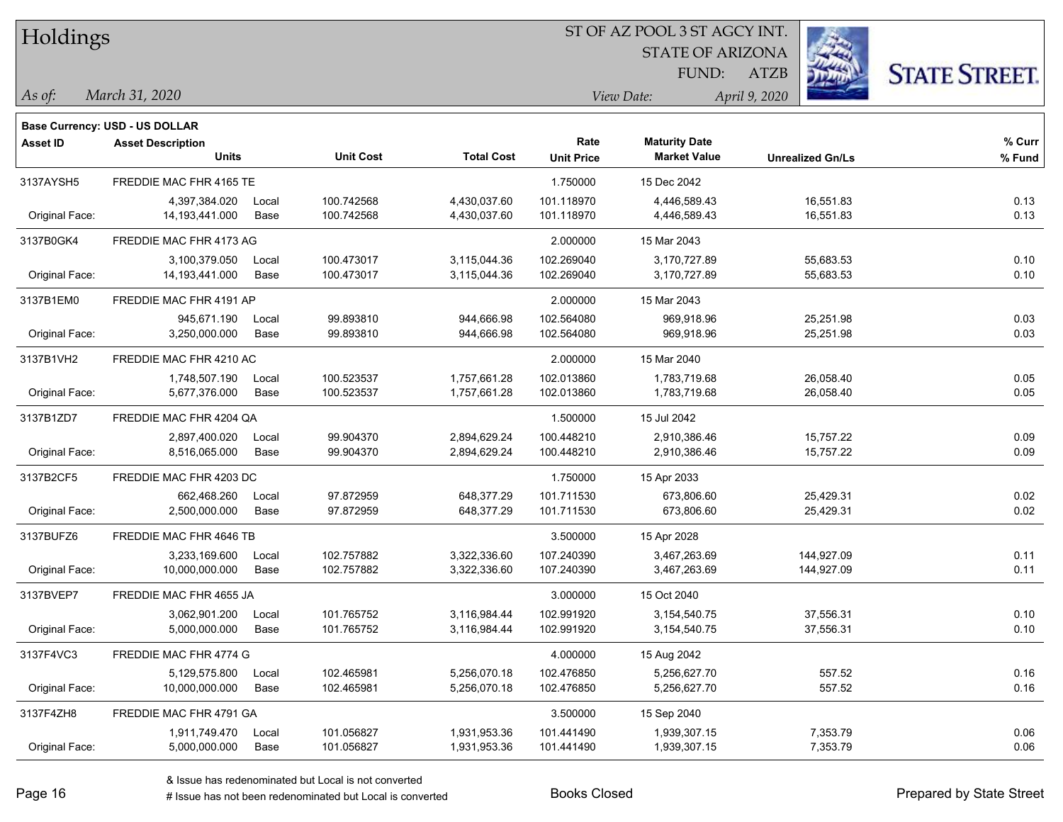# Holdings

ST OF AZ POOL 3 ST AGCY INT.
STATE OF ARIZONA
FUND: ATZB

*As of:* *March 31, 2020*
*View Date:* *April 9, 2020*

**Base Currency: USD - US DOLLAR**

| Asset ID | Asset Description / Units | | Unit Cost | Total Cost | Rate / Unit Price | Maturity Date / Market Value | Unrealized Gn/Ls | % Curr / % Fund |
|---|---|---|---|---|---|---|---|---|
| 3137AYSH5 | FREDDIE MAC FHR 4165 TE | | | | 1.750000 | 15 Dec 2042 | | |
| | 4,397,384.020 | Local | 100.742568 | 4,430,037.60 | 101.118970 | 4,446,589.43 | 16,551.83 | 0.13 |
| Original Face: | 14,193,441.000 | Base | 100.742568 | 4,430,037.60 | 101.118970 | 4,446,589.43 | 16,551.83 | 0.13 |
| 3137B0GK4 | FREDDIE MAC FHR 4173 AG | | | | 2.000000 | 15 Mar 2043 | | |
| | 3,100,379.050 | Local | 100.473017 | 3,115,044.36 | 102.269040 | 3,170,727.89 | 55,683.53 | 0.10 |
| Original Face: | 14,193,441.000 | Base | 100.473017 | 3,115,044.36 | 102.269040 | 3,170,727.89 | 55,683.53 | 0.10 |
| 3137B1EM0 | FREDDIE MAC FHR 4191 AP | | | | 2.000000 | 15 Mar 2043 | | |
| | 945,671.190 | Local | 99.893810 | 944,666.98 | 102.564080 | 969,918.96 | 25,251.98 | 0.03 |
| Original Face: | 3,250,000.000 | Base | 99.893810 | 944,666.98 | 102.564080 | 969,918.96 | 25,251.98 | 0.03 |
| 3137B1VH2 | FREDDIE MAC FHR 4210 AC | | | | 2.000000 | 15 Mar 2040 | | |
| | 1,748,507.190 | Local | 100.523537 | 1,757,661.28 | 102.013860 | 1,783,719.68 | 26,058.40 | 0.05 |
| Original Face: | 5,677,376.000 | Base | 100.523537 | 1,757,661.28 | 102.013860 | 1,783,719.68 | 26,058.40 | 0.05 |
| 3137B1ZD7 | FREDDIE MAC FHR 4204 QA | | | | 1.500000 | 15 Jul 2042 | | |
| | 2,897,400.020 | Local | 99.904370 | 2,894,629.24 | 100.448210 | 2,910,386.46 | 15,757.22 | 0.09 |
| Original Face: | 8,516,065.000 | Base | 99.904370 | 2,894,629.24 | 100.448210 | 2,910,386.46 | 15,757.22 | 0.09 |
| 3137B2CF5 | FREDDIE MAC FHR 4203 DC | | | | 1.750000 | 15 Apr 2033 | | |
| | 662,468.260 | Local | 97.872959 | 648,377.29 | 101.711530 | 673,806.60 | 25,429.31 | 0.02 |
| Original Face: | 2,500,000.000 | Base | 97.872959 | 648,377.29 | 101.711530 | 673,806.60 | 25,429.31 | 0.02 |
| 3137BUFZ6 | FREDDIE MAC FHR 4646 TB | | | | 3.500000 | 15 Apr 2028 | | |
| | 3,233,169.600 | Local | 102.757882 | 3,322,336.60 | 107.240390 | 3,467,263.69 | 144,927.09 | 0.11 |
| Original Face: | 10,000,000.000 | Base | 102.757882 | 3,322,336.60 | 107.240390 | 3,467,263.69 | 144,927.09 | 0.11 |
| 3137BVEP7 | FREDDIE MAC FHR 4655 JA | | | | 3.000000 | 15 Oct 2040 | | |
| | 3,062,901.200 | Local | 101.765752 | 3,116,984.44 | 102.991920 | 3,154,540.75 | 37,556.31 | 0.10 |
| Original Face: | 5,000,000.000 | Base | 101.765752 | 3,116,984.44 | 102.991920 | 3,154,540.75 | 37,556.31 | 0.10 |
| 3137F4VC3 | FREDDIE MAC FHR 4774 G | | | | 4.000000 | 15 Aug 2042 | | |
| | 5,129,575.800 | Local | 102.465981 | 5,256,070.18 | 102.476850 | 5,256,627.70 | 557.52 | 0.16 |
| Original Face: | 10,000,000.000 | Base | 102.465981 | 5,256,070.18 | 102.476850 | 5,256,627.70 | 557.52 | 0.16 |
| 3137F4ZH8 | FREDDIE MAC FHR 4791 GA | | | | 3.500000 | 15 Sep 2040 | | |
| | 1,911,749.470 | Local | 101.056827 | 1,931,953.36 | 101.441490 | 1,939,307.15 | 7,353.79 | 0.06 |
| Original Face: | 5,000,000.000 | Base | 101.056827 | 1,931,953.36 | 101.441490 | 1,939,307.15 | 7,353.79 | 0.06 |

& Issue has redenominated but Local is not converted
# Issue has not been redenominated but Local is converted

Books Closed

Prepared by State Street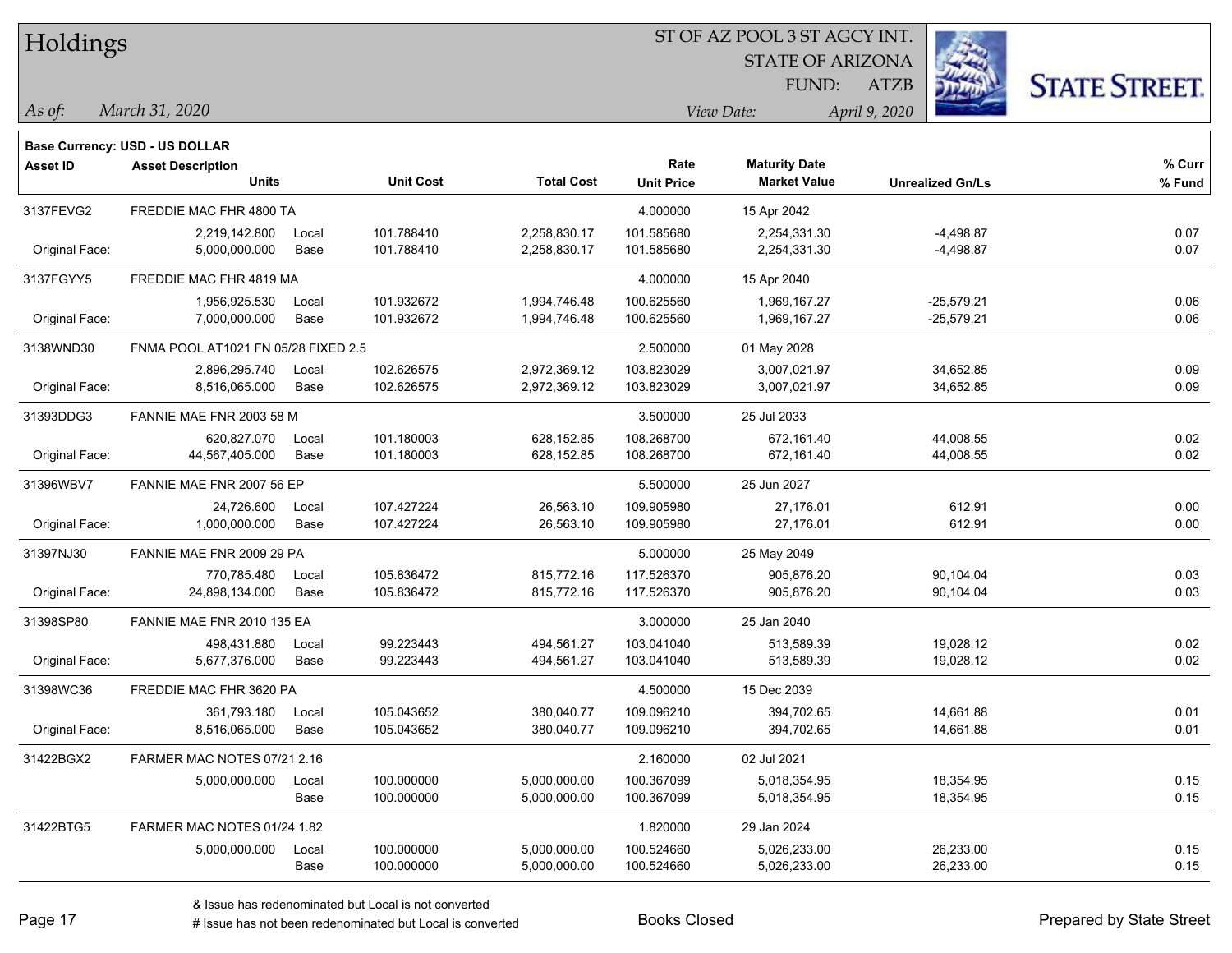# Holdings

ST OF AZ POOL 3 ST AGCY INT.
STATE OF ARIZONA
FUND: ATZB

*As of:* *March 31, 2020*

*View Date:* *April 9, 2020*

**Base Currency: USD - US DOLLAR**

| Asset ID | Asset Description / Units | | Unit Cost | Total Cost | Rate / Unit Price | Maturity Date / Market Value | Unrealized Gn/Ls | % Curr / % Fund |
|---|---|---|---|---|---|---|---|---|
| 3137FEVG2 | FREDDIE MAC FHR 4800 TA | | | | 4.000000 | 15 Apr 2042 | | |
| | 2,219,142.800 | Local | 101.788410 | 2,258,830.17 | 101.585680 | 2,254,331.30 | -4,498.87 | 0.07 |
| Original Face: | 5,000,000.000 | Base | 101.788410 | 2,258,830.17 | 101.585680 | 2,254,331.30 | -4,498.87 | 0.07 |
| 3137FGYY5 | FREDDIE MAC FHR 4819 MA | | | | 4.000000 | 15 Apr 2040 | | |
| | 1,956,925.530 | Local | 101.932672 | 1,994,746.48 | 100.625560 | 1,969,167.27 | -25,579.21 | 0.06 |
| Original Face: | 7,000,000.000 | Base | 101.932672 | 1,994,746.48 | 100.625560 | 1,969,167.27 | -25,579.21 | 0.06 |
| 3138WND30 | FNMA POOL AT1021 FN 05/28 FIXED 2.5 | | | | 2.500000 | 01 May 2028 | | |
| | 2,896,295.740 | Local | 102.626575 | 2,972,369.12 | 103.823029 | 3,007,021.97 | 34,652.85 | 0.09 |
| Original Face: | 8,516,065.000 | Base | 102.626575 | 2,972,369.12 | 103.823029 | 3,007,021.97 | 34,652.85 | 0.09 |
| 31393DDG3 | FANNIE MAE FNR 2003 58 M | | | | 3.500000 | 25 Jul 2033 | | |
| | 620,827.070 | Local | 101.180003 | 628,152.85 | 108.268700 | 672,161.40 | 44,008.55 | 0.02 |
| Original Face: | 44,567,405.000 | Base | 101.180003 | 628,152.85 | 108.268700 | 672,161.40 | 44,008.55 | 0.02 |
| 31396WBV7 | FANNIE MAE FNR 2007 56 EP | | | | 5.500000 | 25 Jun 2027 | | |
| | 24,726.600 | Local | 107.427224 | 26,563.10 | 109.905980 | 27,176.01 | 612.91 | 0.00 |
| Original Face: | 1,000,000.000 | Base | 107.427224 | 26,563.10 | 109.905980 | 27,176.01 | 612.91 | 0.00 |
| 31397NJ30 | FANNIE MAE FNR 2009 29 PA | | | | 5.000000 | 25 May 2049 | | |
| | 770,785.480 | Local | 105.836472 | 815,772.16 | 117.526370 | 905,876.20 | 90,104.04 | 0.03 |
| Original Face: | 24,898,134.000 | Base | 105.836472 | 815,772.16 | 117.526370 | 905,876.20 | 90,104.04 | 0.03 |
| 31398SP80 | FANNIE MAE FNR 2010 135 EA | | | | 3.000000 | 25 Jan 2040 | | |
| | 498,431.880 | Local | 99.223443 | 494,561.27 | 103.041040 | 513,589.39 | 19,028.12 | 0.02 |
| Original Face: | 5,677,376.000 | Base | 99.223443 | 494,561.27 | 103.041040 | 513,589.39 | 19,028.12 | 0.02 |
| 31398WC36 | FREDDIE MAC FHR 3620 PA | | | | 4.500000 | 15 Dec 2039 | | |
| | 361,793.180 | Local | 105.043652 | 380,040.77 | 109.096210 | 394,702.65 | 14,661.88 | 0.01 |
| Original Face: | 8,516,065.000 | Base | 105.043652 | 380,040.77 | 109.096210 | 394,702.65 | 14,661.88 | 0.01 |
| 31422BGX2 | FARMER MAC NOTES 07/21 2.16 | | | | 2.160000 | 02 Jul 2021 | | |
| | 5,000,000.000 | Local | 100.000000 | 5,000,000.00 | 100.367099 | 5,018,354.95 | 18,354.95 | 0.15 |
| | | Base | 100.000000 | 5,000,000.00 | 100.367099 | 5,018,354.95 | 18,354.95 | 0.15 |
| 31422BTG5 | FARMER MAC NOTES 01/24 1.82 | | | | 1.820000 | 29 Jan 2024 | | |
| | 5,000,000.000 | Local | 100.000000 | 5,000,000.00 | 100.524660 | 5,026,233.00 | 26,233.00 | 0.15 |
| | | Base | 100.000000 | 5,000,000.00 | 100.524660 | 5,026,233.00 | 26,233.00 | 0.15 |

& Issue has redenominated but Local is not converted
# Issue has not been redenominated but Local is converted

Books Closed

Prepared by State Street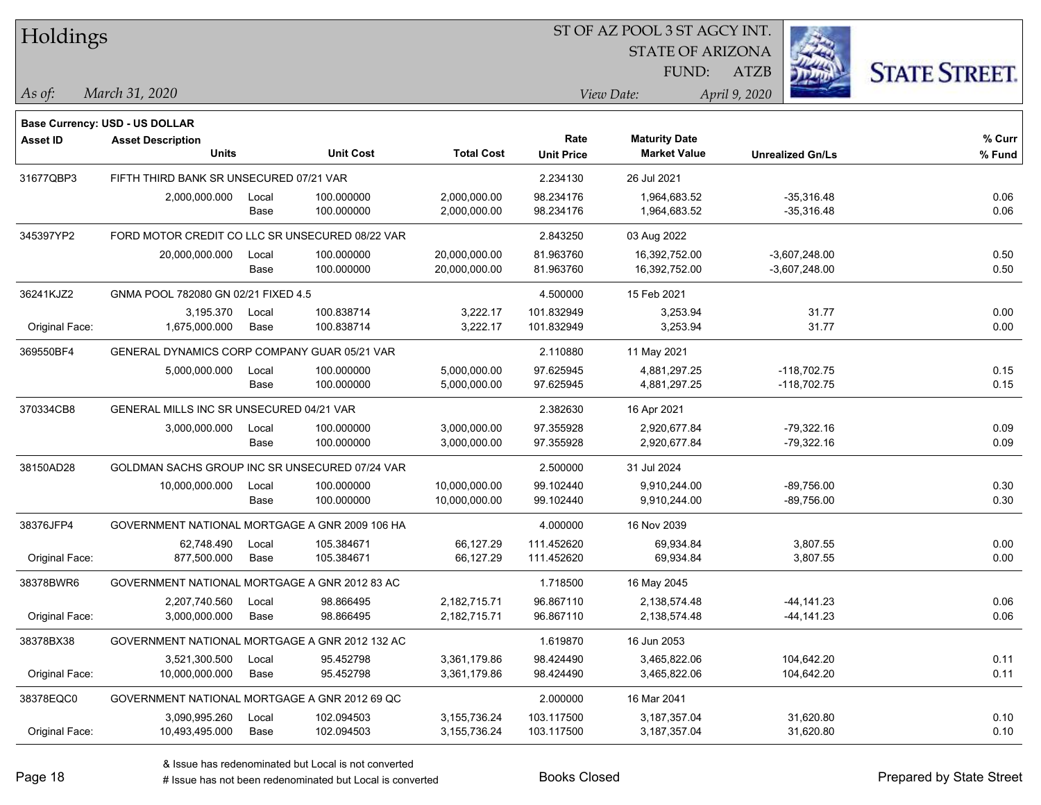# Holdings

ST OF AZ POOL 3 ST AGCY INT.
STATE OF ARIZONA
FUND: ATZB

*As of:* *March 31, 2020*

*View Date:* *April 9, 2020*

**Base Currency: USD - US DOLLAR**

| Asset ID | Asset Description / Units | | Unit Cost | Total Cost | Rate / Unit Price | Maturity Date / Market Value | Unrealized Gn/Ls | % Curr / % Fund |
|---|---|---|---|---|---|---|---|---|
| 31677QBP3 | FIFTH THIRD BANK SR UNSECURED 07/21 VAR | | | | 2.234130 | 26 Jul 2021 | | |
| | 2,000,000.000 | Local | 100.000000 | 2,000,000.00 | 98.234176 | 1,964,683.52 | -35,316.48 | 0.06 |
| | | Base | 100.000000 | 2,000,000.00 | 98.234176 | 1,964,683.52 | -35,316.48 | 0.06 |
| 345397YP2 | FORD MOTOR CREDIT CO LLC SR UNSECURED 08/22 VAR | | | | 2.843250 | 03 Aug 2022 | | |
| | 20,000,000.000 | Local | 100.000000 | 20,000,000.00 | 81.963760 | 16,392,752.00 | -3,607,248.00 | 0.50 |
| | | Base | 100.000000 | 20,000,000.00 | 81.963760 | 16,392,752.00 | -3,607,248.00 | 0.50 |
| 36241KJZ2 | GNMA POOL 782080 GN 02/21 FIXED 4.5 | | | | 4.500000 | 15 Feb 2021 | | |
| | 3,195.370 | Local | 100.838714 | 3,222.17 | 101.832949 | 3,253.94 | 31.77 | 0.00 |
| Original Face: | 1,675,000.000 | Base | 100.838714 | 3,222.17 | 101.832949 | 3,253.94 | 31.77 | 0.00 |
| 369550BF4 | GENERAL DYNAMICS CORP COMPANY GUAR 05/21 VAR | | | | 2.110880 | 11 May 2021 | | |
| | 5,000,000.000 | Local | 100.000000 | 5,000,000.00 | 97.625945 | 4,881,297.25 | -118,702.75 | 0.15 |
| | | Base | 100.000000 | 5,000,000.00 | 97.625945 | 4,881,297.25 | -118,702.75 | 0.15 |
| 370334CB8 | GENERAL MILLS INC SR UNSECURED 04/21 VAR | | | | 2.382630 | 16 Apr 2021 | | |
| | 3,000,000.000 | Local | 100.000000 | 3,000,000.00 | 97.355928 | 2,920,677.84 | -79,322.16 | 0.09 |
| | | Base | 100.000000 | 3,000,000.00 | 97.355928 | 2,920,677.84 | -79,322.16 | 0.09 |
| 38150AD28 | GOLDMAN SACHS GROUP INC SR UNSECURED 07/24 VAR | | | | 2.500000 | 31 Jul 2024 | | |
| | 10,000,000.000 | Local | 100.000000 | 10,000,000.00 | 99.102440 | 9,910,244.00 | -89,756.00 | 0.30 |
| | | Base | 100.000000 | 10,000,000.00 | 99.102440 | 9,910,244.00 | -89,756.00 | 0.30 |
| 38376JFP4 | GOVERNMENT NATIONAL MORTGAGE A GNR 2009 106 HA | | | | 4.000000 | 16 Nov 2039 | | |
| | 62,748.490 | Local | 105.384671 | 66,127.29 | 111.452620 | 69,934.84 | 3,807.55 | 0.00 |
| Original Face: | 877,500.000 | Base | 105.384671 | 66,127.29 | 111.452620 | 69,934.84 | 3,807.55 | 0.00 |
| 38378BWR6 | GOVERNMENT NATIONAL MORTGAGE A GNR 2012 83 AC | | | | 1.718500 | 16 May 2045 | | |
| | 2,207,740.560 | Local | 98.866495 | 2,182,715.71 | 96.867110 | 2,138,574.48 | -44,141.23 | 0.06 |
| Original Face: | 3,000,000.000 | Base | 98.866495 | 2,182,715.71 | 96.867110 | 2,138,574.48 | -44,141.23 | 0.06 |
| 38378BX38 | GOVERNMENT NATIONAL MORTGAGE A GNR 2012 132 AC | | | | 1.619870 | 16 Jun 2053 | | |
| | 3,521,300.500 | Local | 95.452798 | 3,361,179.86 | 98.424490 | 3,465,822.06 | 104,642.20 | 0.11 |
| Original Face: | 10,000,000.000 | Base | 95.452798 | 3,361,179.86 | 98.424490 | 3,465,822.06 | 104,642.20 | 0.11 |
| 38378EQC0 | GOVERNMENT NATIONAL MORTGAGE A GNR 2012 69 QC | | | | 2.000000 | 16 Mar 2041 | | |
| | 3,090,995.260 | Local | 102.094503 | 3,155,736.24 | 103.117500 | 3,187,357.04 | 31,620.80 | 0.10 |
| Original Face: | 10,493,495.000 | Base | 102.094503 | 3,155,736.24 | 103.117500 | 3,187,357.04 | 31,620.80 | 0.10 |

& Issue has redenominated but Local is not converted
# Issue has not been redenominated but Local is converted

Books Closed

Prepared by State Street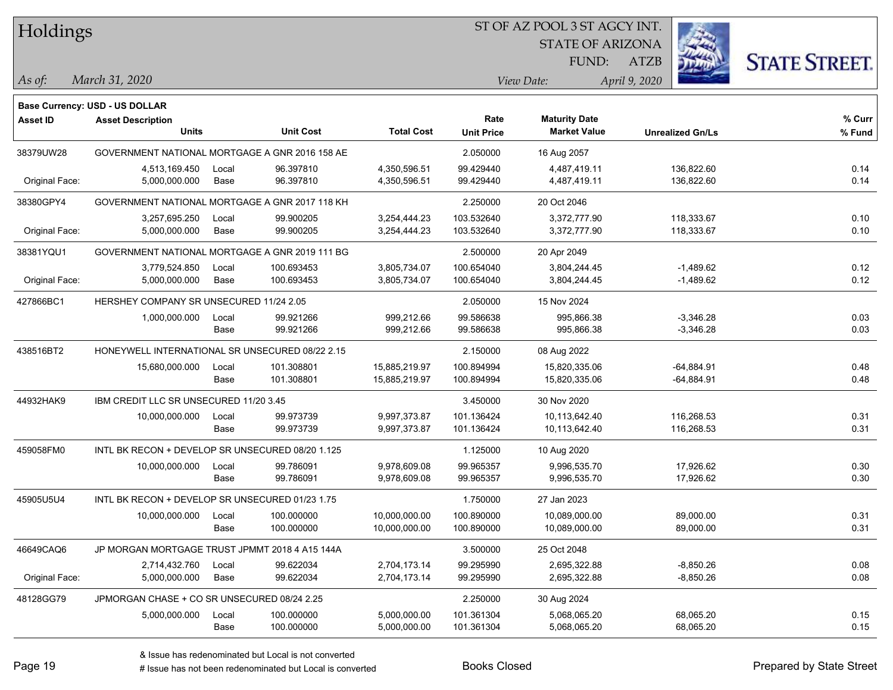# Holdings

ST OF AZ POOL 3 ST AGCY INT.
STATE OF ARIZONA
FUND: ATZB

*As of:* *March 31, 2020*
*View Date:* *April 9, 2020*

**Base Currency: USD - US DOLLAR**

| Asset ID | Asset Description / Units | | Unit Cost | Total Cost | Rate / Unit Price | Maturity Date / Market Value | Unrealized Gn/Ls | % Curr / % Fund |
|---|---|---|---|---|---|---|---|---|
| 38379UW28 | GOVERNMENT NATIONAL MORTGAGE A GNR 2016 158 AE | | | | 2.050000 | 16 Aug 2057 | | |
| | 4,513,169.450 | Local | 96.397810 | 4,350,596.51 | 99.429440 | 4,487,419.11 | 136,822.60 | 0.14 |
| Original Face: | 5,000,000.000 | Base | 96.397810 | 4,350,596.51 | 99.429440 | 4,487,419.11 | 136,822.60 | 0.14 |
| 38380GPY4 | GOVERNMENT NATIONAL MORTGAGE A GNR 2017 118 KH | | | | 2.250000 | 20 Oct 2046 | | |
| | 3,257,695.250 | Local | 99.900205 | 3,254,444.23 | 103.532640 | 3,372,777.90 | 118,333.67 | 0.10 |
| Original Face: | 5,000,000.000 | Base | 99.900205 | 3,254,444.23 | 103.532640 | 3,372,777.90 | 118,333.67 | 0.10 |
| 38381YQU1 | GOVERNMENT NATIONAL MORTGAGE A GNR 2019 111 BG | | | | 2.500000 | 20 Apr 2049 | | |
| | 3,779,524.850 | Local | 100.693453 | 3,805,734.07 | 100.654040 | 3,804,244.45 | -1,489.62 | 0.12 |
| Original Face: | 5,000,000.000 | Base | 100.693453 | 3,805,734.07 | 100.654040 | 3,804,244.45 | -1,489.62 | 0.12 |
| 427866BC1 | HERSHEY COMPANY SR UNSECURED 11/24 2.05 | | | | 2.050000 | 15 Nov 2024 | | |
| | 1,000,000.000 | Local | 99.921266 | 999,212.66 | 99.586638 | 995,866.38 | -3,346.28 | 0.03 |
| | | Base | 99.921266 | 999,212.66 | 99.586638 | 995,866.38 | -3,346.28 | 0.03 |
| 438516BT2 | HONEYWELL INTERNATIONAL SR UNSECURED 08/22 2.15 | | | | 2.150000 | 08 Aug 2022 | | |
| | 15,680,000.000 | Local | 101.308801 | 15,885,219.97 | 100.894994 | 15,820,335.06 | -64,884.91 | 0.48 |
| | | Base | 101.308801 | 15,885,219.97 | 100.894994 | 15,820,335.06 | -64,884.91 | 0.48 |
| 44932HAK9 | IBM CREDIT LLC SR UNSECURED 11/20 3.45 | | | | 3.450000 | 30 Nov 2020 | | |
| | 10,000,000.000 | Local | 99.973739 | 9,997,373.87 | 101.136424 | 10,113,642.40 | 116,268.53 | 0.31 |
| | | Base | 99.973739 | 9,997,373.87 | 101.136424 | 10,113,642.40 | 116,268.53 | 0.31 |
| 459058FM0 | INTL BK RECON + DEVELOP SR UNSECURED 08/20 1.125 | | | | 1.125000 | 10 Aug 2020 | | |
| | 10,000,000.000 | Local | 99.786091 | 9,978,609.08 | 99.965357 | 9,996,535.70 | 17,926.62 | 0.30 |
| | | Base | 99.786091 | 9,978,609.08 | 99.965357 | 9,996,535.70 | 17,926.62 | 0.30 |
| 45905U5U4 | INTL BK RECON + DEVELOP SR UNSECURED 01/23 1.75 | | | | 1.750000 | 27 Jan 2023 | | |
| | 10,000,000.000 | Local | 100.000000 | 10,000,000.00 | 100.890000 | 10,089,000.00 | 89,000.00 | 0.31 |
| | | Base | 100.000000 | 10,000,000.00 | 100.890000 | 10,089,000.00 | 89,000.00 | 0.31 |
| 46649CAQ6 | JP MORGAN MORTGAGE TRUST JPMMT 2018 4 A15 144A | | | | 3.500000 | 25 Oct 2048 | | |
| | 2,714,432.760 | Local | 99.622034 | 2,704,173.14 | 99.295990 | 2,695,322.88 | -8,850.26 | 0.08 |
| Original Face: | 5,000,000.000 | Base | 99.622034 | 2,704,173.14 | 99.295990 | 2,695,322.88 | -8,850.26 | 0.08 |
| 48128GG79 | JPMORGAN CHASE + CO SR UNSECURED 08/24 2.25 | | | | 2.250000 | 30 Aug 2024 | | |
| | 5,000,000.000 | Local | 100.000000 | 5,000,000.00 | 101.361304 | 5,068,065.20 | 68,065.20 | 0.15 |
| | | Base | 100.000000 | 5,000,000.00 | 101.361304 | 5,068,065.20 | 68,065.20 | 0.15 |

& Issue has redenominated but Local is not converted
# Issue has not been redenominated but Local is converted

Books Closed

Prepared by State Street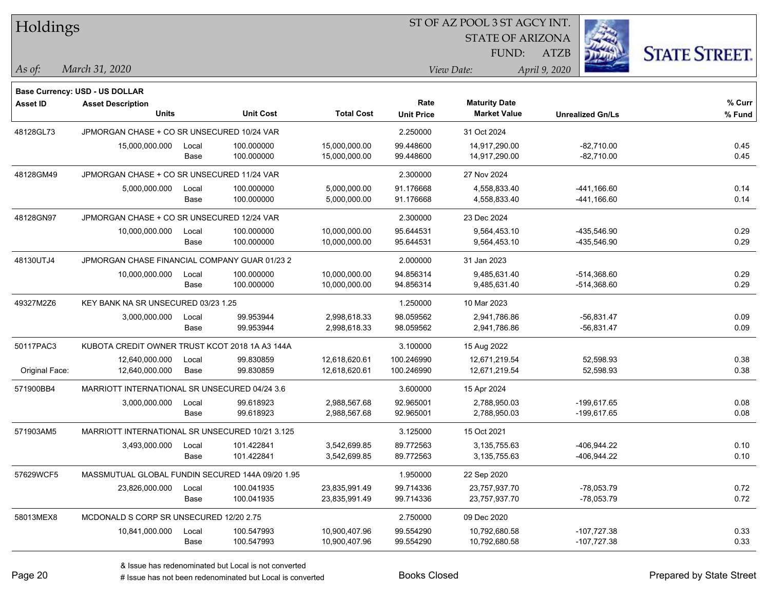# Holdings

ST OF AZ POOL 3 ST AGCY INT.
STATE OF ARIZONA
FUND: ATZB

*As of:* *March 31, 2020*

*View Date:* *April 9, 2020*

**Base Currency: USD - US DOLLAR**

| Asset ID | Asset Description / Units | | Unit Cost | Total Cost | Rate / Unit Price | Maturity Date / Market Value | Unrealized Gn/Ls | % Curr / % Fund |
|---|---|---|---|---|---|---|---|---|
| 48128GL73 | JPMORGAN CHASE + CO SR UNSECURED 10/24 VAR | | | | 2.250000 | 31 Oct 2024 | | |
| | 15,000,000.000 | Local | 100.000000 | 15,000,000.00 | 99.448600 | 14,917,290.00 | -82,710.00 | 0.45 |
| | | Base | 100.000000 | 15,000,000.00 | 99.448600 | 14,917,290.00 | -82,710.00 | 0.45 |
| 48128GM49 | JPMORGAN CHASE + CO SR UNSECURED 11/24 VAR | | | | 2.300000 | 27 Nov 2024 | | |
| | 5,000,000.000 | Local | 100.000000 | 5,000,000.00 | 91.176668 | 4,558,833.40 | -441,166.60 | 0.14 |
| | | Base | 100.000000 | 5,000,000.00 | 91.176668 | 4,558,833.40 | -441,166.60 | 0.14 |
| 48128GN97 | JPMORGAN CHASE + CO SR UNSECURED 12/24 VAR | | | | 2.300000 | 23 Dec 2024 | | |
| | 10,000,000.000 | Local | 100.000000 | 10,000,000.00 | 95.644531 | 9,564,453.10 | -435,546.90 | 0.29 |
| | | Base | 100.000000 | 10,000,000.00 | 95.644531 | 9,564,453.10 | -435,546.90 | 0.29 |
| 48130UTJ4 | JPMORGAN CHASE FINANCIAL COMPANY GUAR 01/23 2 | | | | 2.000000 | 31 Jan 2023 | | |
| | 10,000,000.000 | Local | 100.000000 | 10,000,000.00 | 94.856314 | 9,485,631.40 | -514,368.60 | 0.29 |
| | | Base | 100.000000 | 10,000,000.00 | 94.856314 | 9,485,631.40 | -514,368.60 | 0.29 |
| 49327M2Z6 | KEY BANK NA SR UNSECURED 03/23 1.25 | | | | 1.250000 | 10 Mar 2023 | | |
| | 3,000,000.000 | Local | 99.953944 | 2,998,618.33 | 98.059562 | 2,941,786.86 | -56,831.47 | 0.09 |
| | | Base | 99.953944 | 2,998,618.33 | 98.059562 | 2,941,786.86 | -56,831.47 | 0.09 |
| 50117PAC3 | KUBOTA CREDIT OWNER TRUST KCOT 2018 1A A3 144A | | | | 3.100000 | 15 Aug 2022 | | |
| | 12,640,000.000 | Local | 99.830859 | 12,618,620.61 | 100.246990 | 12,671,219.54 | 52,598.93 | 0.38 |
| Original Face: | 12,640,000.000 | Base | 99.830859 | 12,618,620.61 | 100.246990 | 12,671,219.54 | 52,598.93 | 0.38 |
| 571900BB4 | MARRIOTT INTERNATIONAL SR UNSECURED 04/24 3.6 | | | | 3.600000 | 15 Apr 2024 | | |
| | 3,000,000.000 | Local | 99.618923 | 2,988,567.68 | 92.965001 | 2,788,950.03 | -199,617.65 | 0.08 |
| | | Base | 99.618923 | 2,988,567.68 | 92.965001 | 2,788,950.03 | -199,617.65 | 0.08 |
| 571903AM5 | MARRIOTT INTERNATIONAL SR UNSECURED 10/21 3.125 | | | | 3.125000 | 15 Oct 2021 | | |
| | 3,493,000.000 | Local | 101.422841 | 3,542,699.85 | 89.772563 | 3,135,755.63 | -406,944.22 | 0.10 |
| | | Base | 101.422841 | 3,542,699.85 | 89.772563 | 3,135,755.63 | -406,944.22 | 0.10 |
| 57629WCF5 | MASSMUTUAL GLOBAL FUNDIN SECURED 144A 09/20 1.95 | | | | 1.950000 | 22 Sep 2020 | | |
| | 23,826,000.000 | Local | 100.041935 | 23,835,991.49 | 99.714336 | 23,757,937.70 | -78,053.79 | 0.72 |
| | | Base | 100.041935 | 23,835,991.49 | 99.714336 | 23,757,937.70 | -78,053.79 | 0.72 |
| 58013MEX8 | MCDONALD S CORP SR UNSECURED 12/20 2.75 | | | | 2.750000 | 09 Dec 2020 | | |
| | 10,841,000.000 | Local | 100.547993 | 10,900,407.96 | 99.554290 | 10,792,680.58 | -107,727.38 | 0.33 |
| | | Base | 100.547993 | 10,900,407.96 | 99.554290 | 10,792,680.58 | -107,727.38 | 0.33 |

& Issue has redenominated but Local is not converted
# Issue has not been redenominated but Local is converted

Books Closed

Prepared by State Street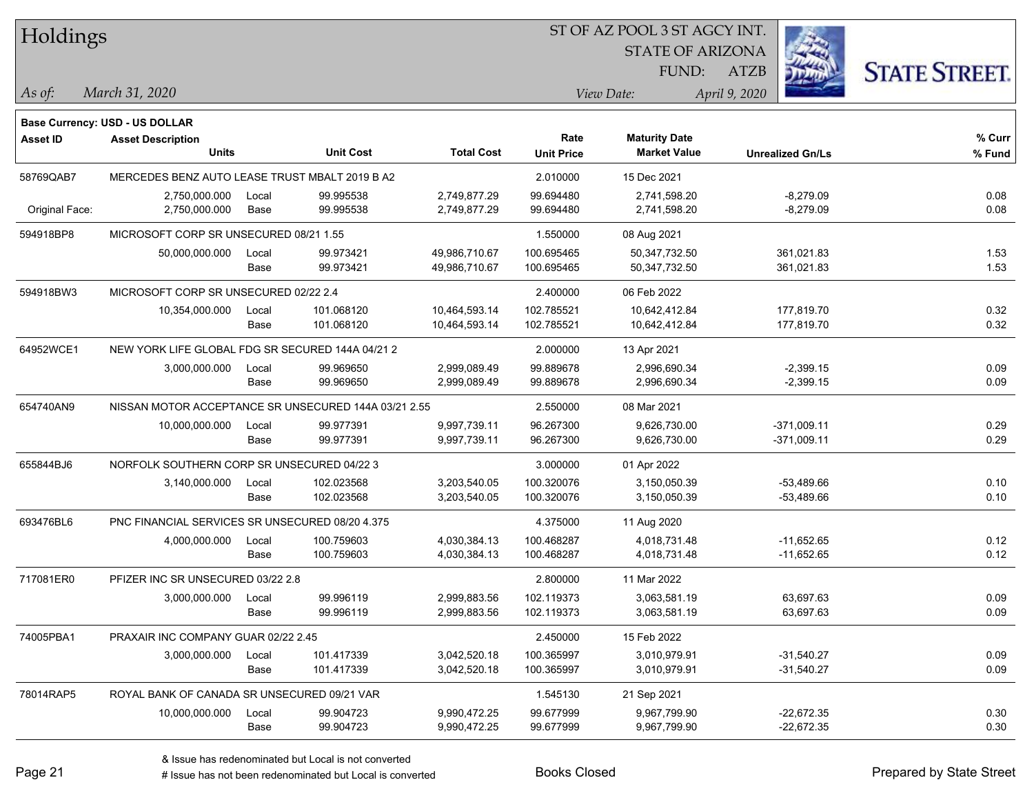# Holdings

ST OF AZ POOL 3 ST AGCY INT.
STATE OF ARIZONA
FUND: ATZB

*As of:* *March 31, 2020*
*View Date:* *April 9, 2020*

**Base Currency: USD - US DOLLAR**

| Asset ID | Asset Description / Units | | Unit Cost | Total Cost | Rate / Unit Price | Maturity Date / Market Value | Unrealized Gn/Ls | % Curr / % Fund |
|---|---|---|---|---|---|---|---|---|
| 58769QAB7 | MERCEDES BENZ AUTO LEASE TRUST MBALT 2019 B A2 | | | | 2.010000 | 15 Dec 2021 | | |
| | 2,750,000.000 | Local | 99.995538 | 2,749,877.29 | 99.694480 | 2,741,598.20 | -8,279.09 | 0.08 |
| Original Face: | 2,750,000.000 | Base | 99.995538 | 2,749,877.29 | 99.694480 | 2,741,598.20 | -8,279.09 | 0.08 |
| 594918BP8 | MICROSOFT CORP SR UNSECURED 08/21 1.55 | | | | 1.550000 | 08 Aug 2021 | | |
| | 50,000,000.000 | Local | 99.973421 | 49,986,710.67 | 100.695465 | 50,347,732.50 | 361,021.83 | 1.53 |
| | | Base | 99.973421 | 49,986,710.67 | 100.695465 | 50,347,732.50 | 361,021.83 | 1.53 |
| 594918BW3 | MICROSOFT CORP SR UNSECURED 02/22 2.4 | | | | 2.400000 | 06 Feb 2022 | | |
| | 10,354,000.000 | Local | 101.068120 | 10,464,593.14 | 102.785521 | 10,642,412.84 | 177,819.70 | 0.32 |
| | | Base | 101.068120 | 10,464,593.14 | 102.785521 | 10,642,412.84 | 177,819.70 | 0.32 |
| 64952WCE1 | NEW YORK LIFE GLOBAL FDG SR SECURED 144A 04/21 2 | | | | 2.000000 | 13 Apr 2021 | | |
| | 3,000,000.000 | Local | 99.969650 | 2,999,089.49 | 99.889678 | 2,996,690.34 | -2,399.15 | 0.09 |
| | | Base | 99.969650 | 2,999,089.49 | 99.889678 | 2,996,690.34 | -2,399.15 | 0.09 |
| 654740AN9 | NISSAN MOTOR ACCEPTANCE SR UNSECURED 144A 03/21 2.55 | | | | 2.550000 | 08 Mar 2021 | | |
| | 10,000,000.000 | Local | 99.977391 | 9,997,739.11 | 96.267300 | 9,626,730.00 | -371,009.11 | 0.29 |
| | | Base | 99.977391 | 9,997,739.11 | 96.267300 | 9,626,730.00 | -371,009.11 | 0.29 |
| 655844BJ6 | NORFOLK SOUTHERN CORP SR UNSECURED 04/22 3 | | | | 3.000000 | 01 Apr 2022 | | |
| | 3,140,000.000 | Local | 102.023568 | 3,203,540.05 | 100.320076 | 3,150,050.39 | -53,489.66 | 0.10 |
| | | Base | 102.023568 | 3,203,540.05 | 100.320076 | 3,150,050.39 | -53,489.66 | 0.10 |
| 693476BL6 | PNC FINANCIAL SERVICES SR UNSECURED 08/20 4.375 | | | | 4.375000 | 11 Aug 2020 | | |
| | 4,000,000.000 | Local | 100.759603 | 4,030,384.13 | 100.468287 | 4,018,731.48 | -11,652.65 | 0.12 |
| | | Base | 100.759603 | 4,030,384.13 | 100.468287 | 4,018,731.48 | -11,652.65 | 0.12 |
| 717081ER0 | PFIZER INC SR UNSECURED 03/22 2.8 | | | | 2.800000 | 11 Mar 2022 | | |
| | 3,000,000.000 | Local | 99.996119 | 2,999,883.56 | 102.119373 | 3,063,581.19 | 63,697.63 | 0.09 |
| | | Base | 99.996119 | 2,999,883.56 | 102.119373 | 3,063,581.19 | 63,697.63 | 0.09 |
| 74005PBA1 | PRAXAIR INC COMPANY GUAR 02/22 2.45 | | | | 2.450000 | 15 Feb 2022 | | |
| | 3,000,000.000 | Local | 101.417339 | 3,042,520.18 | 100.365997 | 3,010,979.91 | -31,540.27 | 0.09 |
| | | Base | 101.417339 | 3,042,520.18 | 100.365997 | 3,010,979.91 | -31,540.27 | 0.09 |
| 78014RAP5 | ROYAL BANK OF CANADA SR UNSECURED 09/21 VAR | | | | 1.545130 | 21 Sep 2021 | | |
| | 10,000,000.000 | Local | 99.904723 | 9,990,472.25 | 99.677999 | 9,967,799.90 | -22,672.35 | 0.30 |
| | | Base | 99.904723 | 9,990,472.25 | 99.677999 | 9,967,799.90 | -22,672.35 | 0.30 |

& Issue has redenominated but Local is not converted
# Issue has not been redenominated but Local is converted

Books Closed

Prepared by State Street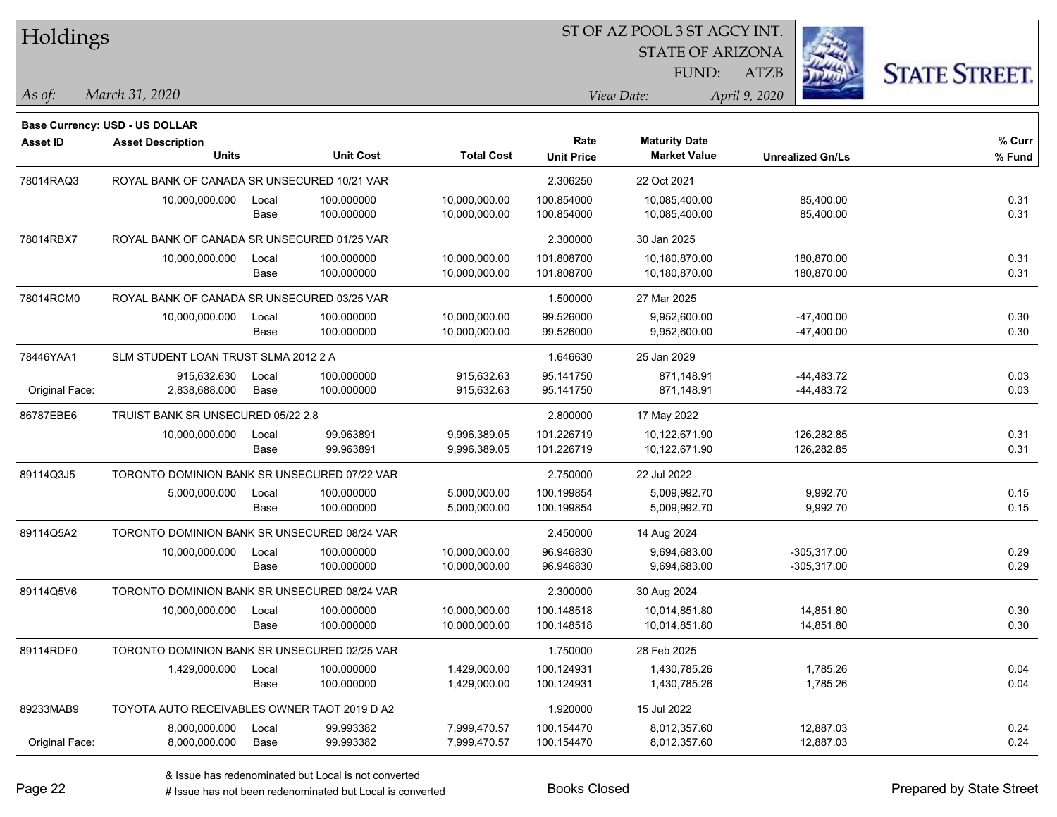# Holdings

ST OF AZ POOL 3 ST AGCY INT.
STATE OF ARIZONA
FUND: ATZB

*As of:* *March 31, 2020*
*View Date:* *April 9, 2020*

**Base Currency: USD - US DOLLAR**

| Asset ID | Asset Description / Units | | Unit Cost | Total Cost | Rate / Unit Price | Maturity Date / Market Value | Unrealized Gn/Ls | % Curr / % Fund |
|---|---|---|---|---|---|---|---|---|
| 78014RAQ3 | ROYAL BANK OF CANADA SR UNSECURED 10/21 VAR | | | | 2.306250 | 22 Oct 2021 | | |
| | 10,000,000.000 | Local | 100.000000 | 10,000,000.00 | 100.854000 | 10,085,400.00 | 85,400.00 | 0.31 |
| | | Base | 100.000000 | 10,000,000.00 | 100.854000 | 10,085,400.00 | 85,400.00 | 0.31 |
| 78014RBX7 | ROYAL BANK OF CANADA SR UNSECURED 01/25 VAR | | | | 2.300000 | 30 Jan 2025 | | |
| | 10,000,000.000 | Local | 100.000000 | 10,000,000.00 | 101.808700 | 10,180,870.00 | 180,870.00 | 0.31 |
| | | Base | 100.000000 | 10,000,000.00 | 101.808700 | 10,180,870.00 | 180,870.00 | 0.31 |
| 78014RCM0 | ROYAL BANK OF CANADA SR UNSECURED 03/25 VAR | | | | 1.500000 | 27 Mar 2025 | | |
| | 10,000,000.000 | Local | 100.000000 | 10,000,000.00 | 99.526000 | 9,952,600.00 | -47,400.00 | 0.30 |
| | | Base | 100.000000 | 10,000,000.00 | 99.526000 | 9,952,600.00 | -47,400.00 | 0.30 |
| 78446YAA1 | SLM STUDENT LOAN TRUST SLMA 2012 2 A | | | | 1.646630 | 25 Jan 2029 | | |
| | 915,632.630 | Local | 100.000000 | 915,632.63 | 95.141750 | 871,148.91 | -44,483.72 | 0.03 |
| Original Face: | 2,838,688.000 | Base | 100.000000 | 915,632.63 | 95.141750 | 871,148.91 | -44,483.72 | 0.03 |
| 86787EBE6 | TRUIST BANK SR UNSECURED 05/22 2.8 | | | | 2.800000 | 17 May 2022 | | |
| | 10,000,000.000 | Local | 99.963891 | 9,996,389.05 | 101.226719 | 10,122,671.90 | 126,282.85 | 0.31 |
| | | Base | 99.963891 | 9,996,389.05 | 101.226719 | 10,122,671.90 | 126,282.85 | 0.31 |
| 89114Q3J5 | TORONTO DOMINION BANK SR UNSECURED 07/22 VAR | | | | 2.750000 | 22 Jul 2022 | | |
| | 5,000,000.000 | Local | 100.000000 | 5,000,000.00 | 100.199854 | 5,009,992.70 | 9,992.70 | 0.15 |
| | | Base | 100.000000 | 5,000,000.00 | 100.199854 | 5,009,992.70 | 9,992.70 | 0.15 |
| 89114Q5A2 | TORONTO DOMINION BANK SR UNSECURED 08/24 VAR | | | | 2.450000 | 14 Aug 2024 | | |
| | 10,000,000.000 | Local | 100.000000 | 10,000,000.00 | 96.946830 | 9,694,683.00 | -305,317.00 | 0.29 |
| | | Base | 100.000000 | 10,000,000.00 | 96.946830 | 9,694,683.00 | -305,317.00 | 0.29 |
| 89114Q5V6 | TORONTO DOMINION BANK SR UNSECURED 08/24 VAR | | | | 2.300000 | 30 Aug 2024 | | |
| | 10,000,000.000 | Local | 100.000000 | 10,000,000.00 | 100.148518 | 10,014,851.80 | 14,851.80 | 0.30 |
| | | Base | 100.000000 | 10,000,000.00 | 100.148518 | 10,014,851.80 | 14,851.80 | 0.30 |
| 89114RDF0 | TORONTO DOMINION BANK SR UNSECURED 02/25 VAR | | | | 1.750000 | 28 Feb 2025 | | |
| | 1,429,000.000 | Local | 100.000000 | 1,429,000.00 | 100.124931 | 1,430,785.26 | 1,785.26 | 0.04 |
| | | Base | 100.000000 | 1,429,000.00 | 100.124931 | 1,430,785.26 | 1,785.26 | 0.04 |
| 89233MAB9 | TOYOTA AUTO RECEIVABLES OWNER TAOT 2019 D A2 | | | | 1.920000 | 15 Jul 2022 | | |
| | 8,000,000.000 | Local | 99.993382 | 7,999,470.57 | 100.154470 | 8,012,357.60 | 12,887.03 | 0.24 |
| Original Face: | 8,000,000.000 | Base | 99.993382 | 7,999,470.57 | 100.154470 | 8,012,357.60 | 12,887.03 | 0.24 |

& Issue has redenominated but Local is not converted
# Issue has not been redenominated but Local is converted

Books Closed

Prepared by State Street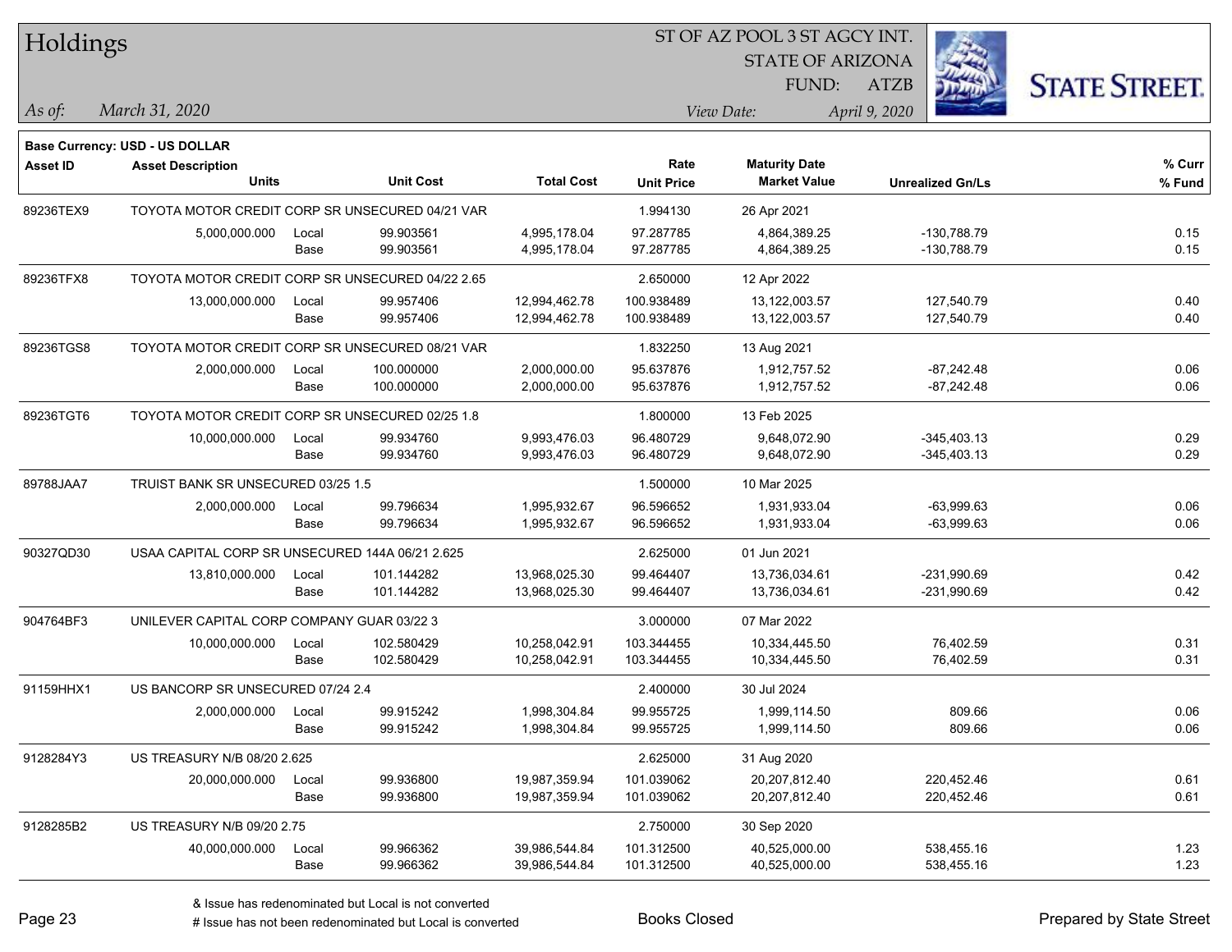# Holdings

ST OF AZ POOL 3 ST AGCY INT.
STATE OF ARIZONA
FUND: ATZB

*As of:* *March 31, 2020* | *View Date:* *April 9, 2020*

**Base Currency: USD - US DOLLAR**

| Asset ID | Asset Description / Units | | Unit Cost | Total Cost | Rate / Unit Price | Maturity Date / Market Value | Unrealized Gn/Ls | % Curr / % Fund |
|---|---|---|---|---|---|---|---|---|
| 89236TEX9 | TOYOTA MOTOR CREDIT CORP SR UNSECURED 04/21 VAR | | | | 1.994130 | 26 Apr 2021 | | |
| | 5,000,000.000 | Local | 99.903561 | 4,995,178.04 | 97.287785 | 4,864,389.25 | -130,788.79 | 0.15 |
| | | Base | 99.903561 | 4,995,178.04 | 97.287785 | 4,864,389.25 | -130,788.79 | 0.15 |
| 89236TFX8 | TOYOTA MOTOR CREDIT CORP SR UNSECURED 04/22 2.65 | | | | 2.650000 | 12 Apr 2022 | | |
| | 13,000,000.000 | Local | 99.957406 | 12,994,462.78 | 100.938489 | 13,122,003.57 | 127,540.79 | 0.40 |
| | | Base | 99.957406 | 12,994,462.78 | 100.938489 | 13,122,003.57 | 127,540.79 | 0.40 |
| 89236TGS8 | TOYOTA MOTOR CREDIT CORP SR UNSECURED 08/21 VAR | | | | 1.832250 | 13 Aug 2021 | | |
| | 2,000,000.000 | Local | 100.000000 | 2,000,000.00 | 95.637876 | 1,912,757.52 | -87,242.48 | 0.06 |
| | | Base | 100.000000 | 2,000,000.00 | 95.637876 | 1,912,757.52 | -87,242.48 | 0.06 |
| 89236TGT6 | TOYOTA MOTOR CREDIT CORP SR UNSECURED 02/25 1.8 | | | | 1.800000 | 13 Feb 2025 | | |
| | 10,000,000.000 | Local | 99.934760 | 9,993,476.03 | 96.480729 | 9,648,072.90 | -345,403.13 | 0.29 |
| | | Base | 99.934760 | 9,993,476.03 | 96.480729 | 9,648,072.90 | -345,403.13 | 0.29 |
| 89788JAA7 | TRUIST BANK SR UNSECURED 03/25 1.5 | | | | 1.500000 | 10 Mar 2025 | | |
| | 2,000,000.000 | Local | 99.796634 | 1,995,932.67 | 96.596652 | 1,931,933.04 | -63,999.63 | 0.06 |
| | | Base | 99.796634 | 1,995,932.67 | 96.596652 | 1,931,933.04 | -63,999.63 | 0.06 |
| 90327QD30 | USAA CAPITAL CORP SR UNSECURED 144A 06/21 2.625 | | | | 2.625000 | 01 Jun 2021 | | |
| | 13,810,000.000 | Local | 101.144282 | 13,968,025.30 | 99.464407 | 13,736,034.61 | -231,990.69 | 0.42 |
| | | Base | 101.144282 | 13,968,025.30 | 99.464407 | 13,736,034.61 | -231,990.69 | 0.42 |
| 904764BF3 | UNILEVER CAPITAL CORP COMPANY GUAR 03/22 3 | | | | 3.000000 | 07 Mar 2022 | | |
| | 10,000,000.000 | Local | 102.580429 | 10,258,042.91 | 103.344455 | 10,334,445.50 | 76,402.59 | 0.31 |
| | | Base | 102.580429 | 10,258,042.91 | 103.344455 | 10,334,445.50 | 76,402.59 | 0.31 |
| 91159HHX1 | US BANCORP SR UNSECURED 07/24 2.4 | | | | 2.400000 | 30 Jul 2024 | | |
| | 2,000,000.000 | Local | 99.915242 | 1,998,304.84 | 99.955725 | 1,999,114.50 | 809.66 | 0.06 |
| | | Base | 99.915242 | 1,998,304.84 | 99.955725 | 1,999,114.50 | 809.66 | 0.06 |
| 9128284Y3 | US TREASURY N/B 08/20 2.625 | | | | 2.625000 | 31 Aug 2020 | | |
| | 20,000,000.000 | Local | 99.936800 | 19,987,359.94 | 101.039062 | 20,207,812.40 | 220,452.46 | 0.61 |
| | | Base | 99.936800 | 19,987,359.94 | 101.039062 | 20,207,812.40 | 220,452.46 | 0.61 |
| 9128285B2 | US TREASURY N/B 09/20 2.75 | | | | 2.750000 | 30 Sep 2020 | | |
| | 40,000,000.000 | Local | 99.966362 | 39,986,544.84 | 101.312500 | 40,525,000.00 | 538,455.16 | 1.23 |
| | | Base | 99.966362 | 39,986,544.84 | 101.312500 | 40,525,000.00 | 538,455.16 | 1.23 |

& Issue has redenominated but Local is not converted
# Issue has not been redenominated but Local is converted

Books Closed

Prepared by State Street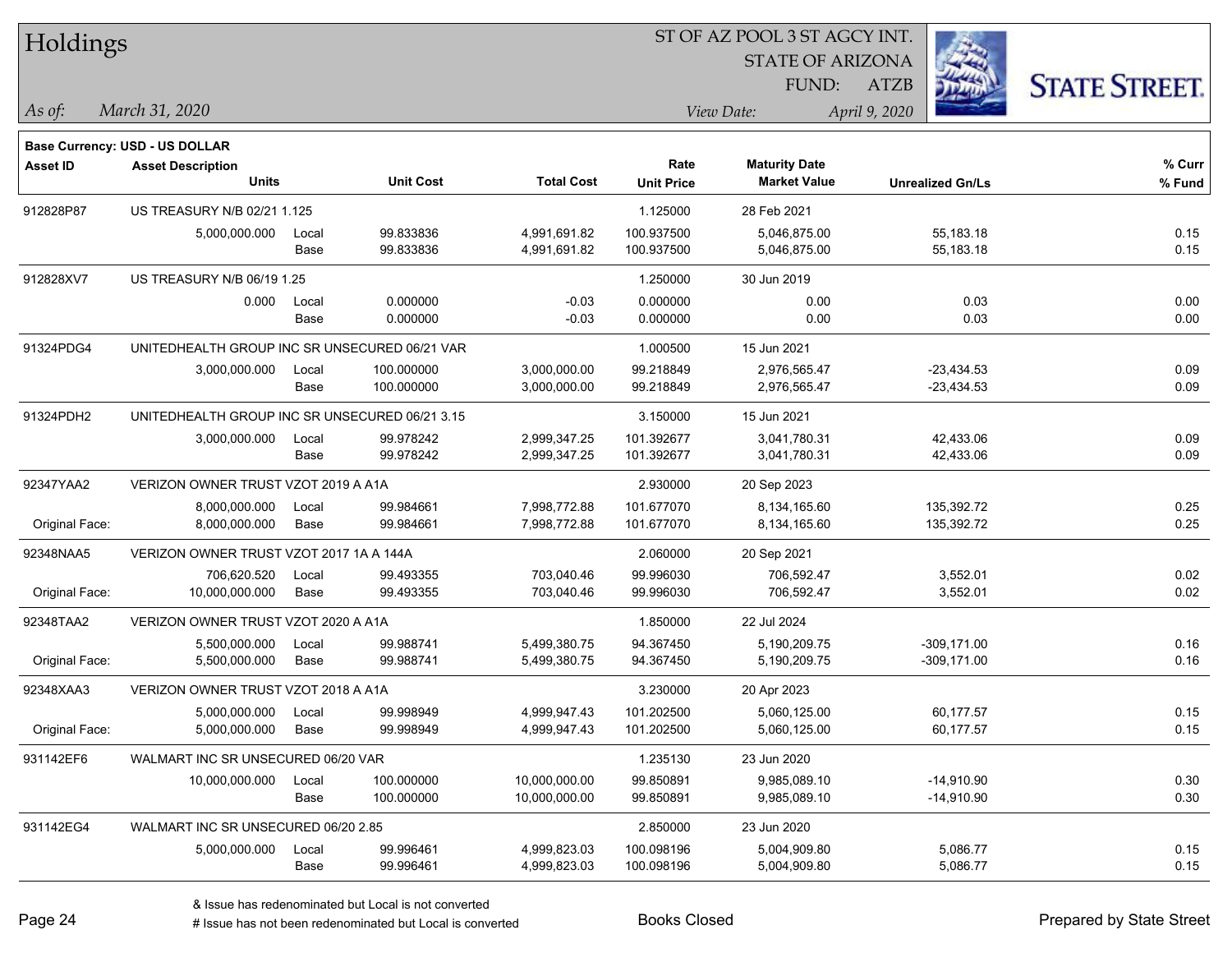# Holdings

ST OF AZ POOL 3 ST AGCY INT.
STATE OF ARIZONA
FUND: ATZB

*As of:* *March 31, 2020*
*View Date:* *April 9, 2020*

**Base Currency: USD - US DOLLAR**

| Asset ID | Asset Description / Units | | Unit Cost | Total Cost | Rate / Unit Price | Maturity Date / Market Value | Unrealized Gn/Ls | % Curr / % Fund |
|---|---|---|---|---|---|---|---|---|
| 912828P87 | US TREASURY N/B 02/21 1.125 | | | | 1.125000 | 28 Feb 2021 | | |
| | 5,000,000.000 | Local | 99.833836 | 4,991,691.82 | 100.937500 | 5,046,875.00 | 55,183.18 | 0.15 |
| | | Base | 99.833836 | 4,991,691.82 | 100.937500 | 5,046,875.00 | 55,183.18 | 0.15 |
| 912828XV7 | US TREASURY N/B 06/19 1.25 | | | | 1.250000 | 30 Jun 2019 | | |
| | 0.000 | Local | 0.000000 | -0.03 | 0.000000 | 0.00 | 0.03 | 0.00 |
| | | Base | 0.000000 | -0.03 | 0.000000 | 0.00 | 0.03 | 0.00 |
| 91324PDG4 | UNITEDHEALTH GROUP INC SR UNSECURED 06/21 VAR | | | | 1.000500 | 15 Jun 2021 | | |
| | 3,000,000.000 | Local | 100.000000 | 3,000,000.00 | 99.218849 | 2,976,565.47 | -23,434.53 | 0.09 |
| | | Base | 100.000000 | 3,000,000.00 | 99.218849 | 2,976,565.47 | -23,434.53 | 0.09 |
| 91324PDH2 | UNITEDHEALTH GROUP INC SR UNSECURED 06/21 3.15 | | | | 3.150000 | 15 Jun 2021 | | |
| | 3,000,000.000 | Local | 99.978242 | 2,999,347.25 | 101.392677 | 3,041,780.31 | 42,433.06 | 0.09 |
| | | Base | 99.978242 | 2,999,347.25 | 101.392677 | 3,041,780.31 | 42,433.06 | 0.09 |
| 92347YAA2 | VERIZON OWNER TRUST VZOT 2019 A A1A | | | | 2.930000 | 20 Sep 2023 | | |
| | 8,000,000.000 | Local | 99.984661 | 7,998,772.88 | 101.677070 | 8,134,165.60 | 135,392.72 | 0.25 |
| Original Face: | 8,000,000.000 | Base | 99.984661 | 7,998,772.88 | 101.677070 | 8,134,165.60 | 135,392.72 | 0.25 |
| 92348NAA5 | VERIZON OWNER TRUST VZOT 2017 1A A 144A | | | | 2.060000 | 20 Sep 2021 | | |
| | 706,620.520 | Local | 99.493355 | 703,040.46 | 99.996030 | 706,592.47 | 3,552.01 | 0.02 |
| Original Face: | 10,000,000.000 | Base | 99.493355 | 703,040.46 | 99.996030 | 706,592.47 | 3,552.01 | 0.02 |
| 92348TAA2 | VERIZON OWNER TRUST VZOT 2020 A A1A | | | | 1.850000 | 22 Jul 2024 | | |
| | 5,500,000.000 | Local | 99.988741 | 5,499,380.75 | 94.367450 | 5,190,209.75 | -309,171.00 | 0.16 |
| Original Face: | 5,500,000.000 | Base | 99.988741 | 5,499,380.75 | 94.367450 | 5,190,209.75 | -309,171.00 | 0.16 |
| 92348XAA3 | VERIZON OWNER TRUST VZOT 2018 A A1A | | | | 3.230000 | 20 Apr 2023 | | |
| | 5,000,000.000 | Local | 99.998949 | 4,999,947.43 | 101.202500 | 5,060,125.00 | 60,177.57 | 0.15 |
| Original Face: | 5,000,000.000 | Base | 99.998949 | 4,999,947.43 | 101.202500 | 5,060,125.00 | 60,177.57 | 0.15 |
| 931142EF6 | WALMART INC SR UNSECURED 06/20 VAR | | | | 1.235130 | 23 Jun 2020 | | |
| | 10,000,000.000 | Local | 100.000000 | 10,000,000.00 | 99.850891 | 9,985,089.10 | -14,910.90 | 0.30 |
| | | Base | 100.000000 | 10,000,000.00 | 99.850891 | 9,985,089.10 | -14,910.90 | 0.30 |
| 931142EG4 | WALMART INC SR UNSECURED 06/20 2.85 | | | | 2.850000 | 23 Jun 2020 | | |
| | 5,000,000.000 | Local | 99.996461 | 4,999,823.03 | 100.098196 | 5,004,909.80 | 5,086.77 | 0.15 |
| | | Base | 99.996461 | 4,999,823.03 | 100.098196 | 5,004,909.80 | 5,086.77 | 0.15 |

& Issue has redenominated but Local is not converted
# Issue has not been redenominated but Local is converted

Books Closed

Prepared by State Street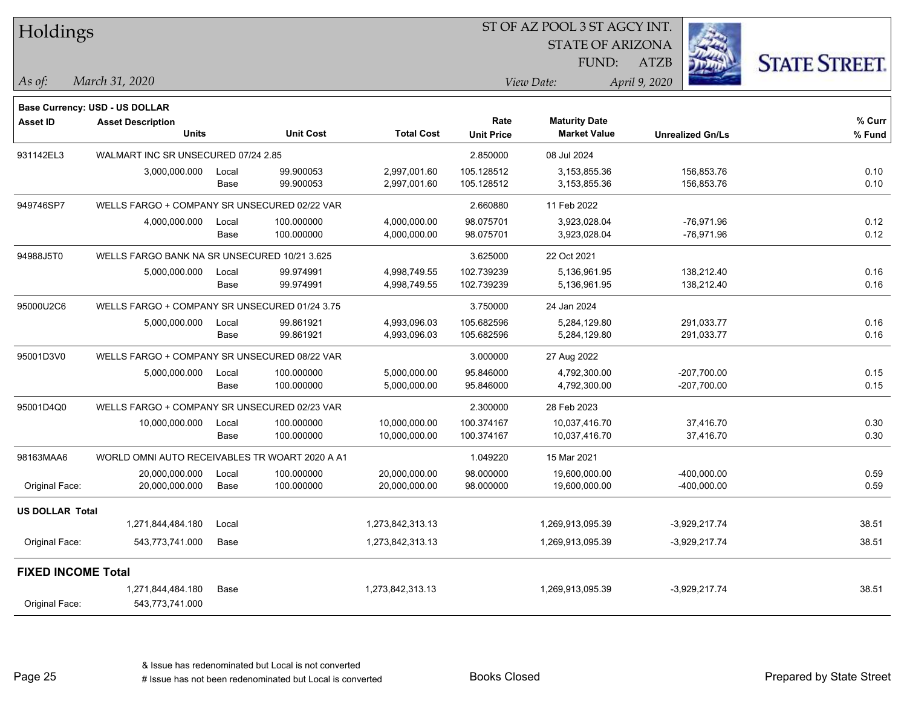# Holdings

ST OF AZ POOL 3 ST AGCY INT.
STATE OF ARIZONA
FUND: ATZB

*As of:* *March 31, 2020*

*View Date:* *April 9, 2020*

**Base Currency: USD - US DOLLAR**

| Asset ID | Asset Description / Units | | Unit Cost | Total Cost | Rate / Unit Price | Maturity Date / Market Value | Unrealized Gn/Ls | % Curr / % Fund |
|---|---|---|---|---|---|---|---|---|
| 931142EL3 | WALMART INC SR UNSECURED 07/24 2.85 | | | | 2.850000 | 08 Jul 2024 | | |
| | 3,000,000.000 | Local | 99.900053 | 2,997,001.60 | 105.128512 | 3,153,855.36 | 156,853.76 | 0.10 |
| | | Base | 99.900053 | 2,997,001.60 | 105.128512 | 3,153,855.36 | 156,853.76 | 0.10 |
| 949746SP7 | WELLS FARGO + COMPANY SR UNSECURED 02/22 VAR | | | | 2.660880 | 11 Feb 2022 | | |
| | 4,000,000.000 | Local | 100.000000 | 4,000,000.00 | 98.075701 | 3,923,028.04 | -76,971.96 | 0.12 |
| | | Base | 100.000000 | 4,000,000.00 | 98.075701 | 3,923,028.04 | -76,971.96 | 0.12 |
| 94988J5T0 | WELLS FARGO BANK NA SR UNSECURED 10/21 3.625 | | | | 3.625000 | 22 Oct 2021 | | |
| | 5,000,000.000 | Local | 99.974991 | 4,998,749.55 | 102.739239 | 5,136,961.95 | 138,212.40 | 0.16 |
| | | Base | 99.974991 | 4,998,749.55 | 102.739239 | 5,136,961.95 | 138,212.40 | 0.16 |
| 95000U2C6 | WELLS FARGO + COMPANY SR UNSECURED 01/24 3.75 | | | | 3.750000 | 24 Jan 2024 | | |
| | 5,000,000.000 | Local | 99.861921 | 4,993,096.03 | 105.682596 | 5,284,129.80 | 291,033.77 | 0.16 |
| | | Base | 99.861921 | 4,993,096.03 | 105.682596 | 5,284,129.80 | 291,033.77 | 0.16 |
| 95001D3V0 | WELLS FARGO + COMPANY SR UNSECURED 08/22 VAR | | | | 3.000000 | 27 Aug 2022 | | |
| | 5,000,000.000 | Local | 100.000000 | 5,000,000.00 | 95.846000 | 4,792,300.00 | -207,700.00 | 0.15 |
| | | Base | 100.000000 | 5,000,000.00 | 95.846000 | 4,792,300.00 | -207,700.00 | 0.15 |
| 95001D4Q0 | WELLS FARGO + COMPANY SR UNSECURED 02/23 VAR | | | | 2.300000 | 28 Feb 2023 | | |
| | 10,000,000.000 | Local | 100.000000 | 10,000,000.00 | 100.374167 | 10,037,416.70 | 37,416.70 | 0.30 |
| | | Base | 100.000000 | 10,000,000.00 | 100.374167 | 10,037,416.70 | 37,416.70 | 0.30 |
| 98163MAA6 | WORLD OMNI AUTO RECEIVABLES TR WOART 2020 A A1 | | | | 1.049220 | 15 Mar 2021 | | |
| | 20,000,000.000 | Local | 100.000000 | 20,000,000.00 | 98.000000 | 19,600,000.00 | -400,000.00 | 0.59 |
| Original Face: | 20,000,000.000 | Base | 100.000000 | 20,000,000.00 | 98.000000 | 19,600,000.00 | -400,000.00 | 0.59 |
| **US DOLLAR Total** | | | | | | | | |
| | 1,271,844,484.180 | Local | | 1,273,842,313.13 | | 1,269,913,095.39 | -3,929,217.74 | 38.51 |
| Original Face: | 543,773,741.000 | Base | | 1,273,842,313.13 | | 1,269,913,095.39 | -3,929,217.74 | 38.51 |
| **FIXED INCOME Total** | | | | | | | | |
| | 1,271,844,484.180 | Base | | 1,273,842,313.13 | | 1,269,913,095.39 | -3,929,217.74 | 38.51 |
| Original Face: | 543,773,741.000 | | | | | | | |

& Issue has redenominated but Local is not converted
# Issue has not been redenominated but Local is converted

Books Closed

Prepared by State Street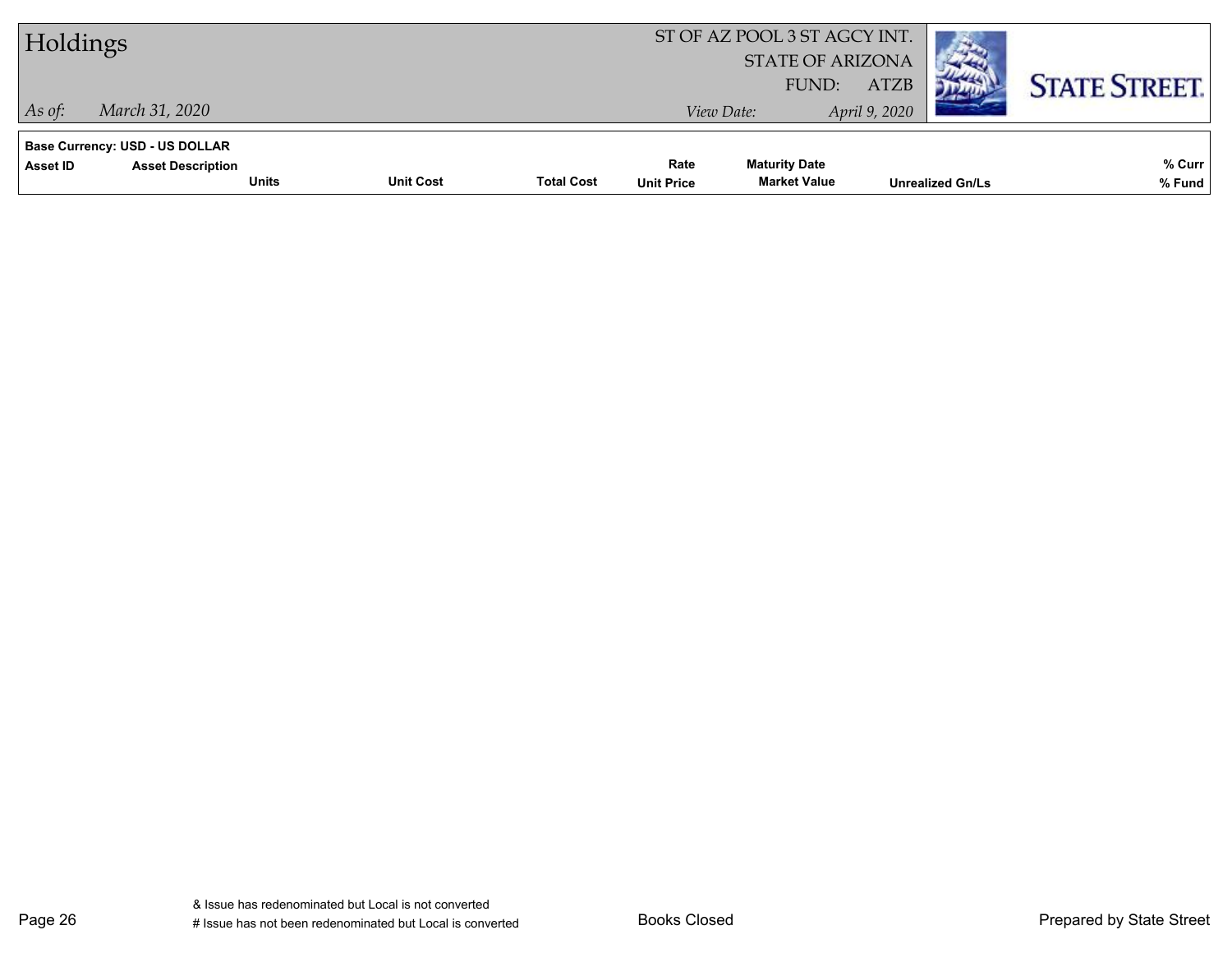# Holdings

ST OF AZ POOL 3 ST AGCY INT.
STATE OF ARIZONA
FUND: ATZB

*As of:* *March 31, 2020*

*View Date:* *April 9, 2020*

**Base Currency: USD - US DOLLAR**

| Asset ID | Asset Description | | | Rate | Maturity Date | | % Curr |
|---|---|---|---|---|---|---|---|
| | Units | Unit Cost | Total Cost | Unit Price | Market Value | Unrealized Gn/Ls | % Fund |

& Issue has redenominated but Local is not converted
# Issue has not been redenominated but Local is converted

Books Closed

Prepared by State Street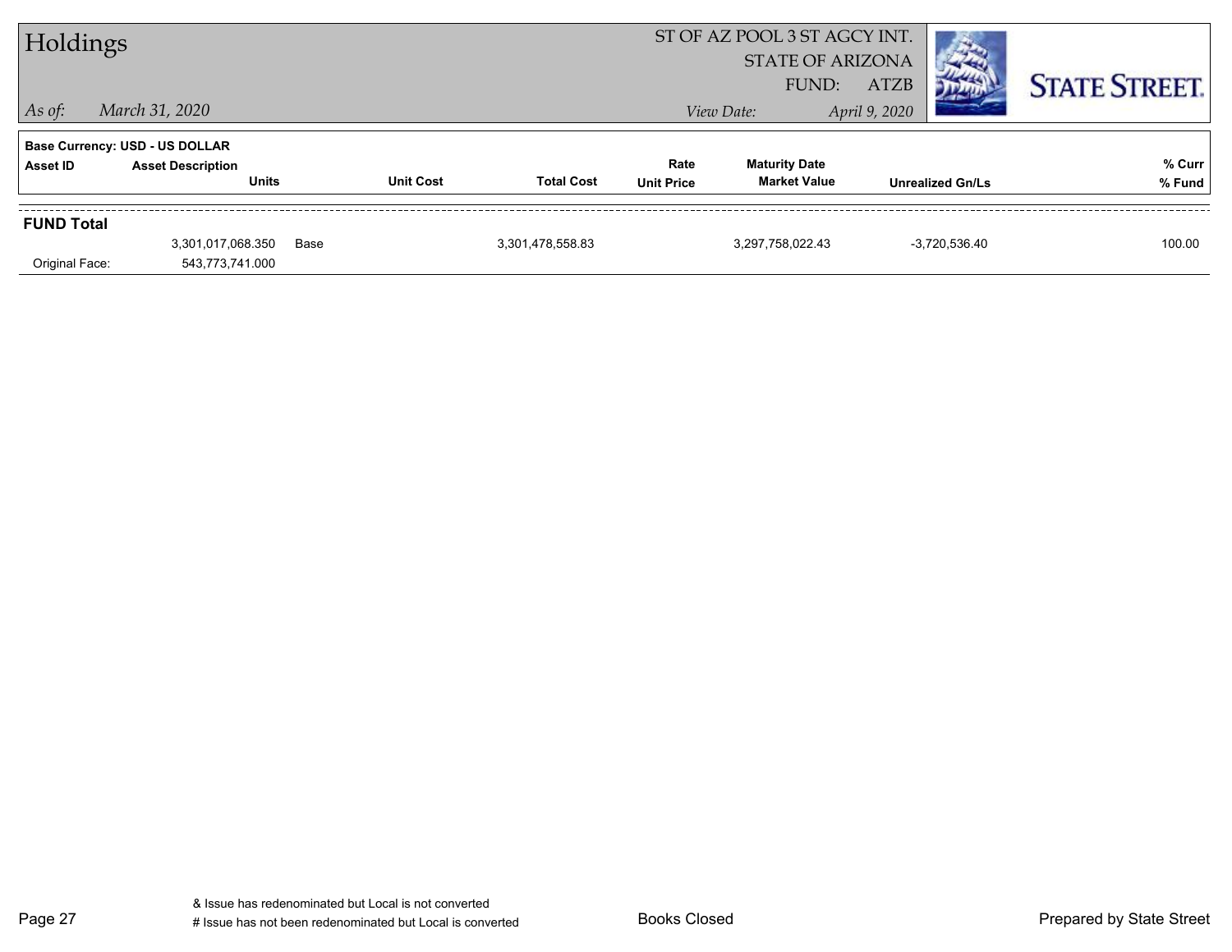# Holdings

*As of:* *March 31, 2020*

ST OF AZ POOL 3 ST AGCY INT.
STATE OF ARIZONA
FUND: ATZB

*View Date:* *April 9, 2020*

**STATE STREET.**

**Base Currency: USD - US DOLLAR**

| Asset ID | Asset Description / Units | | Unit Cost | Total Cost | Rate / Unit Price | Maturity Date / Market Value | Unrealized Gn/Ls | % Curr / % Fund |
|---|---|---|---|---|---|---|---|---|
| **FUND Total** | | | | | | | | |
| | 3,301,017,068.350 | Base | | 3,301,478,558.83 | | 3,297,758,022.43 | -3,720,536.40 | 100.00 |
| Original Face: | 543,773,741.000 | | | | | | | |

& Issue has redenominated but Local is not converted
# Issue has not been redenominated but Local is converted

Books Closed

Prepared by State Street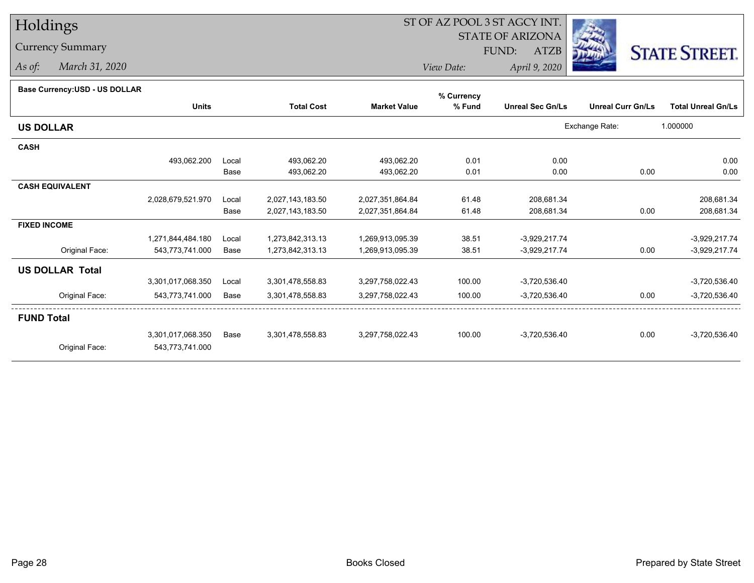# Holdings

## Currency Summary

*As of: March 31, 2020*

ST OF AZ POOL 3 ST AGCY INT.
STATE OF ARIZONA
FUND: ATZB

*View Date: April 9, 2020*

**Base Currency:USD - US DOLLAR**

| | Units | | Total Cost | Market Value | % Currency % Fund | Unreal Sec Gn/Ls | Unreal Curr Gn/Ls | Total Unreal Gn/Ls |
|---|---|---|---|---|---|---|---|---|
| **US DOLLAR** | | | | | | | Exchange Rate: | 1.000000 |
| **CASH** | | | | | | | | |
| | 493,062.200 | Local | 493,062.20 | 493,062.20 | 0.01 | 0.00 | | 0.00 |
| | | Base | 493,062.20 | 493,062.20 | 0.01 | 0.00 | 0.00 | 0.00 |
| **CASH EQUIVALENT** | | | | | | | | |
| | 2,028,679,521.970 | Local | 2,027,143,183.50 | 2,027,351,864.84 | 61.48 | 208,681.34 | | 208,681.34 |
| | | Base | 2,027,143,183.50 | 2,027,351,864.84 | 61.48 | 208,681.34 | 0.00 | 208,681.34 |
| **FIXED INCOME** | | | | | | | | |
| | 1,271,844,484.180 | Local | 1,273,842,313.13 | 1,269,913,095.39 | 38.51 | -3,929,217.74 | | -3,929,217.74 |
| Original Face: | 543,773,741.000 | Base | 1,273,842,313.13 | 1,269,913,095.39 | 38.51 | -3,929,217.74 | 0.00 | -3,929,217.74 |
| **US DOLLAR Total** | | | | | | | | |
| | 3,301,017,068.350 | Local | 3,301,478,558.83 | 3,297,758,022.43 | 100.00 | -3,720,536.40 | | -3,720,536.40 |
| Original Face: | 543,773,741.000 | Base | 3,301,478,558.83 | 3,297,758,022.43 | 100.00 | -3,720,536.40 | 0.00 | -3,720,536.40 |
| **FUND Total** | | | | | | | | |
| | 3,301,017,068.350 | Base | 3,301,478,558.83 | 3,297,758,022.43 | 100.00 | -3,720,536.40 | 0.00 | -3,720,536.40 |
| Original Face: | 543,773,741.000 | | | | | | | |

Books Closed

Prepared by State Street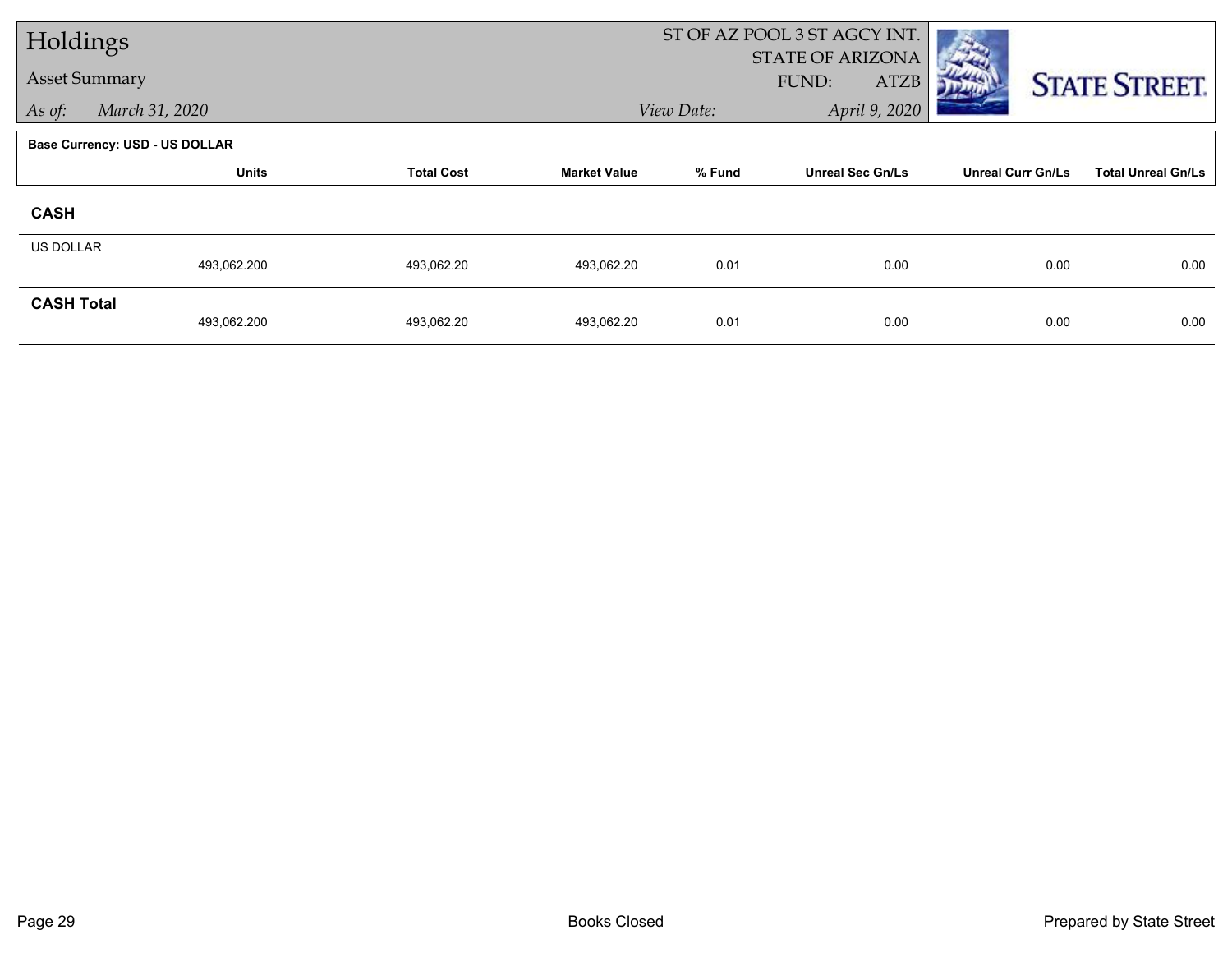# Holdings

## Asset Summary

*As of:* *March 31, 2020*

ST OF AZ POOL 3 ST AGCY INT.
STATE OF ARIZONA
FUND: ATZB
*View Date:* *April 9, 2020*

STATE STREET.

**Base Currency: USD - US DOLLAR**

| | Units | Total Cost | Market Value | % Fund | Unreal Sec Gn/Ls | Unreal Curr Gn/Ls | Total Unreal Gn/Ls |
|---|---|---|---|---|---|---|---|
| **CASH** | | | | | | | |
| US DOLLAR | 493,062.200 | 493,062.20 | 493,062.20 | 0.01 | 0.00 | 0.00 | 0.00 |
| **CASH Total** | 493,062.200 | 493,062.20 | 493,062.20 | 0.01 | 0.00 | 0.00 | 0.00 |

Books Closed

Prepared by State Street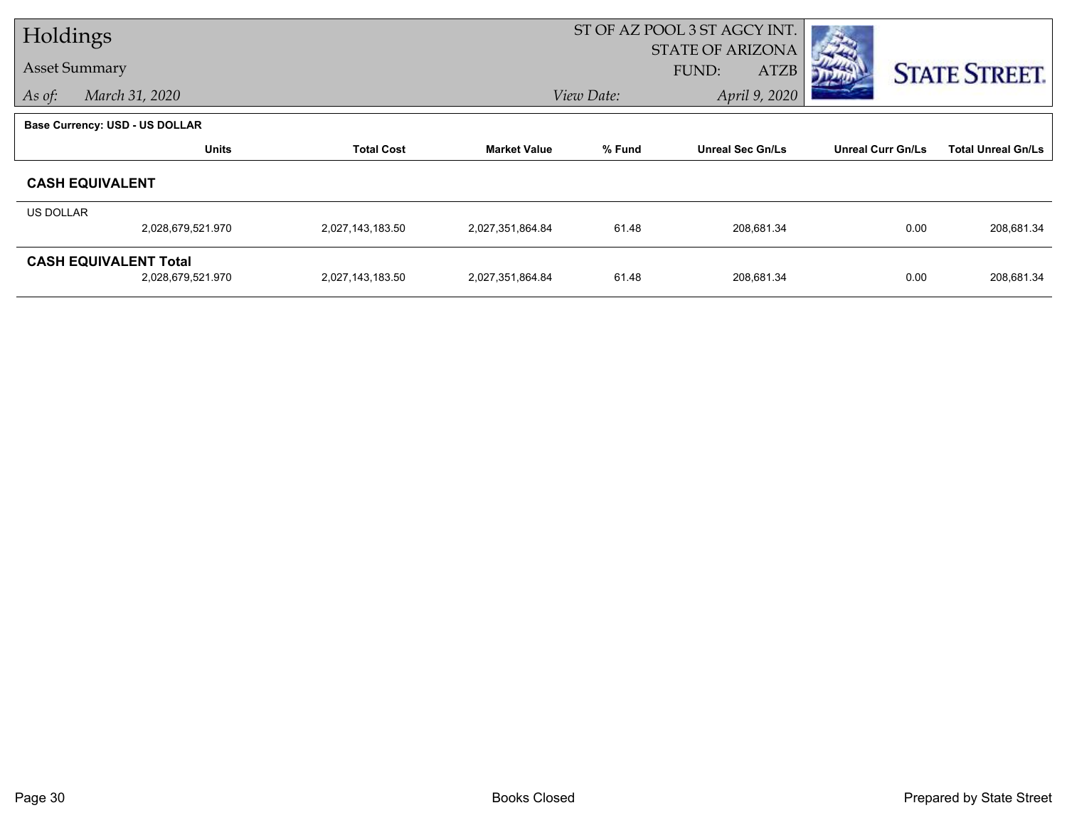# Holdings

## Asset Summary

*As of:* *March 31, 2020*

ST OF AZ POOL 3 ST AGCY INT.
STATE OF ARIZONA
FUND: ATZB
*View Date:* *April 9, 2020*

STATE STREET.

**Base Currency: USD - US DOLLAR**

| | Units | Total Cost | Market Value | % Fund | Unreal Sec Gn/Ls | Unreal Curr Gn/Ls | Total Unreal Gn/Ls |
|---|---|---|---|---|---|---|---|
| **CASH EQUIVALENT** | | | | | | | |
| US DOLLAR | 2,028,679,521.970 | 2,027,143,183.50 | 2,027,351,864.84 | 61.48 | 208,681.34 | 0.00 | 208,681.34 |
| **CASH EQUIVALENT Total** | 2,028,679,521.970 | 2,027,143,183.50 | 2,027,351,864.84 | 61.48 | 208,681.34 | 0.00 | 208,681.34 |

Books Closed

Prepared by State Street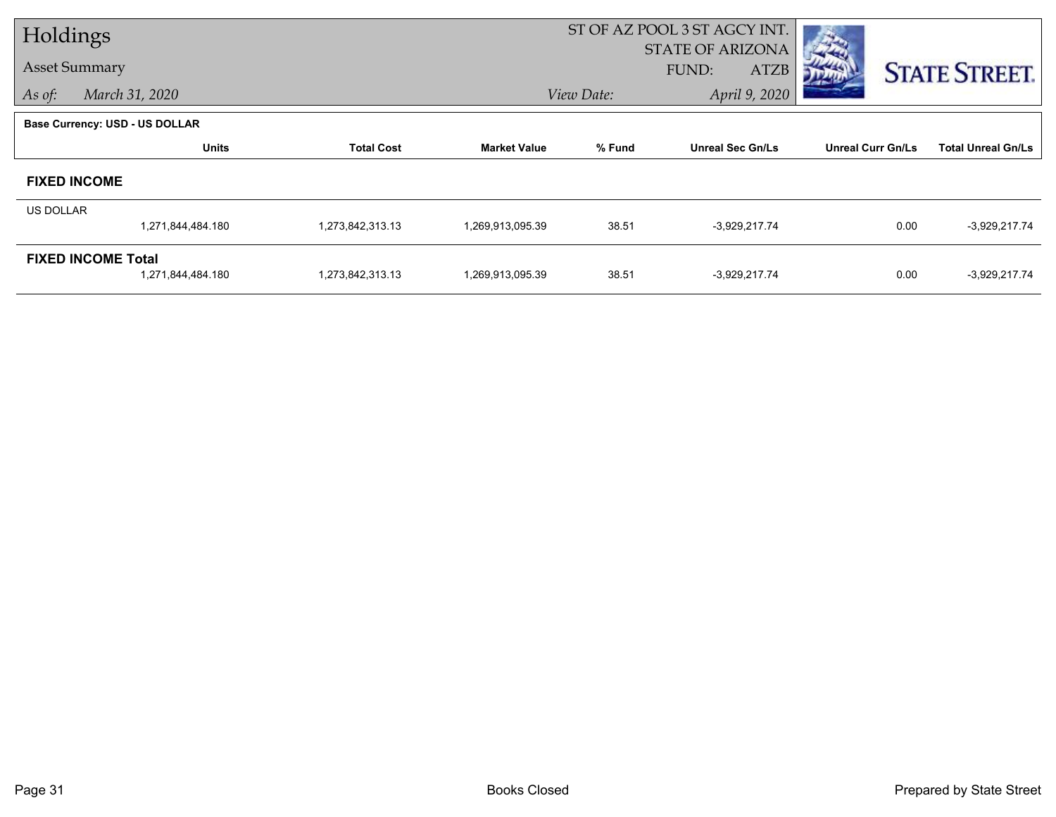# Holdings

Asset Summary

*As of:* *March 31, 2020*

ST OF AZ POOL 3 ST AGCY INT.
STATE OF ARIZONA
FUND: ATZB

*View Date:* *April 9, 2020*

**Base Currency: USD - US DOLLAR**

| | Units | Total Cost | Market Value | % Fund | Unreal Sec Gn/Ls | Unreal Curr Gn/Ls | Total Unreal Gn/Ls |
|---|---|---|---|---|---|---|---|
| **FIXED INCOME** | | | | | | | |
| US DOLLAR | 1,271,844,484.180 | 1,273,842,313.13 | 1,269,913,095.39 | 38.51 | -3,929,217.74 | 0.00 | -3,929,217.74 |
| **FIXED INCOME Total** | 1,271,844,484.180 | 1,273,842,313.13 | 1,269,913,095.39 | 38.51 | -3,929,217.74 | 0.00 | -3,929,217.74 |

Books Closed

Prepared by State Street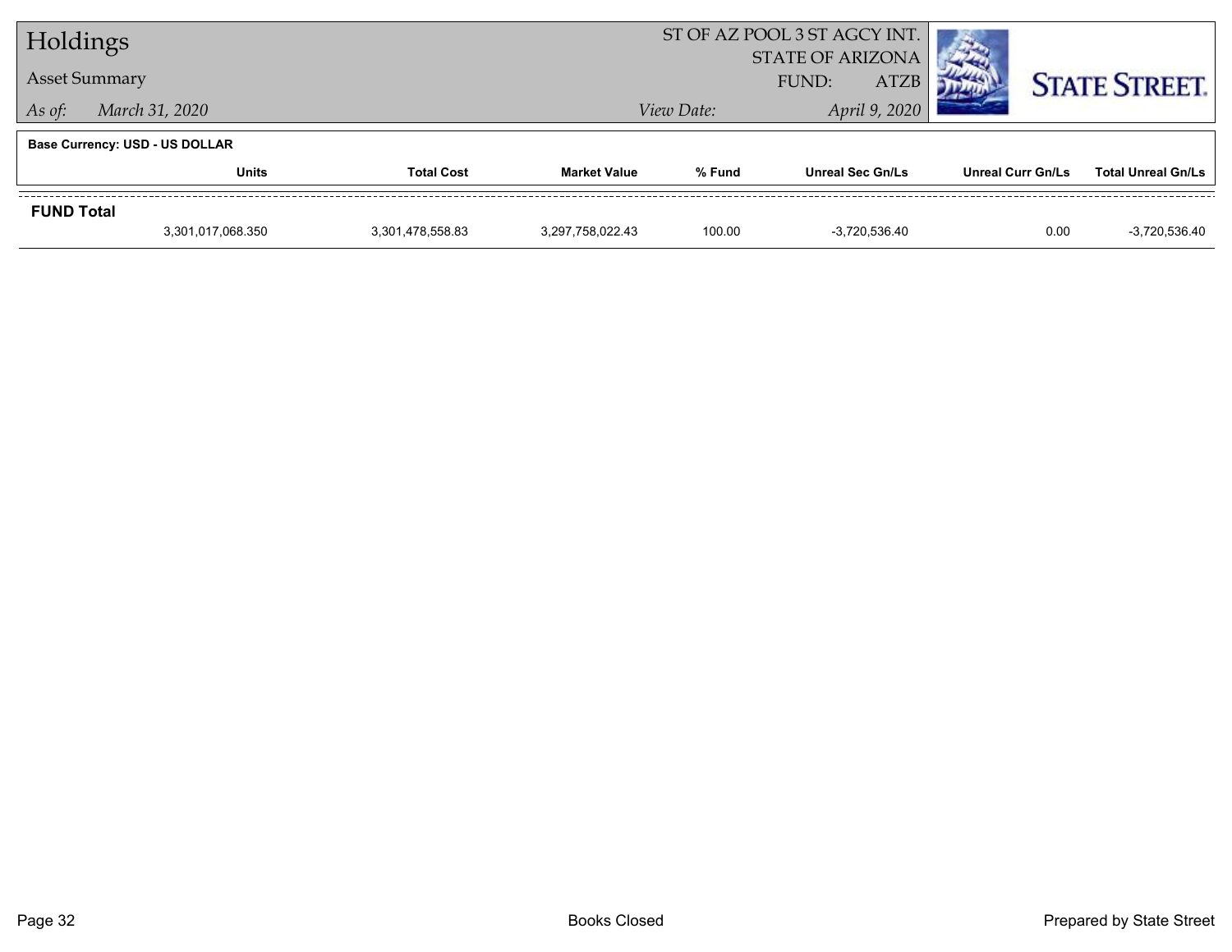# Holdings

## Asset Summary

*As of:* *March 31, 2020*

ST OF AZ POOL 3 ST AGCY INT.
STATE OF ARIZONA
FUND: ATZB

*View Date:* *April 9, 2020*

STATE STREET.

**Base Currency: USD - US DOLLAR**

| | Units | Total Cost | Market Value | % Fund | Unreal Sec Gn/Ls | Unreal Curr Gn/Ls | Total Unreal Gn/Ls |
|---|---|---|---|---|---|---|---|
| **FUND Total** | | | | | | | |
| | 3,301,017,068.350 | 3,301,478,558.83 | 3,297,758,022.43 | 100.00 | -3,720,536.40 | 0.00 | -3,720,536.40 |

Books Closed

Prepared by State Street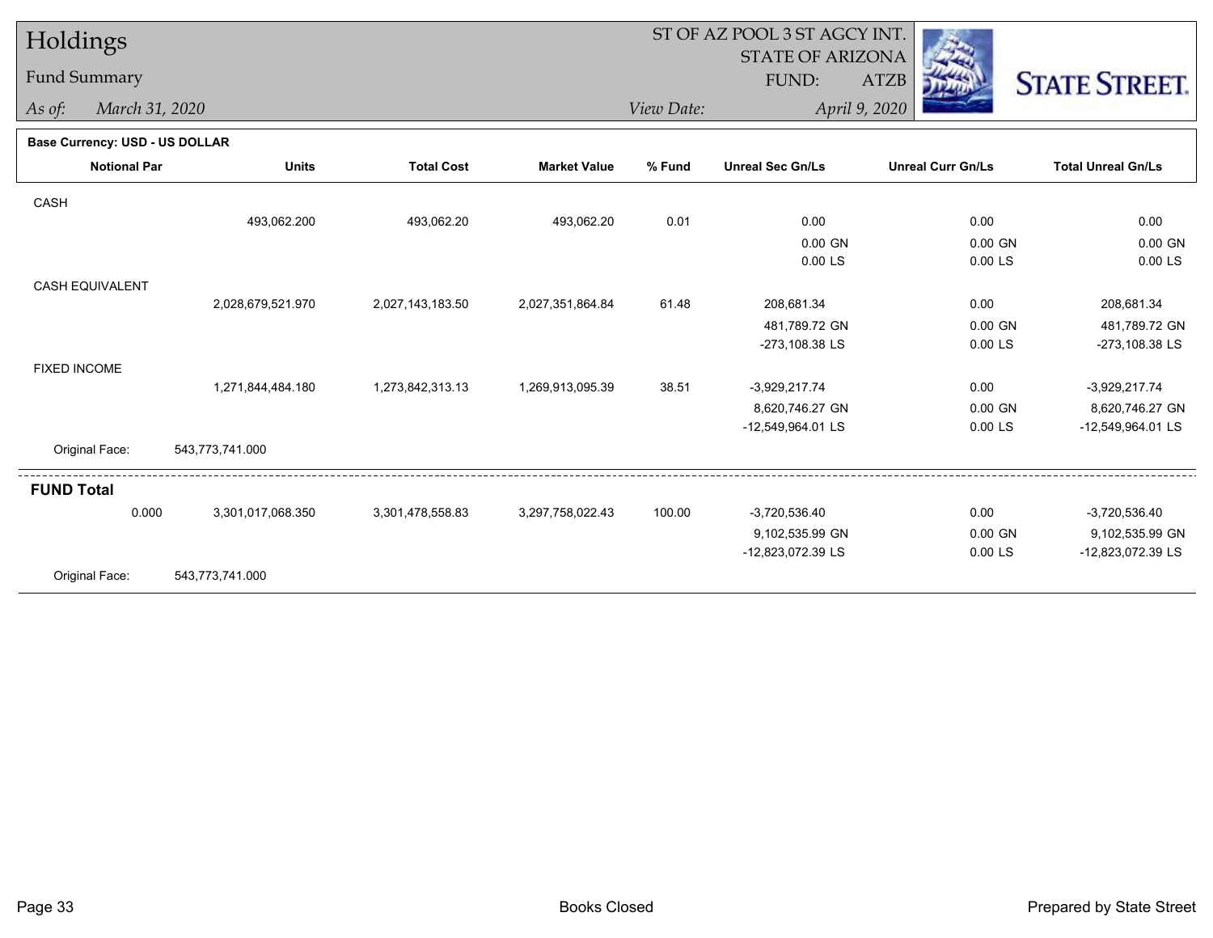# Holdings

## Fund Summary

*As of:* *March 31, 2020*

ST OF AZ POOL 3 ST AGCY INT.
STATE OF ARIZONA
FUND: ATZB

*View Date:* *April 9, 2020*

STATE STREET.

**Base Currency: USD - US DOLLAR**

| Notional Par | Units | Total Cost | Market Value | % Fund | Unreal Sec Gn/Ls | Unreal Curr Gn/Ls | Total Unreal Gn/Ls |
|---|---|---|---|---|---|---|---|
| CASH | | | | | | | |
| | 493,062.200 | 493,062.20 | 493,062.20 | 0.01 | 0.00 | 0.00 | 0.00 |
| | | | | | 0.00 GN | 0.00 GN | 0.00 GN |
| | | | | | 0.00 LS | 0.00 LS | 0.00 LS |
| CASH EQUIVALENT | | | | | | | |
| | 2,028,679,521.970 | 2,027,143,183.50 | 2,027,351,864.84 | 61.48 | 208,681.34 | 0.00 | 208,681.34 |
| | | | | | 481,789.72 GN | 0.00 GN | 481,789.72 GN |
| | | | | | -273,108.38 LS | 0.00 LS | -273,108.38 LS |
| FIXED INCOME | | | | | | | |
| | 1,271,844,484.180 | 1,273,842,313.13 | 1,269,913,095.39 | 38.51 | -3,929,217.74 | 0.00 | -3,929,217.74 |
| | | | | | 8,620,746.27 GN | 0.00 GN | 8,620,746.27 GN |
| | | | | | -12,549,964.01 LS | 0.00 LS | -12,549,964.01 LS |
| Original Face: | 543,773,741.000 | | | | | | |
| **FUND Total** | | | | | | | |
| 0.000 | 3,301,017,068.350 | 3,301,478,558.83 | 3,297,758,022.43 | 100.00 | -3,720,536.40 | 0.00 | -3,720,536.40 |
| | | | | | 9,102,535.99 GN | 0.00 GN | 9,102,535.99 GN |
| | | | | | -12,823,072.39 LS | 0.00 LS | -12,823,072.39 LS |
| Original Face: | 543,773,741.000 | | | | | | |

Books Closed

Prepared by State Street